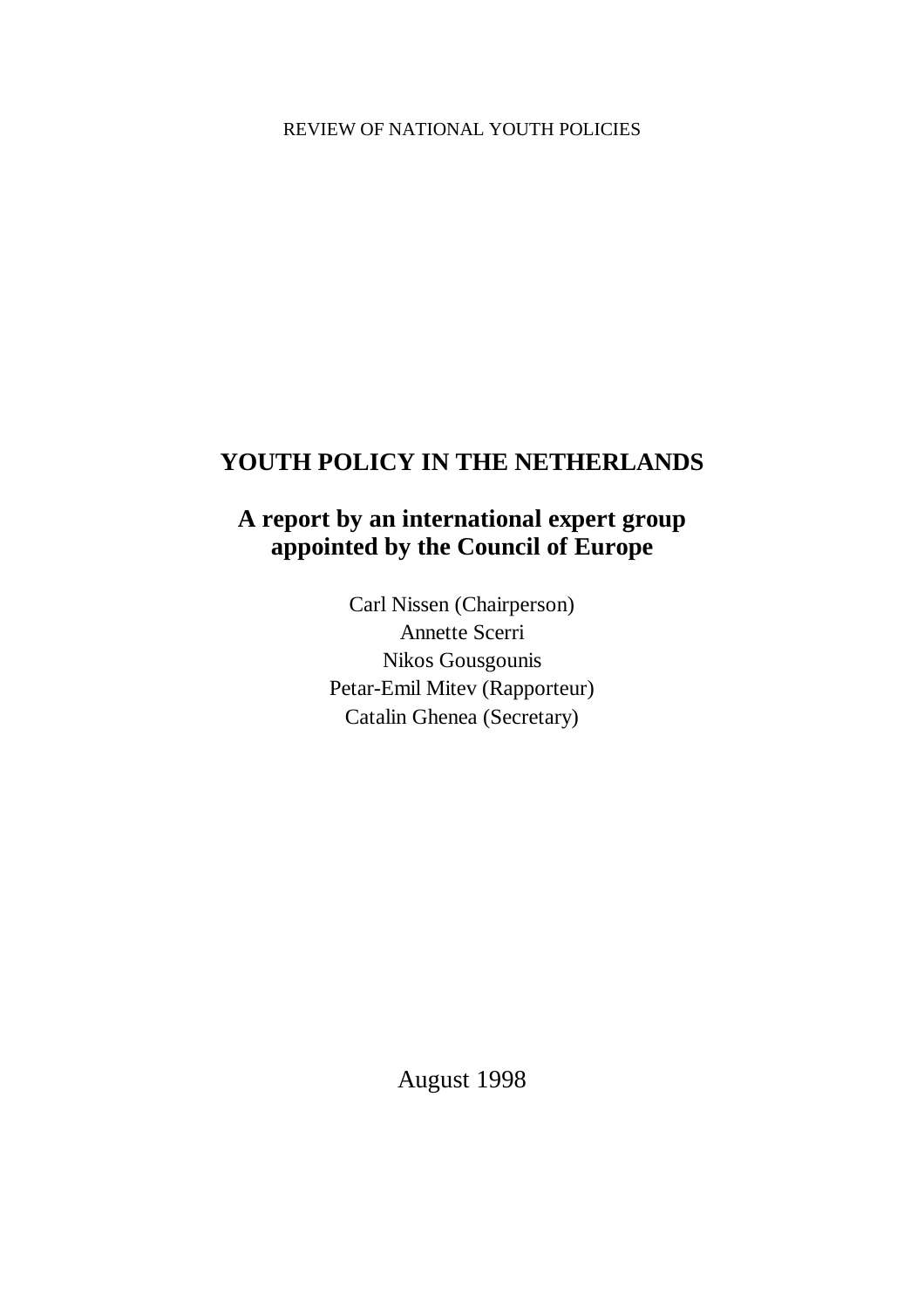REVIEW OF NATIONAL YOUTH POLICIES

# YOUTH POLICY IN THE NETHERLANDS

## A report by an international expert group appointed by the Council of Europe

Carl Nissen (Chairperson)
Annette Scerri
Nikos Gousgounis
Petar-Emil Mitev (Rapporteur)
Catalin Ghenea (Secretary)

August 1998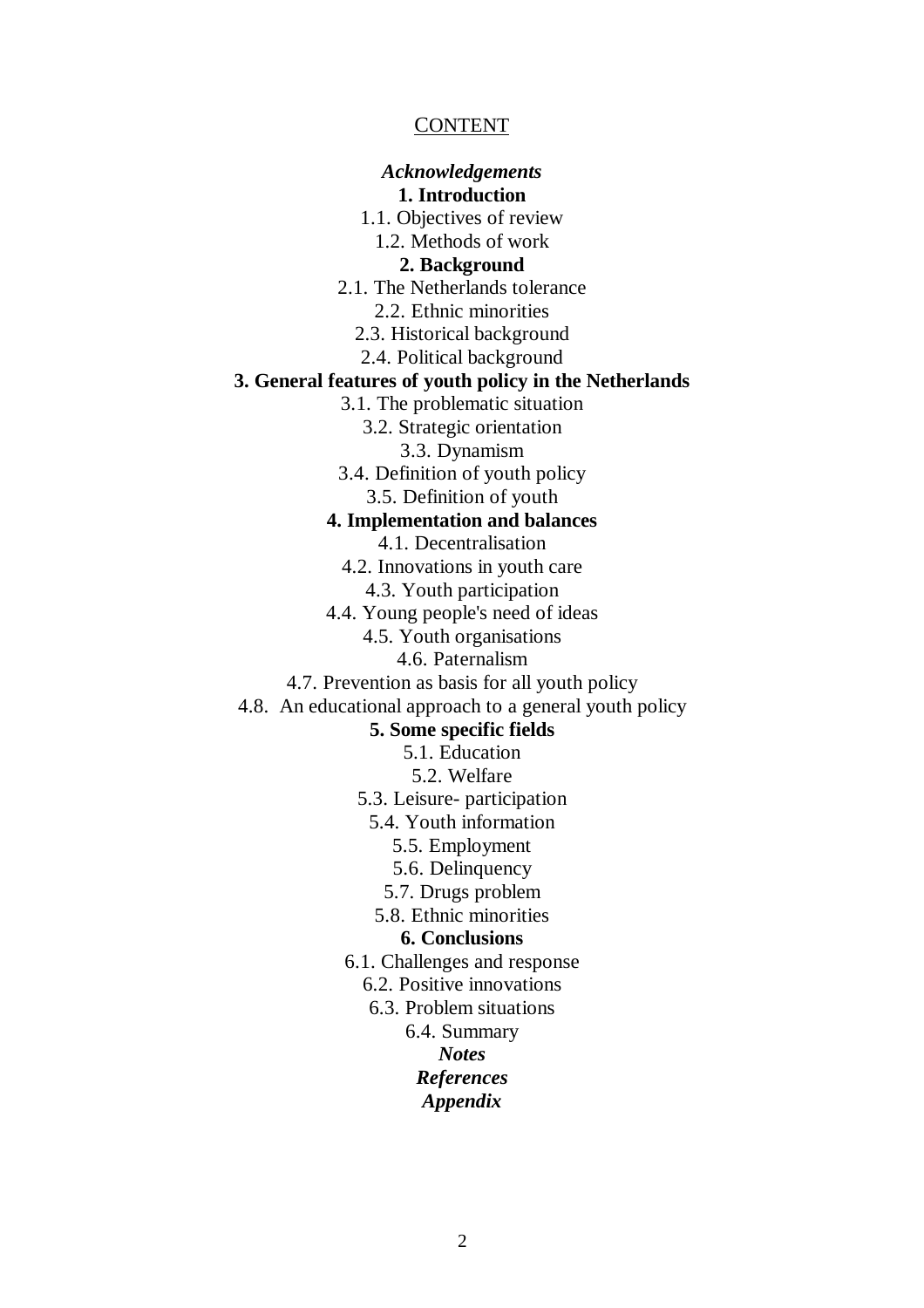## CONTENT

***Acknowledgements***

**1. Introduction**

1.1. Objectives of review

1.2. Methods of work

**2. Background**

2.1. The Netherlands tolerance

2.2. Ethnic minorities

2.3. Historical background

2.4. Political background

**3. General features of youth policy in the Netherlands**

3.1. The problematic situation

3.2. Strategic orientation

3.3. Dynamism

3.4. Definition of youth policy

3.5. Definition of youth

**4. Implementation and balances**

4.1. Decentralisation

4.2. Innovations in youth care

4.3. Youth participation

4.4. Young people's need of ideas

4.5. Youth organisations

4.6. Paternalism

4.7. Prevention as basis for all youth policy

4.8. An educational approach to a general youth policy

**5. Some specific fields**

5.1. Education

5.2. Welfare

5.3. Leisure- participation

5.4. Youth information

5.5. Employment

5.6. Delinquency

5.7. Drugs problem

5.8. Ethnic minorities

**6. Conclusions**

6.1. Challenges and response

6.2. Positive innovations

6.3. Problem situations

6.4. Summary

***Notes***

***References***

***Appendix***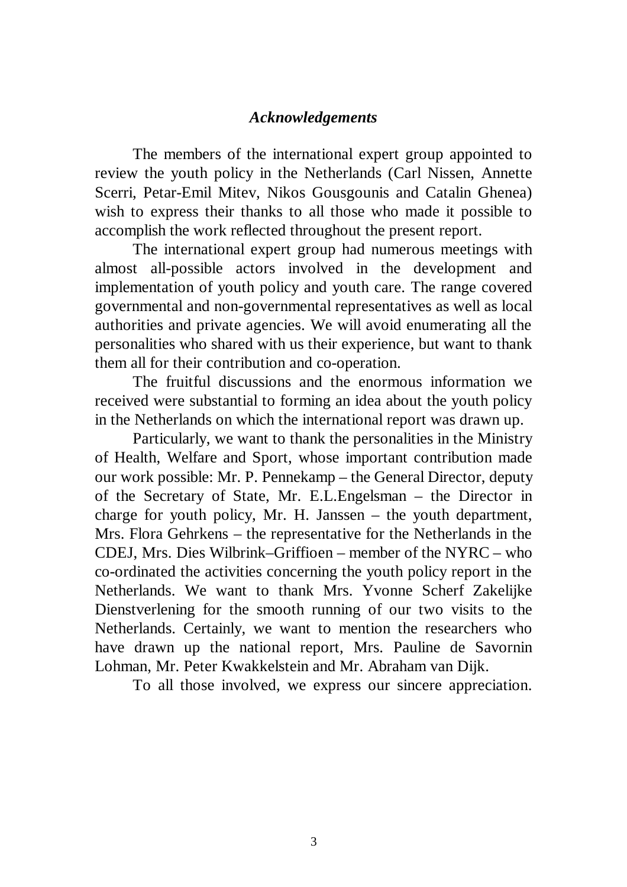## *Acknowledgements*

The members of the international expert group appointed to review the youth policy in the Netherlands (Carl Nissen, Annette Scerri, Petar-Emil Mitev, Nikos Gousgounis and Catalin Ghenea) wish to express their thanks to all those who made it possible to accomplish the work reflected throughout the present report.

The international expert group had numerous meetings with almost all-possible actors involved in the development and implementation of youth policy and youth care. The range covered governmental and non-governmental representatives as well as local authorities and private agencies. We will avoid enumerating all the personalities who shared with us their experience, but want to thank them all for their contribution and co-operation.

The fruitful discussions and the enormous information we received were substantial to forming an idea about the youth policy in the Netherlands on which the international report was drawn up.

Particularly, we want to thank the personalities in the Ministry of Health, Welfare and Sport, whose important contribution made our work possible: Mr. P. Pennekamp – the General Director, deputy of the Secretary of State, Mr. E.L.Engelsman – the Director in charge for youth policy, Mr. H. Janssen – the youth department, Mrs. Flora Gehrkens – the representative for the Netherlands in the CDEJ, Mrs. Dies Wilbrink–Griffioen – member of the NYRC – who co-ordinated the activities concerning the youth policy report in the Netherlands. We want to thank Mrs. Yvonne Scherf Zakelijke Dienstverlening for the smooth running of our two visits to the Netherlands. Certainly, we want to mention the researchers who have drawn up the national report, Mrs. Pauline de Savornin Lohman, Mr. Peter Kwakkelstein and Mr. Abraham van Dijk.

To all those involved, we express our sincere appreciation.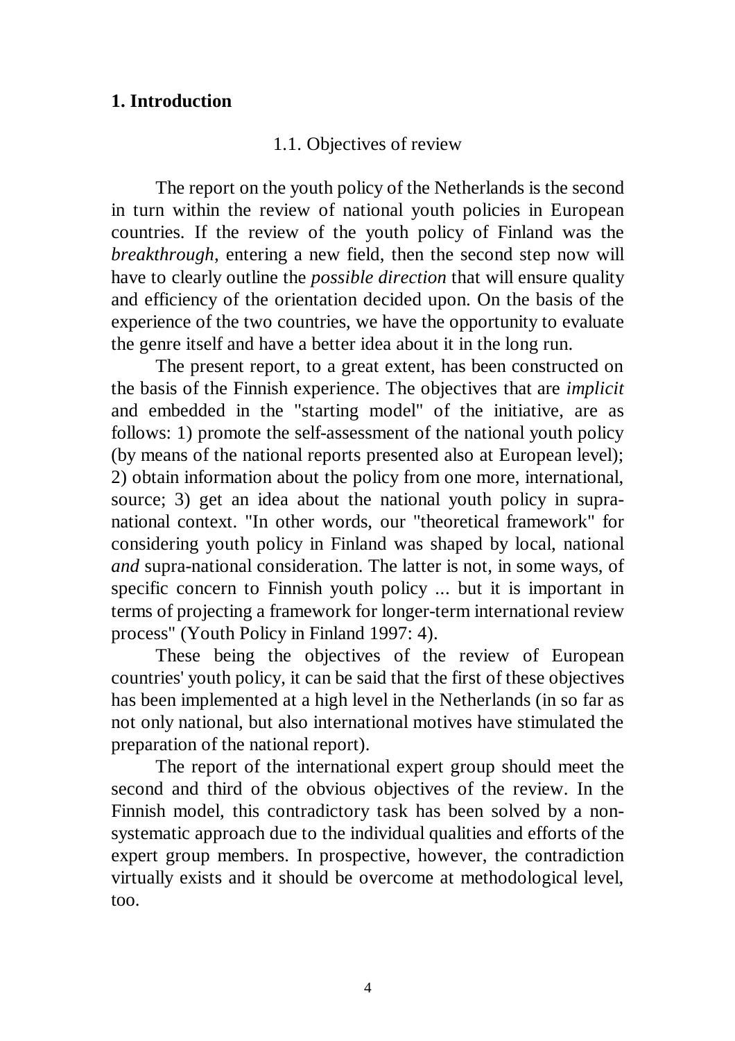# 1. Introduction

## 1.1. Objectives of review

The report on the youth policy of the Netherlands is the second in turn within the review of national youth policies in European countries. If the review of the youth policy of Finland was the *breakthrough*, entering a new field, then the second step now will have to clearly outline the *possible direction* that will ensure quality and efficiency of the orientation decided upon. On the basis of the experience of the two countries, we have the opportunity to evaluate the genre itself and have a better idea about it in the long run.

The present report, to a great extent, has been constructed on the basis of the Finnish experience. The objectives that are *implicit* and embedded in the "starting model" of the initiative, are as follows: 1) promote the self-assessment of the national youth policy (by means of the national reports presented also at European level); 2) obtain information about the policy from one more, international, source; 3) get an idea about the national youth policy in supra-national context. "In other words, our "theoretical framework" for considering youth policy in Finland was shaped by local, national *and* supra-national consideration. The latter is not, in some ways, of specific concern to Finnish youth policy ... but it is important in terms of projecting a framework for longer-term international review process" (Youth Policy in Finland 1997: 4).

These being the objectives of the review of European countries' youth policy, it can be said that the first of these objectives has been implemented at a high level in the Netherlands (in so far as not only national, but also international motives have stimulated the preparation of the national report).

The report of the international expert group should meet the second and third of the obvious objectives of the review. In the Finnish model, this contradictory task has been solved by a non-systematic approach due to the individual qualities and efforts of the expert group members. In prospective, however, the contradiction virtually exists and it should be overcome at methodological level, too.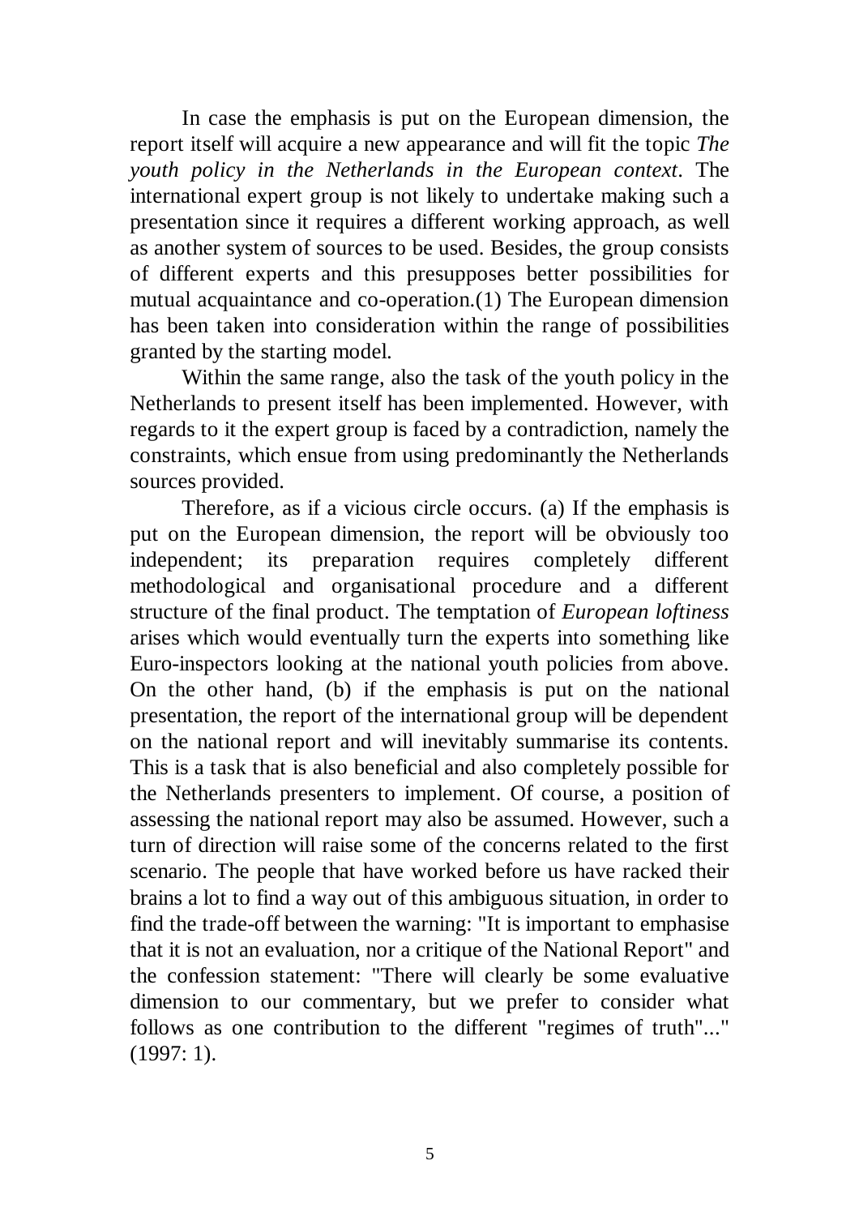In case the emphasis is put on the European dimension, the report itself will acquire a new appearance and will fit the topic *The youth policy in the Netherlands in the European context*. The international expert group is not likely to undertake making such a presentation since it requires a different working approach, as well as another system of sources to be used. Besides, the group consists of different experts and this presupposes better possibilities for mutual acquaintance and co-operation.(1) The European dimension has been taken into consideration within the range of possibilities granted by the starting model.

Within the same range, also the task of the youth policy in the Netherlands to present itself has been implemented. However, with regards to it the expert group is faced by a contradiction, namely the constraints, which ensue from using predominantly the Netherlands sources provided.

Therefore, as if a vicious circle occurs. (a) If the emphasis is put on the European dimension, the report will be obviously too independent; its preparation requires completely different methodological and organisational procedure and a different structure of the final product. The temptation of *European loftiness* arises which would eventually turn the experts into something like Euro-inspectors looking at the national youth policies from above. On the other hand, (b) if the emphasis is put on the national presentation, the report of the international group will be dependent on the national report and will inevitably summarise its contents. This is a task that is also beneficial and also completely possible for the Netherlands presenters to implement. Of course, a position of assessing the national report may also be assumed. However, such a turn of direction will raise some of the concerns related to the first scenario. The people that have worked before us have racked their brains a lot to find a way out of this ambiguous situation, in order to find the trade-off between the warning: "It is important to emphasise that it is not an evaluation, nor a critique of the National Report" and the confession statement: "There will clearly be some evaluative dimension to our commentary, but we prefer to consider what follows as one contribution to the different "regimes of truth"..." (1997: 1).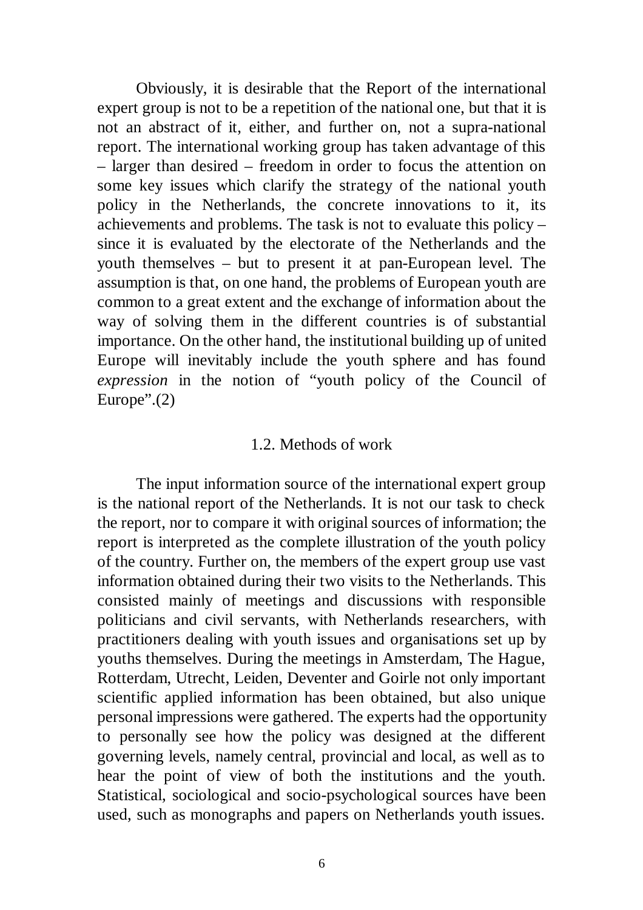Obviously, it is desirable that the Report of the international expert group is not to be a repetition of the national one, but that it is not an abstract of it, either, and further on, not a supra-national report. The international working group has taken advantage of this – larger than desired – freedom in order to focus the attention on some key issues which clarify the strategy of the national youth policy in the Netherlands, the concrete innovations to it, its achievements and problems. The task is not to evaluate this policy – since it is evaluated by the electorate of the Netherlands and the youth themselves – but to present it at pan-European level. The assumption is that, on one hand, the problems of European youth are common to a great extent and the exchange of information about the way of solving them in the different countries is of substantial importance. On the other hand, the institutional building up of united Europe will inevitably include the youth sphere and has found *expression* in the notion of "youth policy of the Council of Europe".(2)

## 1.2. Methods of work

The input information source of the international expert group is the national report of the Netherlands. It is not our task to check the report, nor to compare it with original sources of information; the report is interpreted as the complete illustration of the youth policy of the country. Further on, the members of the expert group use vast information obtained during their two visits to the Netherlands. This consisted mainly of meetings and discussions with responsible politicians and civil servants, with Netherlands researchers, with practitioners dealing with youth issues and organisations set up by youths themselves. During the meetings in Amsterdam, The Hague, Rotterdam, Utrecht, Leiden, Deventer and Goirle not only important scientific applied information has been obtained, but also unique personal impressions were gathered. The experts had the opportunity to personally see how the policy was designed at the different governing levels, namely central, provincial and local, as well as to hear the point of view of both the institutions and the youth. Statistical, sociological and socio-psychological sources have been used, such as monographs and papers on Netherlands youth issues.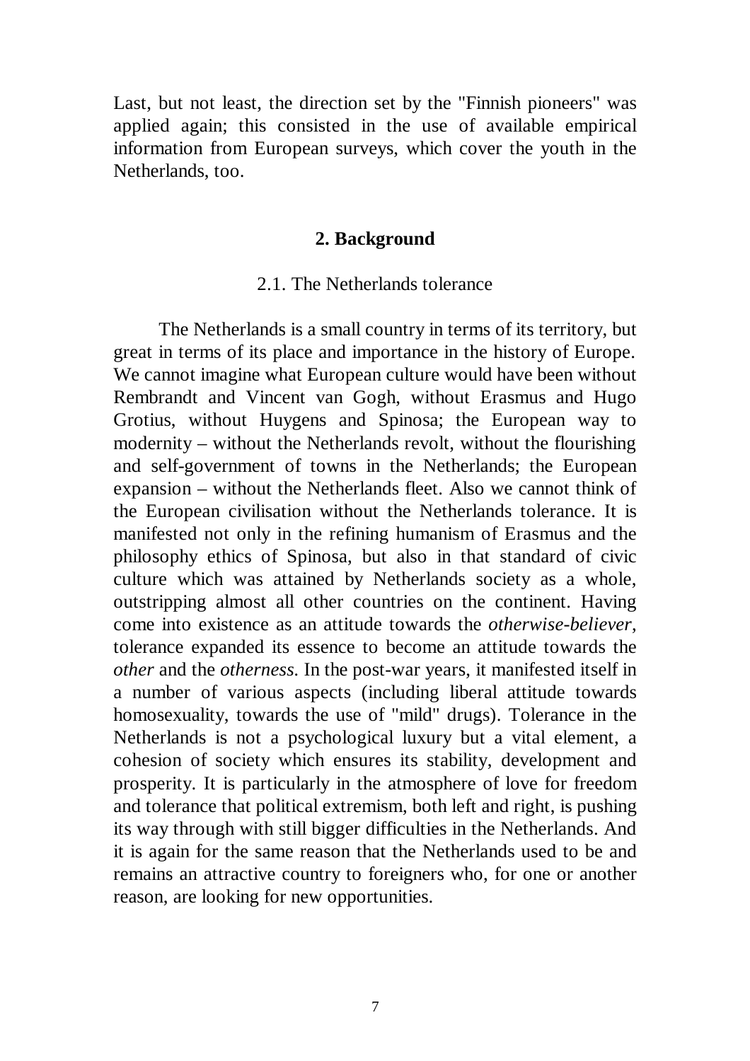Last, but not least, the direction set by the "Finnish pioneers" was applied again; this consisted in the use of available empirical information from European surveys, which cover the youth in the Netherlands, too.

## 2. Background

### 2.1. The Netherlands tolerance

The Netherlands is a small country in terms of its territory, but great in terms of its place and importance in the history of Europe. We cannot imagine what European culture would have been without Rembrandt and Vincent van Gogh, without Erasmus and Hugo Grotius, without Huygens and Spinosa; the European way to modernity – without the Netherlands revolt, without the flourishing and self-government of towns in the Netherlands; the European expansion – without the Netherlands fleet. Also we cannot think of the European civilisation without the Netherlands tolerance. It is manifested not only in the refining humanism of Erasmus and the philosophy ethics of Spinosa, but also in that standard of civic culture which was attained by Netherlands society as a whole, outstripping almost all other countries on the continent. Having come into existence as an attitude towards the *otherwise-believer*, tolerance expanded its essence to become an attitude towards the *other* and the *otherness*. In the post-war years, it manifested itself in a number of various aspects (including liberal attitude towards homosexuality, towards the use of "mild" drugs). Tolerance in the Netherlands is not a psychological luxury but a vital element, a cohesion of society which ensures its stability, development and prosperity. It is particularly in the atmosphere of love for freedom and tolerance that political extremism, both left and right, is pushing its way through with still bigger difficulties in the Netherlands. And it is again for the same reason that the Netherlands used to be and remains an attractive country to foreigners who, for one or another reason, are looking for new opportunities.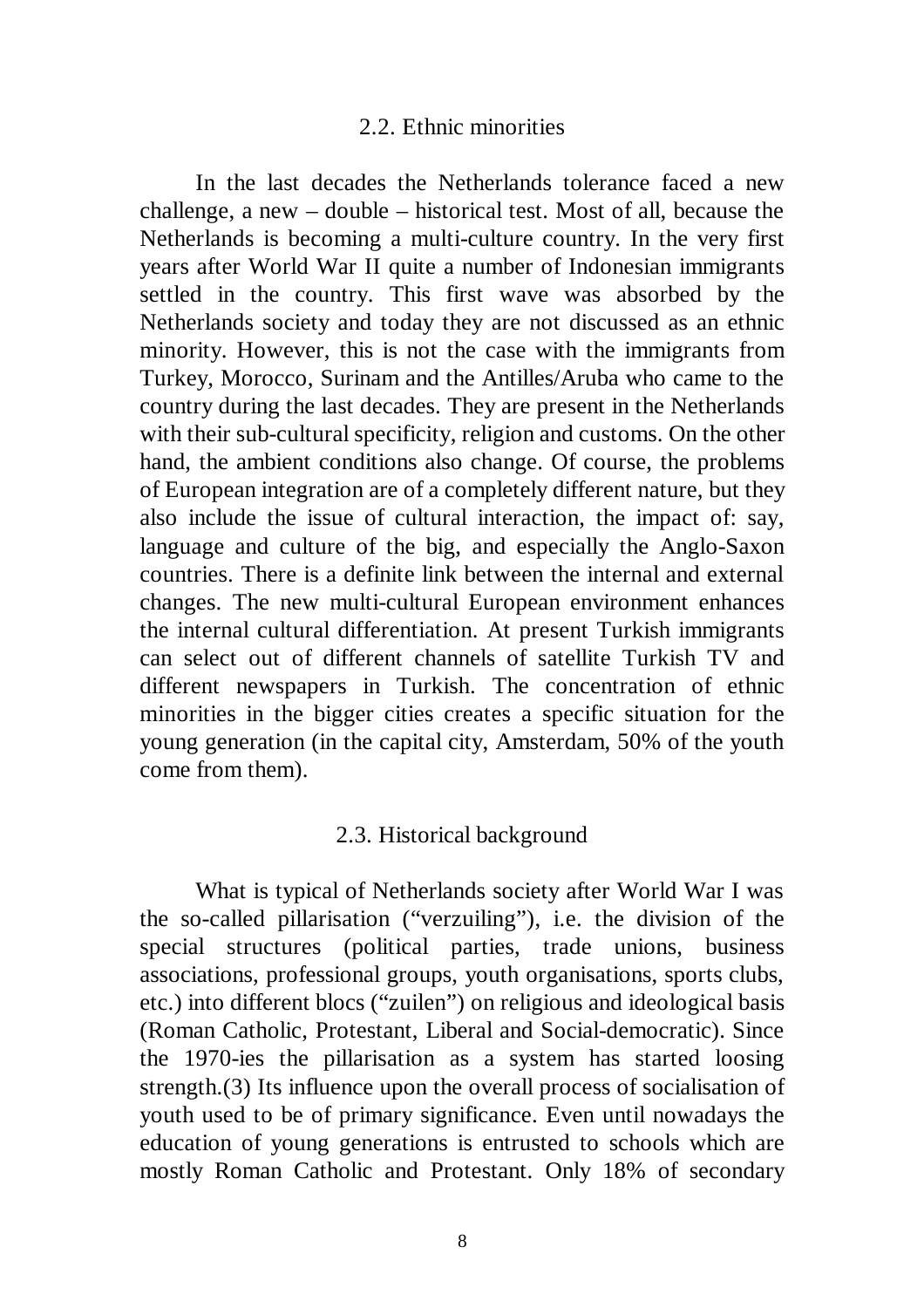### 2.2. Ethnic minorities

In the last decades the Netherlands tolerance faced a new challenge, a new – double – historical test. Most of all, because the Netherlands is becoming a multi-culture country. In the very first years after World War II quite a number of Indonesian immigrants settled in the country. This first wave was absorbed by the Netherlands society and today they are not discussed as an ethnic minority. However, this is not the case with the immigrants from Turkey, Morocco, Surinam and the Antilles/Aruba who came to the country during the last decades. They are present in the Netherlands with their sub-cultural specificity, religion and customs. On the other hand, the ambient conditions also change. Of course, the problems of European integration are of a completely different nature, but they also include the issue of cultural interaction, the impact of: say, language and culture of the big, and especially the Anglo-Saxon countries. There is a definite link between the internal and external changes. The new multi-cultural European environment enhances the internal cultural differentiation. At present Turkish immigrants can select out of different channels of satellite Turkish TV and different newspapers in Turkish. The concentration of ethnic minorities in the bigger cities creates a specific situation for the young generation (in the capital city, Amsterdam, 50% of the youth come from them).

### 2.3. Historical background

What is typical of Netherlands society after World War I was the so-called pillarisation ("verzuiling"), i.e. the division of the special structures (political parties, trade unions, business associations, professional groups, youth organisations, sports clubs, etc.) into different blocs ("zuilen") on religious and ideological basis (Roman Catholic, Protestant, Liberal and Social-democratic). Since the 1970-ies the pillarisation as a system has started loosing strength.(3) Its influence upon the overall process of socialisation of youth used to be of primary significance. Even until nowadays the education of young generations is entrusted to schools which are mostly Roman Catholic and Protestant. Only 18% of secondary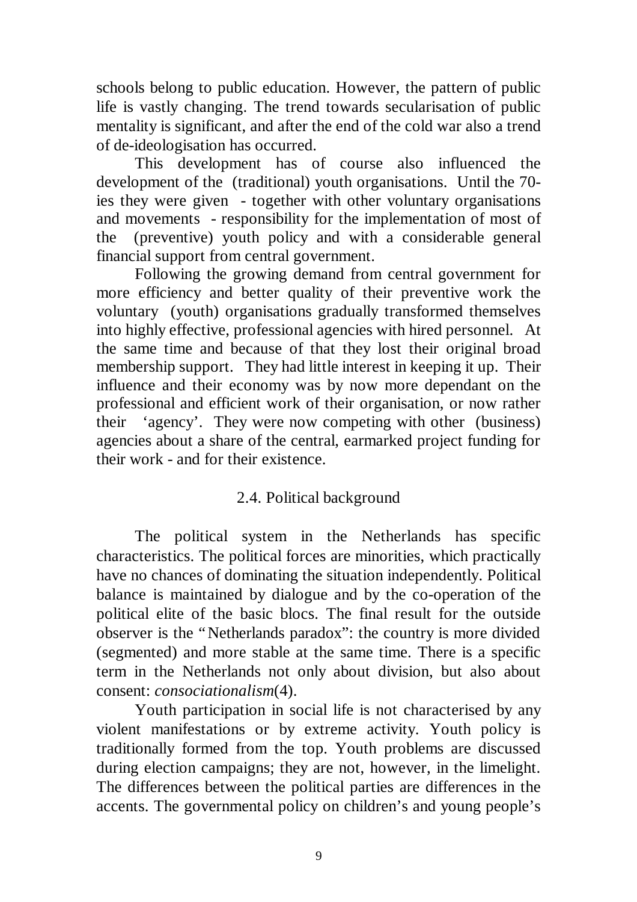schools belong to public education. However, the pattern of public life is vastly changing. The trend towards secularisation of public mentality is significant, and after the end of the cold war also a trend of de-ideologisation has occurred.

This development has of course also influenced the development of the (traditional) youth organisations. Until the 70-ies they were given - together with other voluntary organisations and movements - responsibility for the implementation of most of the (preventive) youth policy and with a considerable general financial support from central government.

Following the growing demand from central government for more efficiency and better quality of their preventive work the voluntary (youth) organisations gradually transformed themselves into highly effective, professional agencies with hired personnel. At the same time and because of that they lost their original broad membership support. They had little interest in keeping it up. Their influence and their economy was by now more dependant on the professional and efficient work of their organisation, or now rather their 'agency'. They were now competing with other (business) agencies about a share of the central, earmarked project funding for their work - and for their existence.

## 2.4. Political background

The political system in the Netherlands has specific characteristics. The political forces are minorities, which practically have no chances of dominating the situation independently. Political balance is maintained by dialogue and by the co-operation of the political elite of the basic blocs. The final result for the outside observer is the "Netherlands paradox": the country is more divided (segmented) and more stable at the same time. There is a specific term in the Netherlands not only about division, but also about consent: *consociationalism*(4).

Youth participation in social life is not characterised by any violent manifestations or by extreme activity. Youth policy is traditionally formed from the top. Youth problems are discussed during election campaigns; they are not, however, in the limelight. The differences between the political parties are differences in the accents. The governmental policy on children's and young people's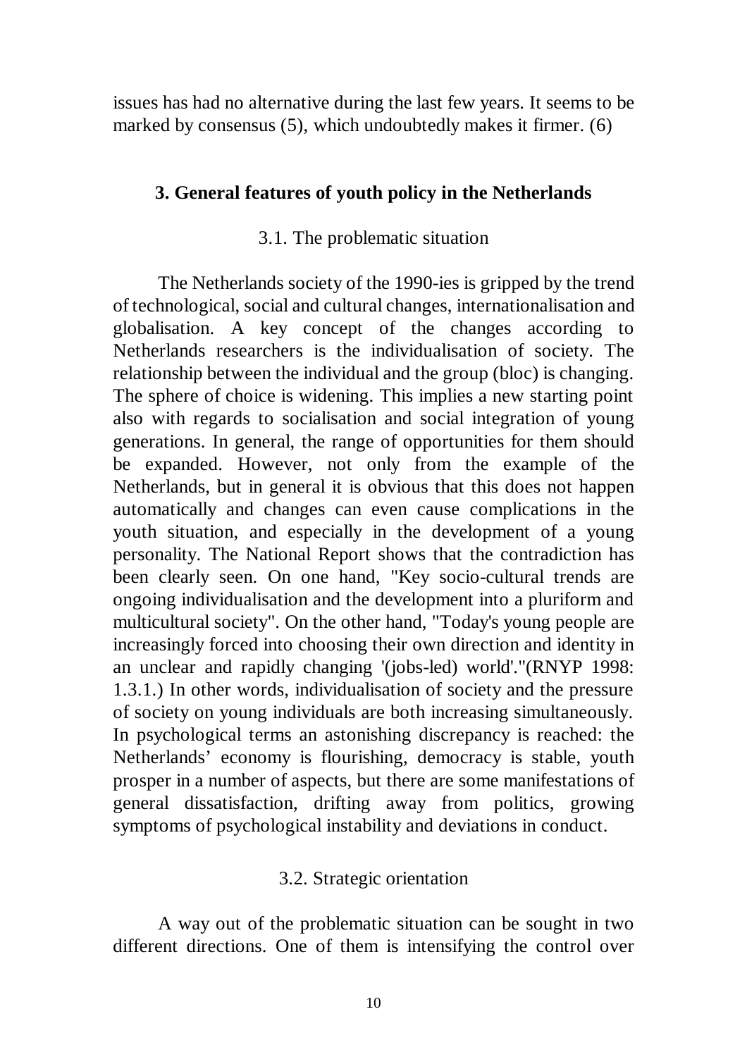issues has had no alternative during the last few years. It seems to be marked by consensus (5), which undoubtedly makes it firmer. (6)

## 3. General features of youth policy in the Netherlands

### 3.1. The problematic situation

The Netherlands society of the 1990-ies is gripped by the trend of technological, social and cultural changes, internationalisation and globalisation. A key concept of the changes according to Netherlands researchers is the individualisation of society. The relationship between the individual and the group (bloc) is changing. The sphere of choice is widening. This implies a new starting point also with regards to socialisation and social integration of young generations. In general, the range of opportunities for them should be expanded. However, not only from the example of the Netherlands, but in general it is obvious that this does not happen automatically and changes can even cause complications in the youth situation, and especially in the development of a young personality. The National Report shows that the contradiction has been clearly seen. On one hand, "Key socio-cultural trends are ongoing individualisation and the development into a pluriform and multicultural society". On the other hand, "Today's young people are increasingly forced into choosing their own direction and identity in an unclear and rapidly changing '(jobs-led) world'."(RNYP 1998: 1.3.1.) In other words, individualisation of society and the pressure of society on young individuals are both increasing simultaneously. In psychological terms an astonishing discrepancy is reached: the Netherlands' economy is flourishing, democracy is stable, youth prosper in a number of aspects, but there are some manifestations of general dissatisfaction, drifting away from politics, growing symptoms of psychological instability and deviations in conduct.

### 3.2. Strategic orientation

A way out of the problematic situation can be sought in two different directions. One of them is intensifying the control over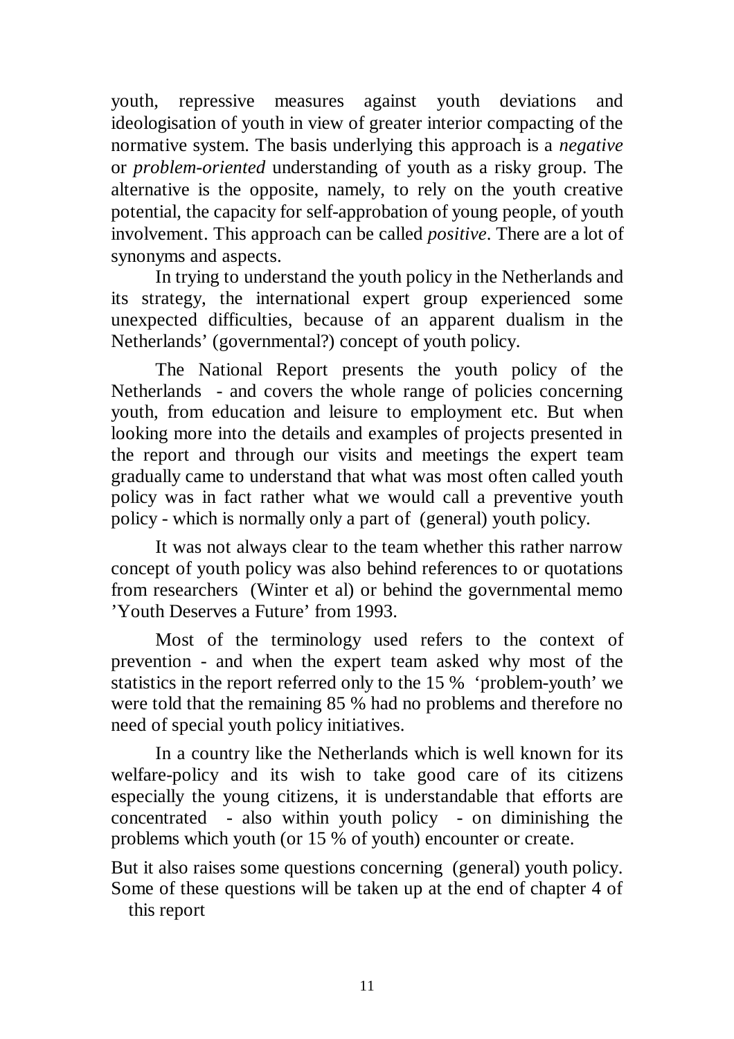youth, repressive measures against youth deviations and ideologisation of youth in view of greater interior compacting of the normative system. The basis underlying this approach is a *negative* or *problem-oriented* understanding of youth as a risky group. The alternative is the opposite, namely, to rely on the youth creative potential, the capacity for self-approbation of young people, of youth involvement. This approach can be called *positive*. There are a lot of synonyms and aspects.

In trying to understand the youth policy in the Netherlands and its strategy, the international expert group experienced some unexpected difficulties, because of an apparent dualism in the Netherlands' (governmental?) concept of youth policy.

The National Report presents the youth policy of the Netherlands - and covers the whole range of policies concerning youth, from education and leisure to employment etc. But when looking more into the details and examples of projects presented in the report and through our visits and meetings the expert team gradually came to understand that what was most often called youth policy was in fact rather what we would call a preventive youth policy - which is normally only a part of (general) youth policy.

It was not always clear to the team whether this rather narrow concept of youth policy was also behind references to or quotations from researchers (Winter et al) or behind the governmental memo 'Youth Deserves a Future' from 1993.

Most of the terminology used refers to the context of prevention - and when the expert team asked why most of the statistics in the report referred only to the 15 % 'problem-youth' we were told that the remaining 85 % had no problems and therefore no need of special youth policy initiatives.

In a country like the Netherlands which is well known for its welfare-policy and its wish to take good care of its citizens especially the young citizens, it is understandable that efforts are concentrated - also within youth policy - on diminishing the problems which youth (or 15 % of youth) encounter or create.

But it also raises some questions concerning (general) youth policy. Some of these questions will be taken up at the end of chapter 4 of this report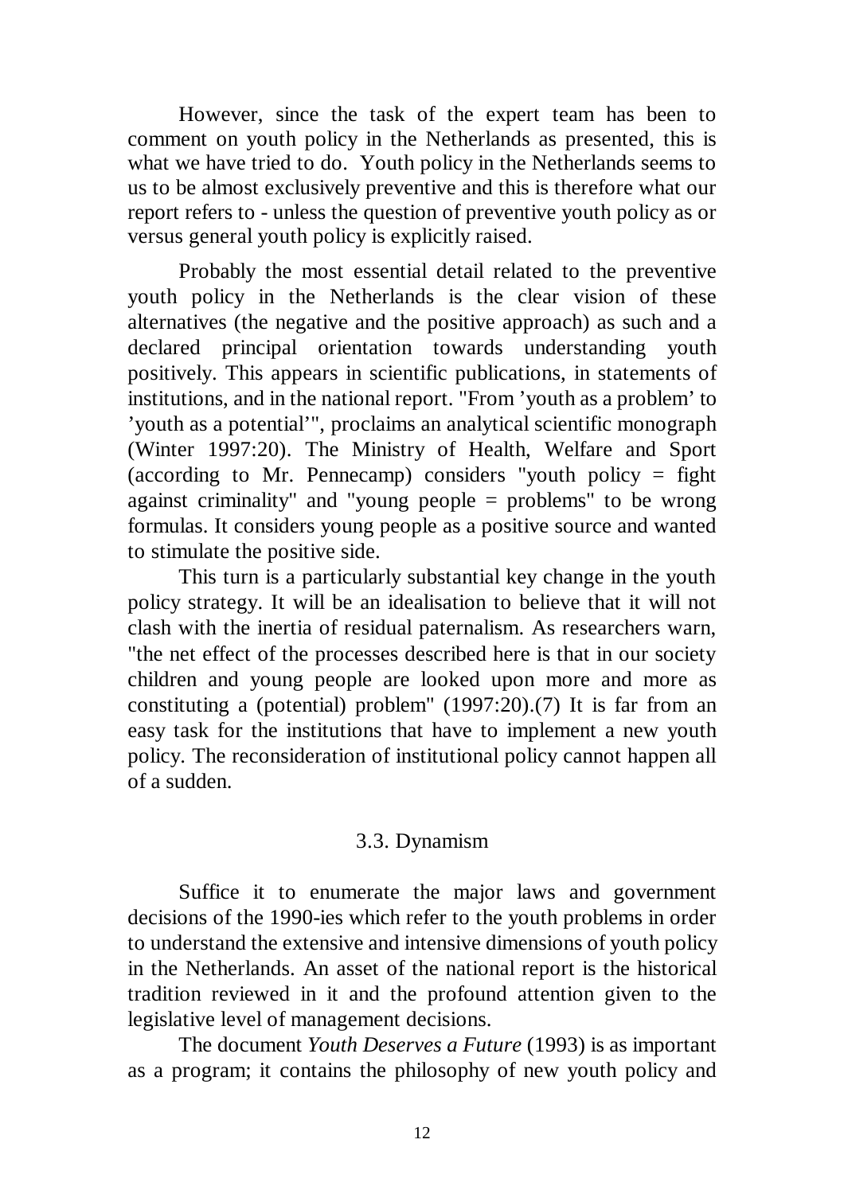However, since the task of the expert team has been to comment on youth policy in the Netherlands as presented, this is what we have tried to do. Youth policy in the Netherlands seems to us to be almost exclusively preventive and this is therefore what our report refers to - unless the question of preventive youth policy as or versus general youth policy is explicitly raised.

Probably the most essential detail related to the preventive youth policy in the Netherlands is the clear vision of these alternatives (the negative and the positive approach) as such and a declared principal orientation towards understanding youth positively. This appears in scientific publications, in statements of institutions, and in the national report. "From 'youth as a problem' to 'youth as a potential'", proclaims an analytical scientific monograph (Winter 1997:20). The Ministry of Health, Welfare and Sport (according to Mr. Pennecamp) considers "youth policy = fight against criminality" and "young people = problems" to be wrong formulas. It considers young people as a positive source and wanted to stimulate the positive side.

This turn is a particularly substantial key change in the youth policy strategy. It will be an idealisation to believe that it will not clash with the inertia of residual paternalism. As researchers warn, "the net effect of the processes described here is that in our society children and young people are looked upon more and more as constituting a (potential) problem" (1997:20).(7) It is far from an easy task for the institutions that have to implement a new youth policy. The reconsideration of institutional policy cannot happen all of a sudden.

### 3.3. Dynamism

Suffice it to enumerate the major laws and government decisions of the 1990-ies which refer to the youth problems in order to understand the extensive and intensive dimensions of youth policy in the Netherlands. An asset of the national report is the historical tradition reviewed in it and the profound attention given to the legislative level of management decisions.

The document *Youth Deserves a Future* (1993) is as important as a program; it contains the philosophy of new youth policy and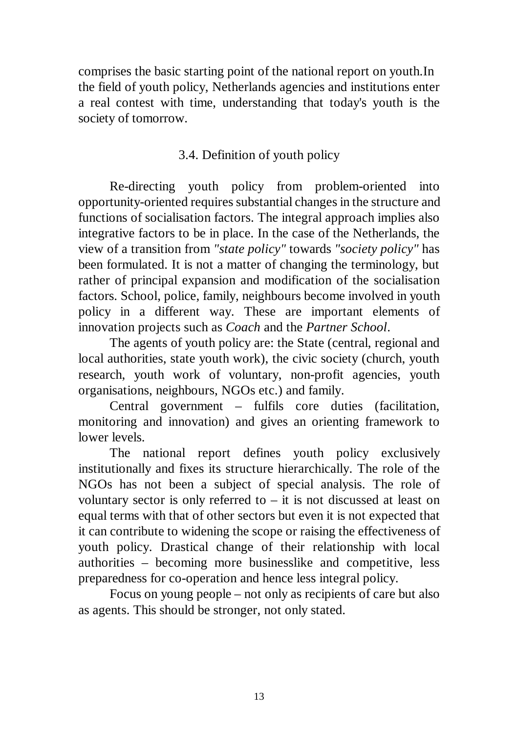comprises the basic starting point of the national report on youth.In the field of youth policy, Netherlands agencies and institutions enter a real contest with time, understanding that today's youth is the society of tomorrow.

### 3.4. Definition of youth policy

Re-directing youth policy from problem-oriented into opportunity-oriented requires substantial changes in the structure and functions of socialisation factors. The integral approach implies also integrative factors to be in place. In the case of the Netherlands, the view of a transition from *"state policy"* towards *"society policy"* has been formulated. It is not a matter of changing the terminology, but rather of principal expansion and modification of the socialisation factors. School, police, family, neighbours become involved in youth policy in a different way. These are important elements of innovation projects such as *Coach* and the *Partner School*.

The agents of youth policy are: the State (central, regional and local authorities, state youth work), the civic society (church, youth research, youth work of voluntary, non-profit agencies, youth organisations, neighbours, NGOs etc.) and family.

Central government – fulfils core duties (facilitation, monitoring and innovation) and gives an orienting framework to lower levels.

The national report defines youth policy exclusively institutionally and fixes its structure hierarchically. The role of the NGOs has not been a subject of special analysis. The role of voluntary sector is only referred to – it is not discussed at least on equal terms with that of other sectors but even it is not expected that it can contribute to widening the scope or raising the effectiveness of youth policy. Drastical change of their relationship with local authorities – becoming more businesslike and competitive, less preparedness for co-operation and hence less integral policy.

Focus on young people – not only as recipients of care but also as agents. This should be stronger, not only stated.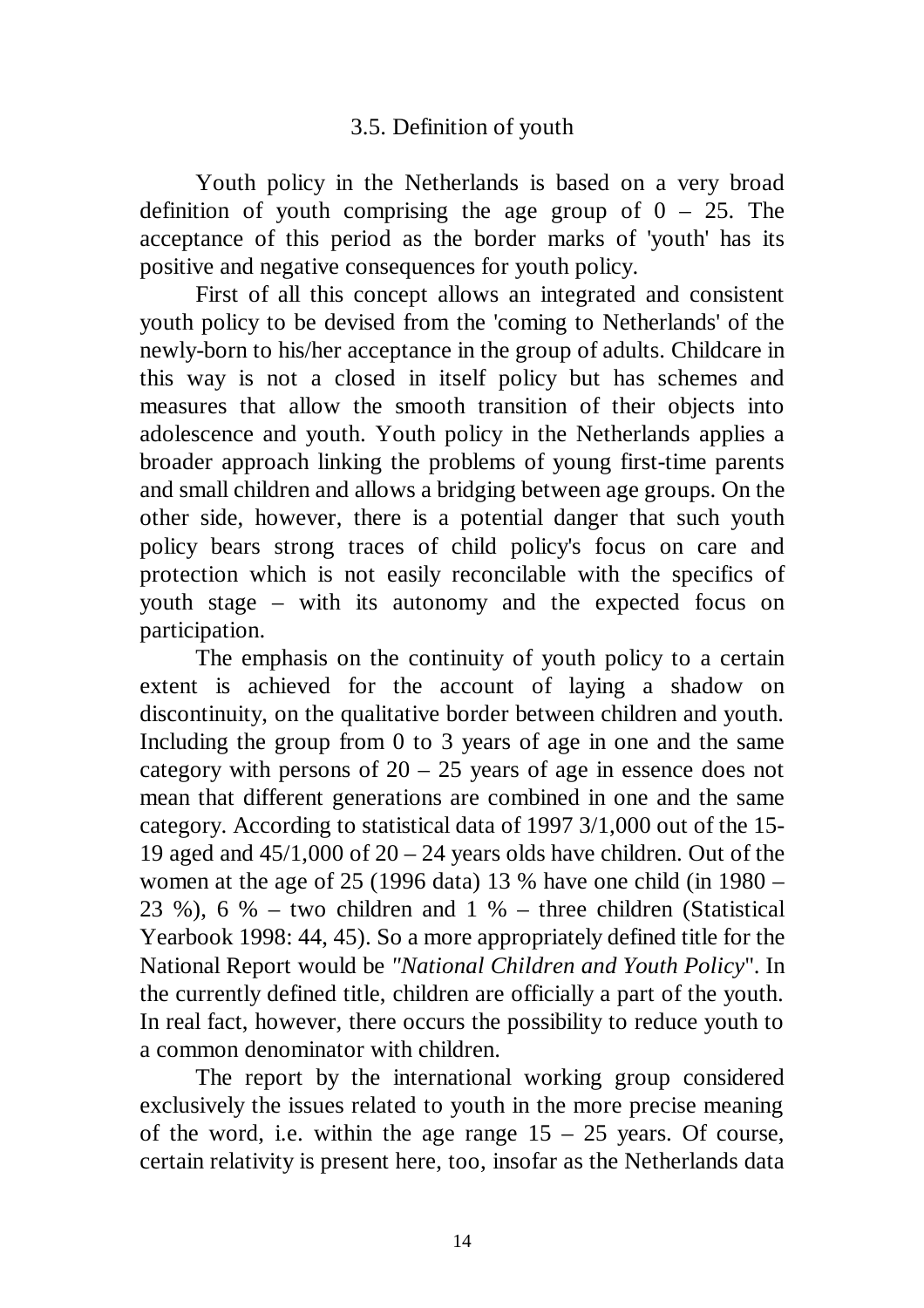### 3.5. Definition of youth

Youth policy in the Netherlands is based on a very broad definition of youth comprising the age group of 0 – 25. The acceptance of this period as the border marks of 'youth' has its positive and negative consequences for youth policy.

First of all this concept allows an integrated and consistent youth policy to be devised from the 'coming to Netherlands' of the newly-born to his/her acceptance in the group of adults. Childcare in this way is not a closed in itself policy but has schemes and measures that allow the smooth transition of their objects into adolescence and youth. Youth policy in the Netherlands applies a broader approach linking the problems of young first-time parents and small children and allows a bridging between age groups. On the other side, however, there is a potential danger that such youth policy bears strong traces of child policy's focus on care and protection which is not easily reconcilable with the specifics of youth stage – with its autonomy and the expected focus on participation.

The emphasis on the continuity of youth policy to a certain extent is achieved for the account of laying a shadow on discontinuity, on the qualitative border between children and youth. Including the group from 0 to 3 years of age in one and the same category with persons of 20 – 25 years of age in essence does not mean that different generations are combined in one and the same category. According to statistical data of 1997 3/1,000 out of the 15-19 aged and 45/1,000 of 20 – 24 years olds have children. Out of the women at the age of 25 (1996 data) 13 % have one child (in 1980 – 23 %), 6 % – two children and 1 % – three children (Statistical Yearbook 1998: 44, 45). So a more appropriately defined title for the National Report would be *"National Children and Youth Policy*". In the currently defined title, children are officially a part of the youth. In real fact, however, there occurs the possibility to reduce youth to a common denominator with children.

The report by the international working group considered exclusively the issues related to youth in the more precise meaning of the word, i.e. within the age range 15 – 25 years. Of course, certain relativity is present here, too, insofar as the Netherlands data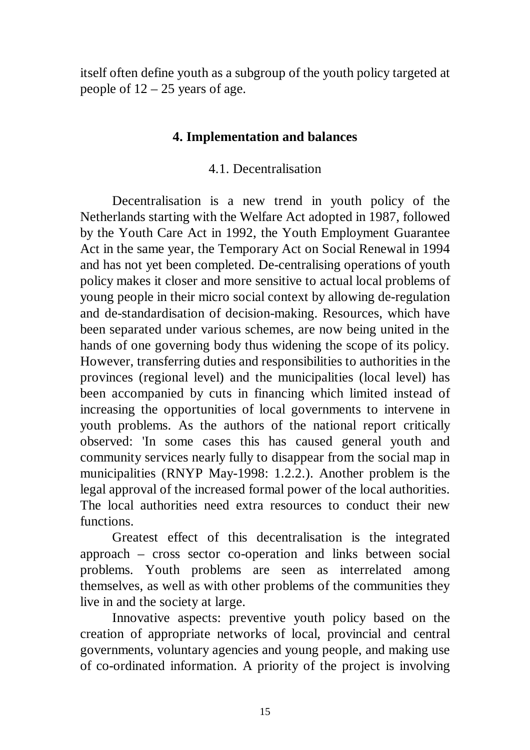itself often define youth as a subgroup of the youth policy targeted at people of 12 – 25 years of age.

## 4. Implementation and balances

### 4.1. Decentralisation

Decentralisation is a new trend in youth policy of the Netherlands starting with the Welfare Act adopted in 1987, followed by the Youth Care Act in 1992, the Youth Employment Guarantee Act in the same year, the Temporary Act on Social Renewal in 1994 and has not yet been completed. De-centralising operations of youth policy makes it closer and more sensitive to actual local problems of young people in their micro social context by allowing de-regulation and de-standardisation of decision-making. Resources, which have been separated under various schemes, are now being united in the hands of one governing body thus widening the scope of its policy. However, transferring duties and responsibilities to authorities in the provinces (regional level) and the municipalities (local level) has been accompanied by cuts in financing which limited instead of increasing the opportunities of local governments to intervene in youth problems. As the authors of the national report critically observed: 'In some cases this has caused general youth and community services nearly fully to disappear from the social map in municipalities (RNYP May-1998: 1.2.2.). Another problem is the legal approval of the increased formal power of the local authorities. The local authorities need extra resources to conduct their new functions.

Greatest effect of this decentralisation is the integrated approach – cross sector co-operation and links between social problems. Youth problems are seen as interrelated among themselves, as well as with other problems of the communities they live in and the society at large.

Innovative aspects: preventive youth policy based on the creation of appropriate networks of local, provincial and central governments, voluntary agencies and young people, and making use of co-ordinated information. A priority of the project is involving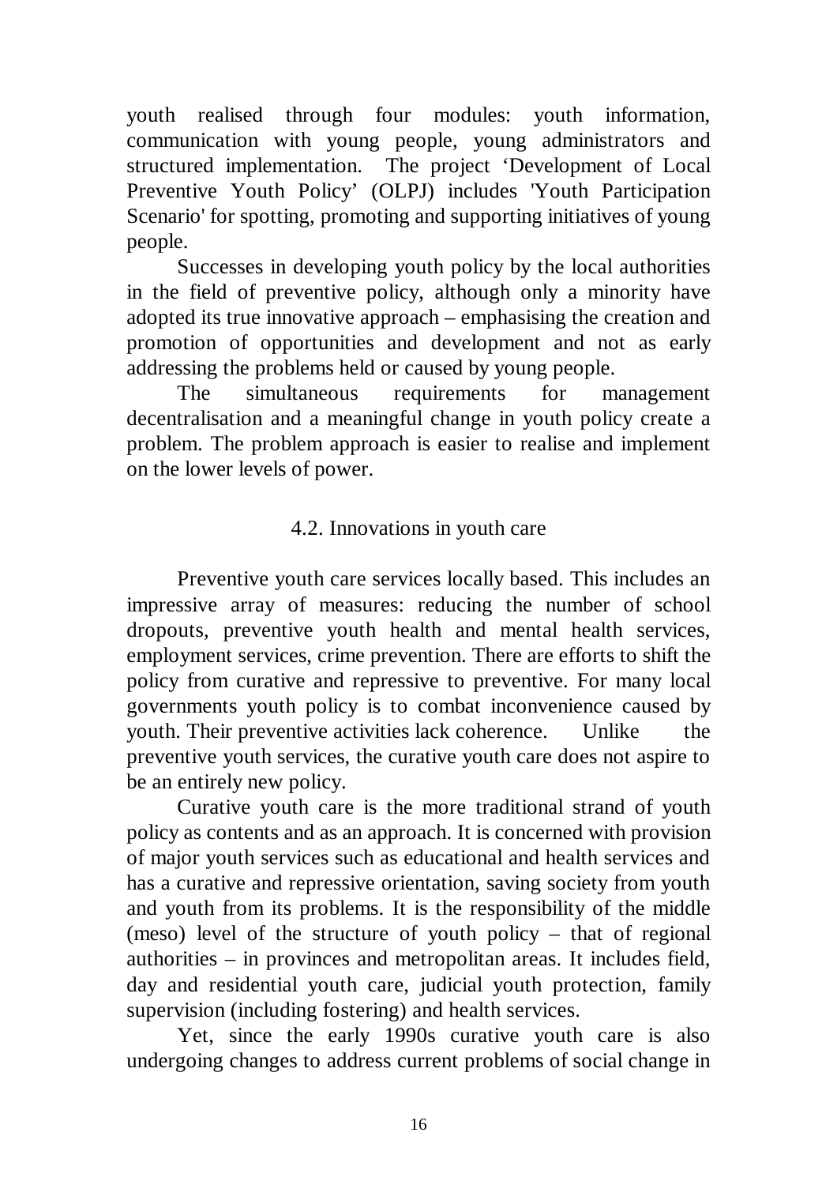youth realised through four modules: youth information, communication with young people, young administrators and structured implementation. The project 'Development of Local Preventive Youth Policy' (OLPJ) includes 'Youth Participation Scenario' for spotting, promoting and supporting initiatives of young people.

Successes in developing youth policy by the local authorities in the field of preventive policy, although only a minority have adopted its true innovative approach – emphasising the creation and promotion of opportunities and development and not as early addressing the problems held or caused by young people.

The simultaneous requirements for management decentralisation and a meaningful change in youth policy create a problem. The problem approach is easier to realise and implement on the lower levels of power.

### 4.2. Innovations in youth care

Preventive youth care services locally based. This includes an impressive array of measures: reducing the number of school dropouts, preventive youth health and mental health services, employment services, crime prevention. There are efforts to shift the policy from curative and repressive to preventive. For many local governments youth policy is to combat inconvenience caused by youth. Their preventive activities lack coherence. Unlike the preventive youth services, the curative youth care does not aspire to be an entirely new policy.

Curative youth care is the more traditional strand of youth policy as contents and as an approach. It is concerned with provision of major youth services such as educational and health services and has a curative and repressive orientation, saving society from youth and youth from its problems. It is the responsibility of the middle (meso) level of the structure of youth policy – that of regional authorities – in provinces and metropolitan areas. It includes field, day and residential youth care, judicial youth protection, family supervision (including fostering) and health services.

Yet, since the early 1990s curative youth care is also undergoing changes to address current problems of social change in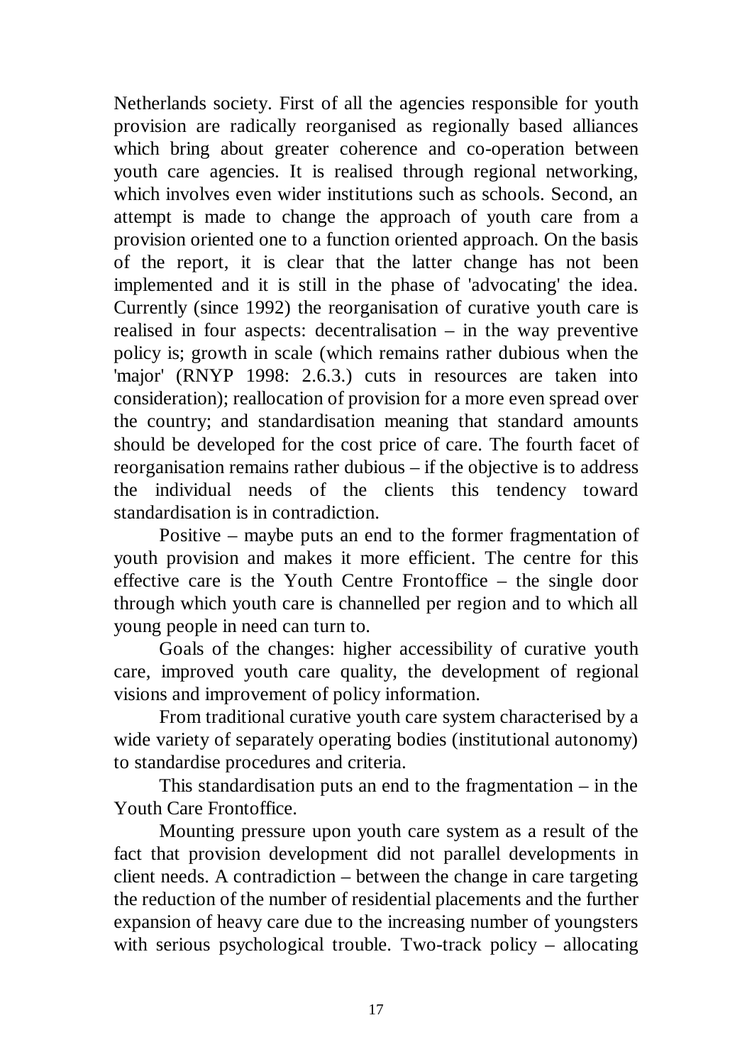Netherlands society. First of all the agencies responsible for youth provision are radically reorganised as regionally based alliances which bring about greater coherence and co-operation between youth care agencies. It is realised through regional networking, which involves even wider institutions such as schools. Second, an attempt is made to change the approach of youth care from a provision oriented one to a function oriented approach. On the basis of the report, it is clear that the latter change has not been implemented and it is still in the phase of 'advocating' the idea. Currently (since 1992) the reorganisation of curative youth care is realised in four aspects: decentralisation – in the way preventive policy is; growth in scale (which remains rather dubious when the 'major' (RNYP 1998: 2.6.3.) cuts in resources are taken into consideration); reallocation of provision for a more even spread over the country; and standardisation meaning that standard amounts should be developed for the cost price of care. The fourth facet of reorganisation remains rather dubious – if the objective is to address the individual needs of the clients this tendency toward standardisation is in contradiction.

Positive – maybe puts an end to the former fragmentation of youth provision and makes it more efficient. The centre for this effective care is the Youth Centre Frontoffice – the single door through which youth care is channelled per region and to which all young people in need can turn to.

Goals of the changes: higher accessibility of curative youth care, improved youth care quality, the development of regional visions and improvement of policy information.

From traditional curative youth care system characterised by a wide variety of separately operating bodies (institutional autonomy) to standardise procedures and criteria.

This standardisation puts an end to the fragmentation – in the Youth Care Frontoffice.

Mounting pressure upon youth care system as a result of the fact that provision development did not parallel developments in client needs. A contradiction – between the change in care targeting the reduction of the number of residential placements and the further expansion of heavy care due to the increasing number of youngsters with serious psychological trouble. Two-track policy – allocating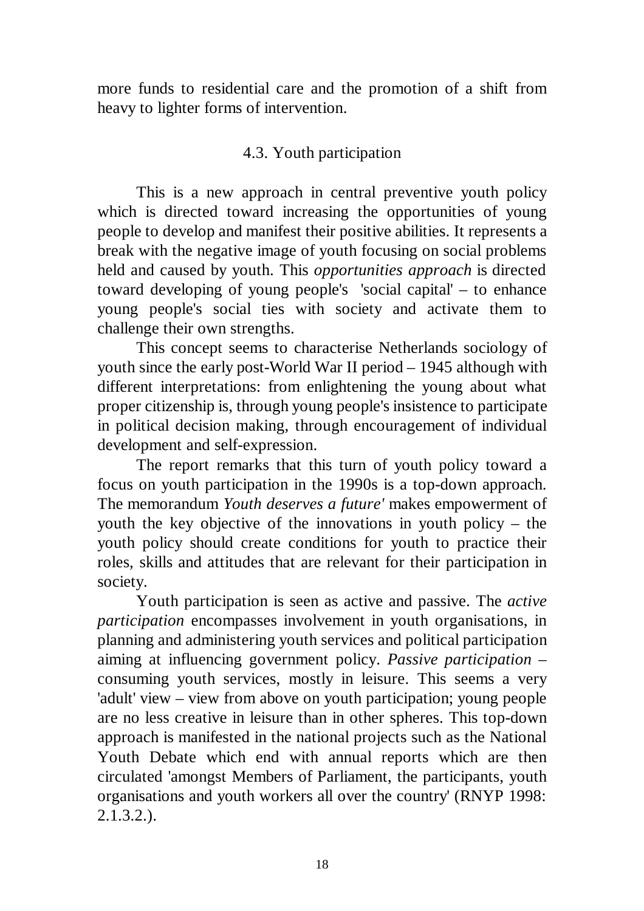more funds to residential care and the promotion of a shift from heavy to lighter forms of intervention.

### 4.3. Youth participation

This is a new approach in central preventive youth policy which is directed toward increasing the opportunities of young people to develop and manifest their positive abilities. It represents a break with the negative image of youth focusing on social problems held and caused by youth. This *opportunities approach* is directed toward developing of young people's 'social capital' – to enhance young people's social ties with society and activate them to challenge their own strengths.

This concept seems to characterise Netherlands sociology of youth since the early post-World War II period – 1945 although with different interpretations: from enlightening the young about what proper citizenship is, through young people's insistence to participate in political decision making, through encouragement of individual development and self-expression.

The report remarks that this turn of youth policy toward a focus on youth participation in the 1990s is a top-down approach. The memorandum *Youth deserves a future'* makes empowerment of youth the key objective of the innovations in youth policy – the youth policy should create conditions for youth to practice their roles, skills and attitudes that are relevant for their participation in society.

Youth participation is seen as active and passive. The *active participation* encompasses involvement in youth organisations, in planning and administering youth services and political participation aiming at influencing government policy. *Passive participation* – consuming youth services, mostly in leisure. This seems a very 'adult' view – view from above on youth participation; young people are no less creative in leisure than in other spheres. This top-down approach is manifested in the national projects such as the National Youth Debate which end with annual reports which are then circulated 'amongst Members of Parliament, the participants, youth organisations and youth workers all over the country' (RNYP 1998: 2.1.3.2.).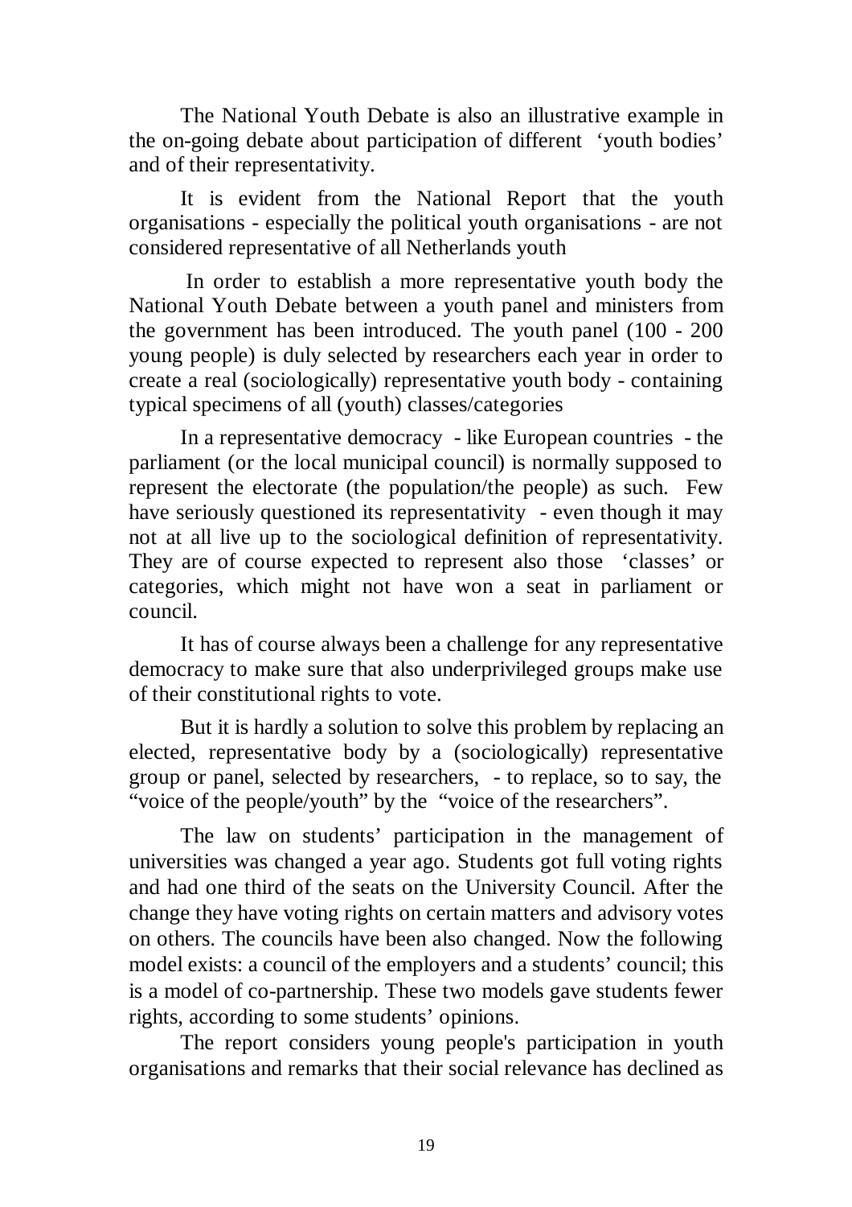The National Youth Debate is also an illustrative example in the on-going debate about participation of different 'youth bodies' and of their representativity.

It is evident from the National Report that the youth organisations - especially the political youth organisations - are not considered representative of all Netherlands youth

In order to establish a more representative youth body the National Youth Debate between a youth panel and ministers from the government has been introduced. The youth panel (100 - 200 young people) is duly selected by researchers each year in order to create a real (sociologically) representative youth body - containing typical specimens of all (youth) classes/categories

In a representative democracy - like European countries - the parliament (or the local municipal council) is normally supposed to represent the electorate (the population/the people) as such. Few have seriously questioned its representativity - even though it may not at all live up to the sociological definition of representativity. They are of course expected to represent also those 'classes' or categories, which might not have won a seat in parliament or council.

It has of course always been a challenge for any representative democracy to make sure that also underprivileged groups make use of their constitutional rights to vote.

But it is hardly a solution to solve this problem by replacing an elected, representative body by a (sociologically) representative group or panel, selected by researchers, - to replace, so to say, the "voice of the people/youth" by the "voice of the researchers".

The law on students' participation in the management of universities was changed a year ago. Students got full voting rights and had one third of the seats on the University Council. After the change they have voting rights on certain matters and advisory votes on others. The councils have been also changed. Now the following model exists: a council of the employers and a students' council; this is a model of co-partnership. These two models gave students fewer rights, according to some students' opinions.

The report considers young people's participation in youth organisations and remarks that their social relevance has declined as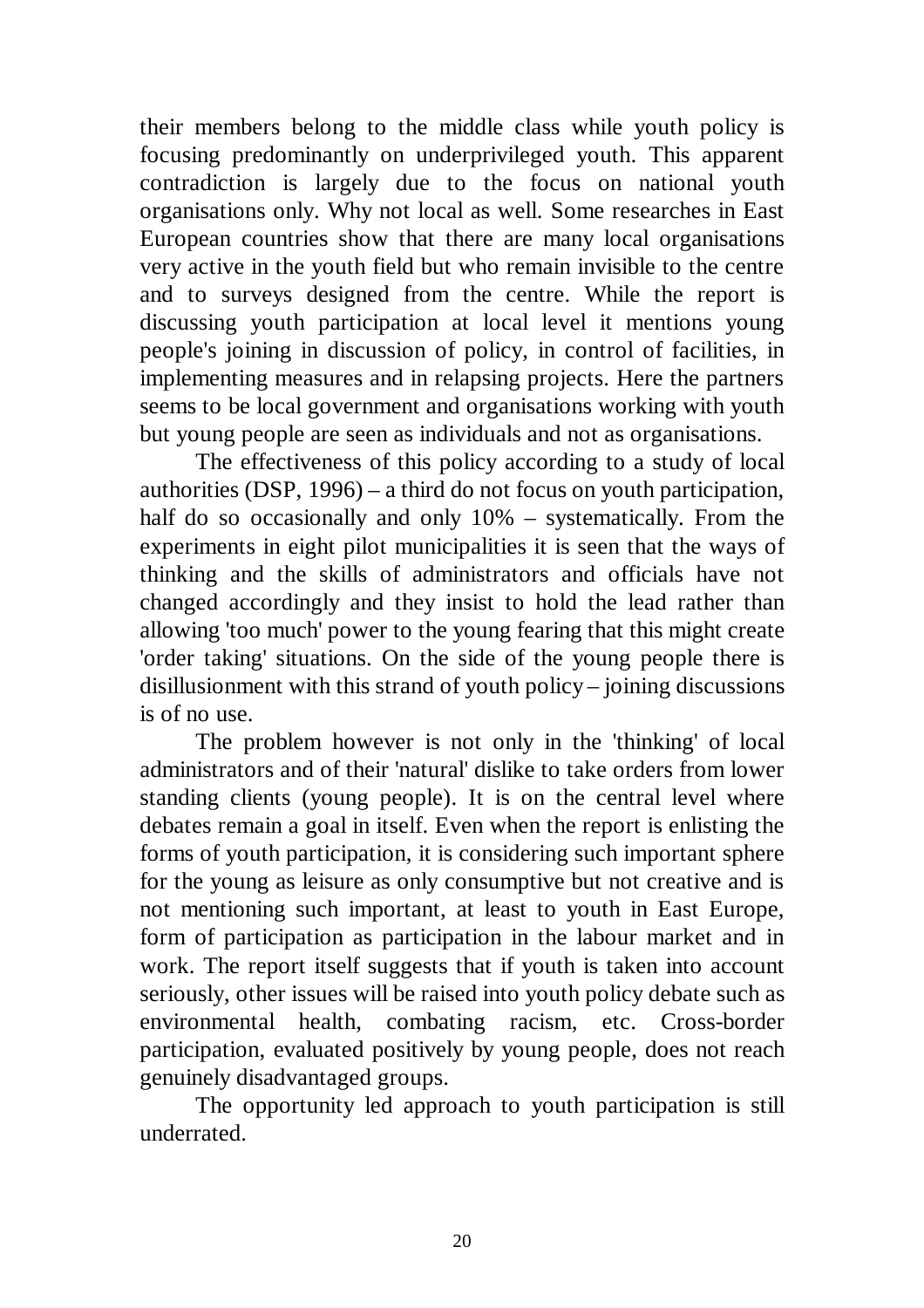their members belong to the middle class while youth policy is focusing predominantly on underprivileged youth. This apparent contradiction is largely due to the focus on national youth organisations only. Why not local as well. Some researches in East European countries show that there are many local organisations very active in the youth field but who remain invisible to the centre and to surveys designed from the centre. While the report is discussing youth participation at local level it mentions young people's joining in discussion of policy, in control of facilities, in implementing measures and in relapsing projects. Here the partners seems to be local government and organisations working with youth but young people are seen as individuals and not as organisations.

The effectiveness of this policy according to a study of local authorities (DSP, 1996) – a third do not focus on youth participation, half do so occasionally and only 10% – systematically. From the experiments in eight pilot municipalities it is seen that the ways of thinking and the skills of administrators and officials have not changed accordingly and they insist to hold the lead rather than allowing 'too much' power to the young fearing that this might create 'order taking' situations. On the side of the young people there is disillusionment with this strand of youth policy – joining discussions is of no use.

The problem however is not only in the 'thinking' of local administrators and of their 'natural' dislike to take orders from lower standing clients (young people). It is on the central level where debates remain a goal in itself. Even when the report is enlisting the forms of youth participation, it is considering such important sphere for the young as leisure as only consumptive but not creative and is not mentioning such important, at least to youth in East Europe, form of participation as participation in the labour market and in work. The report itself suggests that if youth is taken into account seriously, other issues will be raised into youth policy debate such as environmental health, combating racism, etc. Cross-border participation, evaluated positively by young people, does not reach genuinely disadvantaged groups.

The opportunity led approach to youth participation is still underrated.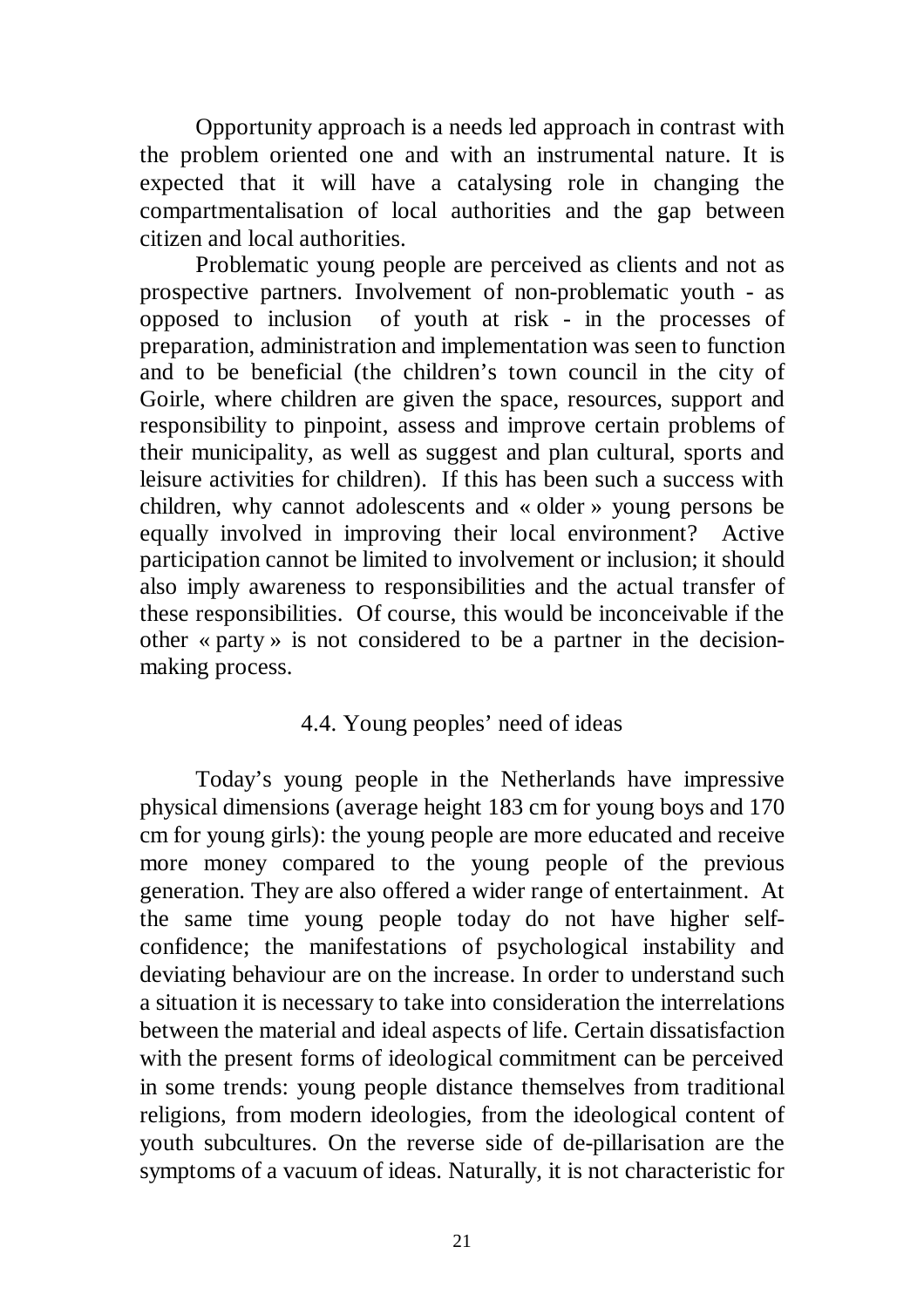Opportunity approach is a needs led approach in contrast with the problem oriented one and with an instrumental nature. It is expected that it will have a catalysing role in changing the compartmentalisation of local authorities and the gap between citizen and local authorities.

Problematic young people are perceived as clients and not as prospective partners. Involvement of non-problematic youth - as opposed to inclusion of youth at risk - in the processes of preparation, administration and implementation was seen to function and to be beneficial (the children's town council in the city of Goirle, where children are given the space, resources, support and responsibility to pinpoint, assess and improve certain problems of their municipality, as well as suggest and plan cultural, sports and leisure activities for children). If this has been such a success with children, why cannot adolescents and « older » young persons be equally involved in improving their local environment? Active participation cannot be limited to involvement or inclusion; it should also imply awareness to responsibilities and the actual transfer of these responsibilities. Of course, this would be inconceivable if the other « party » is not considered to be a partner in the decision-making process.

### 4.4. Young peoples' need of ideas

Today's young people in the Netherlands have impressive physical dimensions (average height 183 cm for young boys and 170 cm for young girls): the young people are more educated and receive more money compared to the young people of the previous generation. They are also offered a wider range of entertainment. At the same time young people today do not have higher self-confidence; the manifestations of psychological instability and deviating behaviour are on the increase. In order to understand such a situation it is necessary to take into consideration the interrelations between the material and ideal aspects of life. Certain dissatisfaction with the present forms of ideological commitment can be perceived in some trends: young people distance themselves from traditional religions, from modern ideologies, from the ideological content of youth subcultures. On the reverse side of de-pillarisation are the symptoms of a vacuum of ideas. Naturally, it is not characteristic for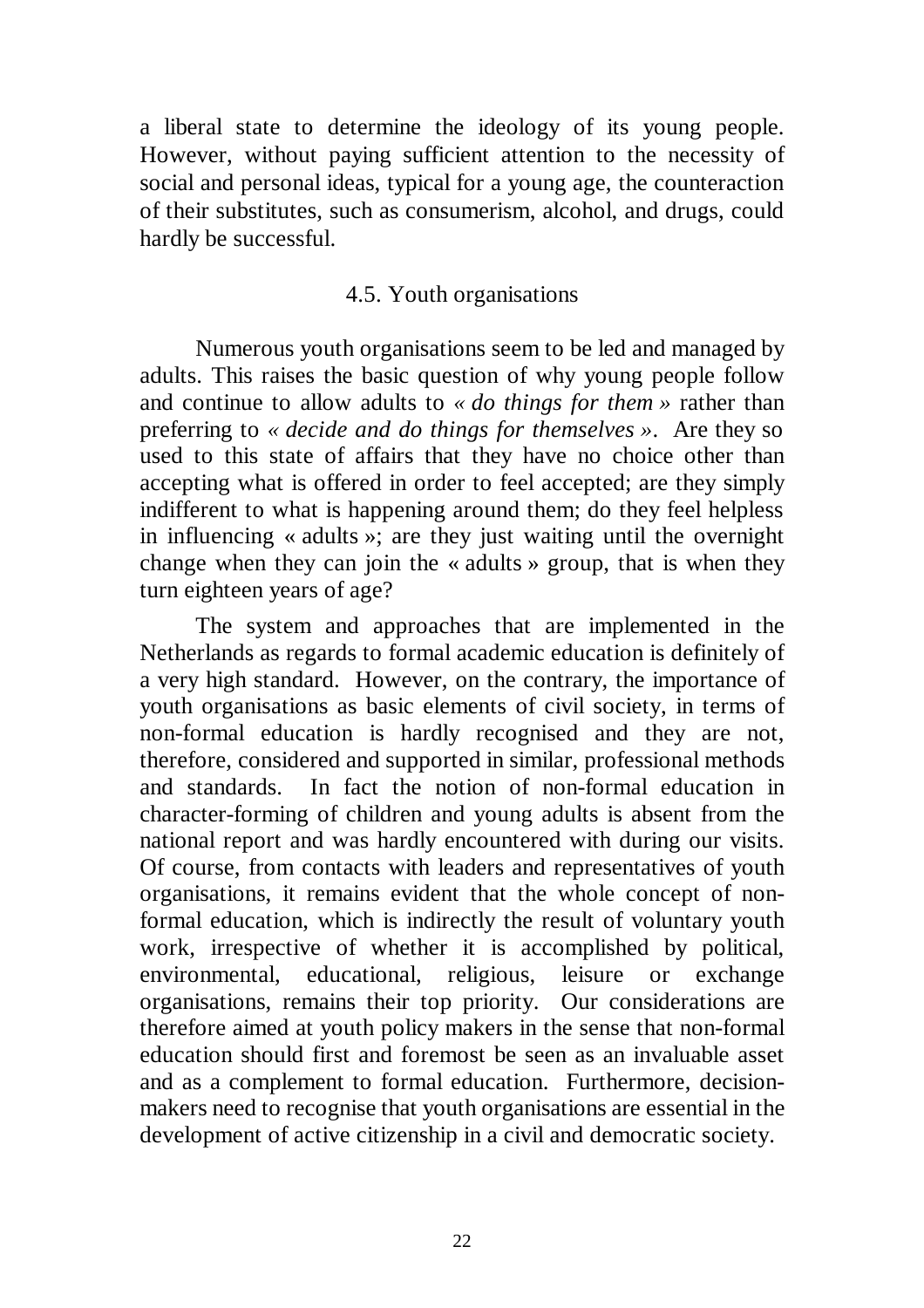a liberal state to determine the ideology of its young people. However, without paying sufficient attention to the necessity of social and personal ideas, typical for a young age, the counteraction of their substitutes, such as consumerism, alcohol, and drugs, could hardly be successful.

### 4.5. Youth organisations

Numerous youth organisations seem to be led and managed by adults. This raises the basic question of why young people follow and continue to allow adults to *« do things for them »* rather than preferring to *« decide and do things for themselves »*. Are they so used to this state of affairs that they have no choice other than accepting what is offered in order to feel accepted; are they simply indifferent to what is happening around them; do they feel helpless in influencing « adults »; are they just waiting until the overnight change when they can join the « adults » group, that is when they turn eighteen years of age?

The system and approaches that are implemented in the Netherlands as regards to formal academic education is definitely of a very high standard. However, on the contrary, the importance of youth organisations as basic elements of civil society, in terms of non-formal education is hardly recognised and they are not, therefore, considered and supported in similar, professional methods and standards. In fact the notion of non-formal education in character-forming of children and young adults is absent from the national report and was hardly encountered with during our visits. Of course, from contacts with leaders and representatives of youth organisations, it remains evident that the whole concept of non-formal education, which is indirectly the result of voluntary youth work, irrespective of whether it is accomplished by political, environmental, educational, religious, leisure or exchange organisations, remains their top priority. Our considerations are therefore aimed at youth policy makers in the sense that non-formal education should first and foremost be seen as an invaluable asset and as a complement to formal education. Furthermore, decision-makers need to recognise that youth organisations are essential in the development of active citizenship in a civil and democratic society.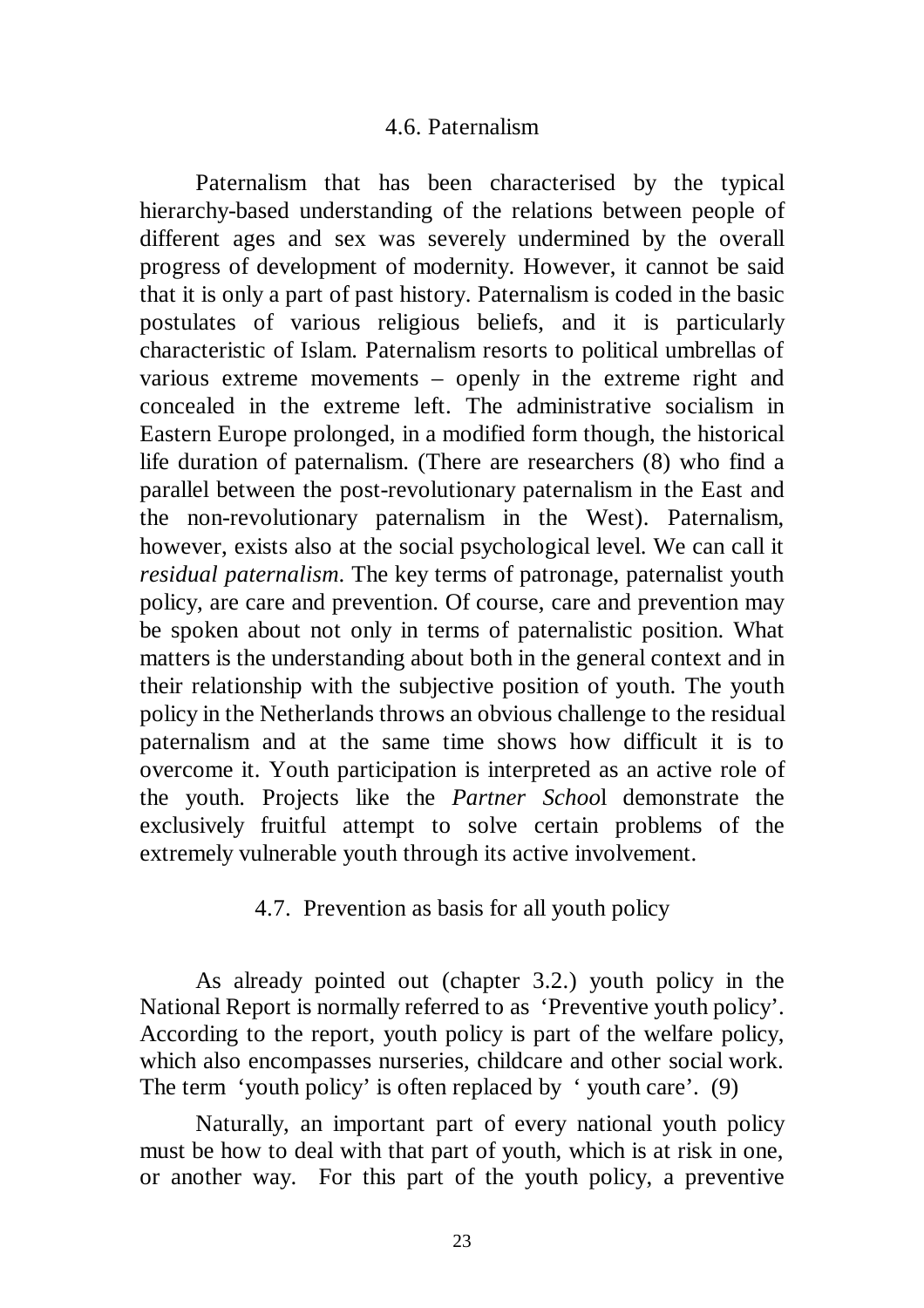### 4.6. Paternalism

Paternalism that has been characterised by the typical hierarchy-based understanding of the relations between people of different ages and sex was severely undermined by the overall progress of development of modernity. However, it cannot be said that it is only a part of past history. Paternalism is coded in the basic postulates of various religious beliefs, and it is particularly characteristic of Islam. Paternalism resorts to political umbrellas of various extreme movements – openly in the extreme right and concealed in the extreme left. The administrative socialism in Eastern Europe prolonged, in a modified form though, the historical life duration of paternalism. (There are researchers (8) who find a parallel between the post-revolutionary paternalism in the East and the non-revolutionary paternalism in the West). Paternalism, however, exists also at the social psychological level. We can call it *residual paternalism*. The key terms of patronage, paternalist youth policy, are care and prevention. Of course, care and prevention may be spoken about not only in terms of paternalistic position. What matters is the understanding about both in the general context and in their relationship with the subjective position of youth. The youth policy in the Netherlands throws an obvious challenge to the residual paternalism and at the same time shows how difficult it is to overcome it. Youth participation is interpreted as an active role of the youth. Projects like the *Partner School* demonstrate the exclusively fruitful attempt to solve certain problems of the extremely vulnerable youth through its active involvement.

### 4.7. Prevention as basis for all youth policy

As already pointed out (chapter 3.2.) youth policy in the National Report is normally referred to as 'Preventive youth policy'. According to the report, youth policy is part of the welfare policy, which also encompasses nurseries, childcare and other social work. The term 'youth policy' is often replaced by ' youth care'. (9)

Naturally, an important part of every national youth policy must be how to deal with that part of youth, which is at risk in one, or another way. For this part of the youth policy, a preventive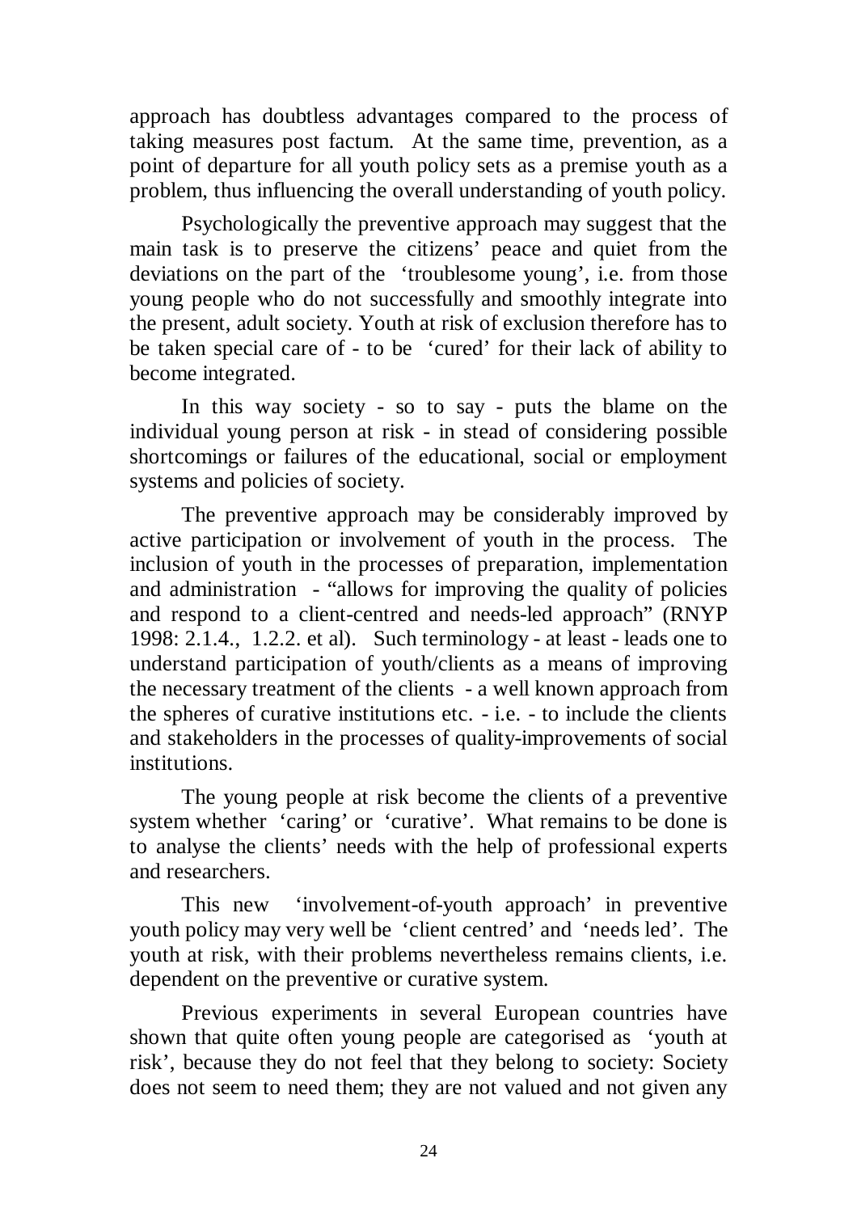approach has doubtless advantages compared to the process of taking measures post factum. At the same time, prevention, as a point of departure for all youth policy sets as a premise youth as a problem, thus influencing the overall understanding of youth policy.

Psychologically the preventive approach may suggest that the main task is to preserve the citizens' peace and quiet from the deviations on the part of the 'troublesome young', i.e. from those young people who do not successfully and smoothly integrate into the present, adult society. Youth at risk of exclusion therefore has to be taken special care of - to be 'cured' for their lack of ability to become integrated.

In this way society - so to say - puts the blame on the individual young person at risk - in stead of considering possible shortcomings or failures of the educational, social or employment systems and policies of society.

The preventive approach may be considerably improved by active participation or involvement of youth in the process. The inclusion of youth in the processes of preparation, implementation and administration - "allows for improving the quality of policies and respond to a client-centred and needs-led approach" (RNYP 1998: 2.1.4., 1.2.2. et al). Such terminology - at least - leads one to understand participation of youth/clients as a means of improving the necessary treatment of the clients - a well known approach from the spheres of curative institutions etc. - i.e. - to include the clients and stakeholders in the processes of quality-improvements of social institutions.

The young people at risk become the clients of a preventive system whether 'caring' or 'curative'. What remains to be done is to analyse the clients' needs with the help of professional experts and researchers.

This new 'involvement-of-youth approach' in preventive youth policy may very well be 'client centred' and 'needs led'. The youth at risk, with their problems nevertheless remains clients, i.e. dependent on the preventive or curative system.

Previous experiments in several European countries have shown that quite often young people are categorised as 'youth at risk', because they do not feel that they belong to society: Society does not seem to need them; they are not valued and not given any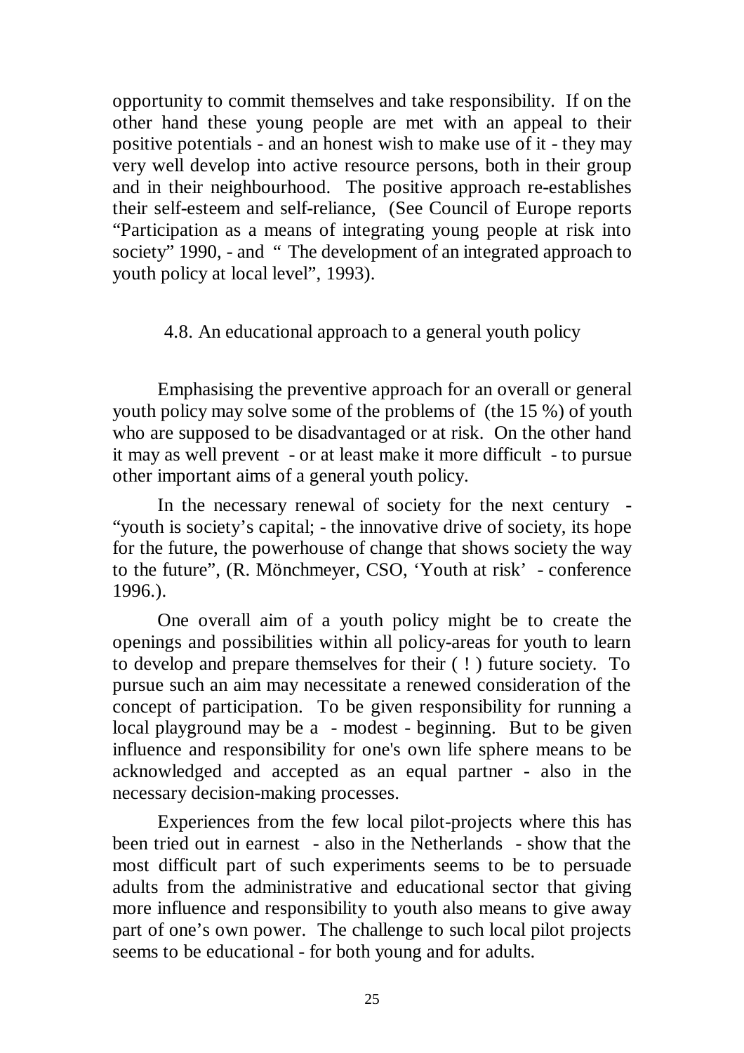opportunity to commit themselves and take responsibility. If on the other hand these young people are met with an appeal to their positive potentials - and an honest wish to make use of it - they may very well develop into active resource persons, both in their group and in their neighbourhood. The positive approach re-establishes their self-esteem and self-reliance, (See Council of Europe reports "Participation as a means of integrating young people at risk into society" 1990, - and " The development of an integrated approach to youth policy at local level", 1993).

## 4.8. An educational approach to a general youth policy

Emphasising the preventive approach for an overall or general youth policy may solve some of the problems of (the 15 %) of youth who are supposed to be disadvantaged or at risk. On the other hand it may as well prevent - or at least make it more difficult - to pursue other important aims of a general youth policy.

In the necessary renewal of society for the next century - "youth is society's capital; - the innovative drive of society, its hope for the future, the powerhouse of change that shows society the way to the future", (R. Mönchmeyer, CSO, 'Youth at risk' - conference 1996.).

One overall aim of a youth policy might be to create the openings and possibilities within all policy-areas for youth to learn to develop and prepare themselves for their ( ! ) future society. To pursue such an aim may necessitate a renewed consideration of the concept of participation. To be given responsibility for running a local playground may be a - modest - beginning. But to be given influence and responsibility for one's own life sphere means to be acknowledged and accepted as an equal partner - also in the necessary decision-making processes.

Experiences from the few local pilot-projects where this has been tried out in earnest - also in the Netherlands - show that the most difficult part of such experiments seems to be to persuade adults from the administrative and educational sector that giving more influence and responsibility to youth also means to give away part of one's own power. The challenge to such local pilot projects seems to be educational - for both young and for adults.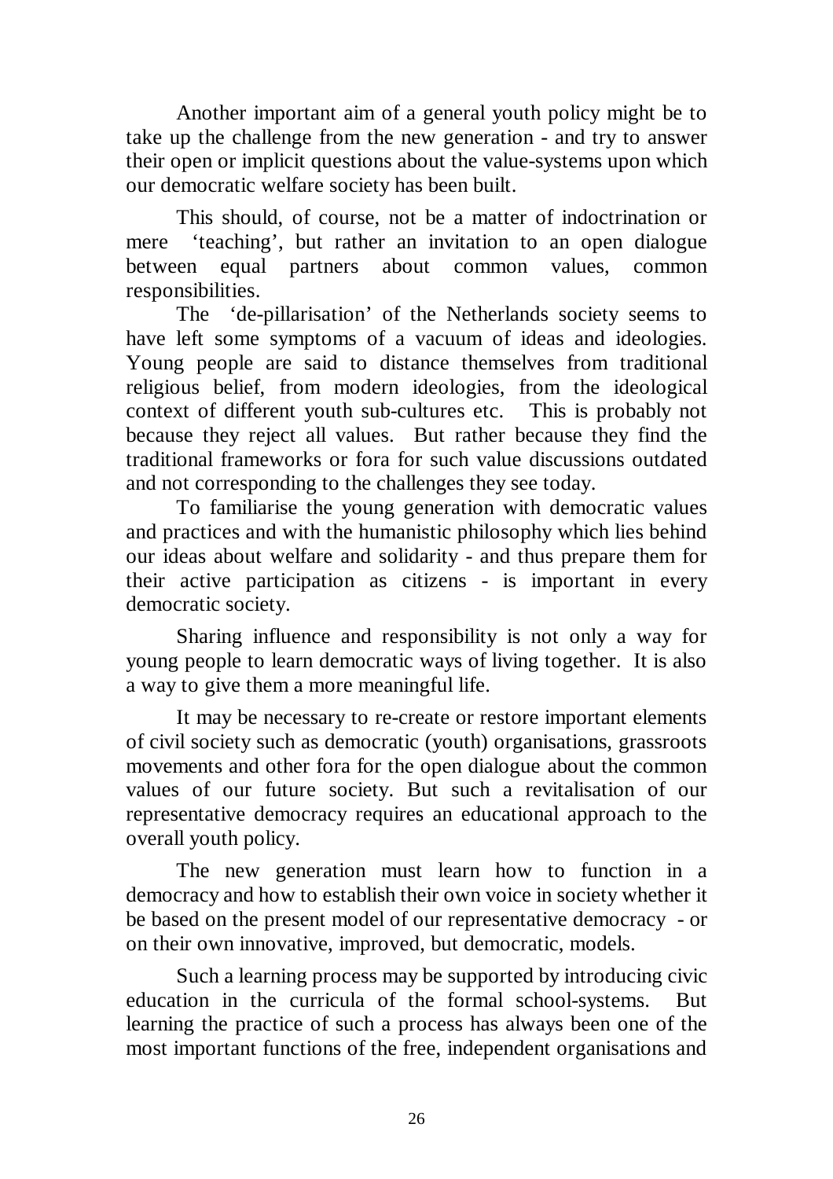Another important aim of a general youth policy might be to take up the challenge from the new generation - and try to answer their open or implicit questions about the value-systems upon which our democratic welfare society has been built.

This should, of course, not be a matter of indoctrination or mere 'teaching', but rather an invitation to an open dialogue between equal partners about common values, common responsibilities.

The 'de-pillarisation' of the Netherlands society seems to have left some symptoms of a vacuum of ideas and ideologies. Young people are said to distance themselves from traditional religious belief, from modern ideologies, from the ideological context of different youth sub-cultures etc. This is probably not because they reject all values. But rather because they find the traditional frameworks or fora for such value discussions outdated and not corresponding to the challenges they see today.

To familiarise the young generation with democratic values and practices and with the humanistic philosophy which lies behind our ideas about welfare and solidarity - and thus prepare them for their active participation as citizens - is important in every democratic society.

Sharing influence and responsibility is not only a way for young people to learn democratic ways of living together. It is also a way to give them a more meaningful life.

It may be necessary to re-create or restore important elements of civil society such as democratic (youth) organisations, grassroots movements and other fora for the open dialogue about the common values of our future society. But such a revitalisation of our representative democracy requires an educational approach to the overall youth policy.

The new generation must learn how to function in a democracy and how to establish their own voice in society whether it be based on the present model of our representative democracy - or on their own innovative, improved, but democratic, models.

Such a learning process may be supported by introducing civic education in the curricula of the formal school-systems. But learning the practice of such a process has always been one of the most important functions of the free, independent organisations and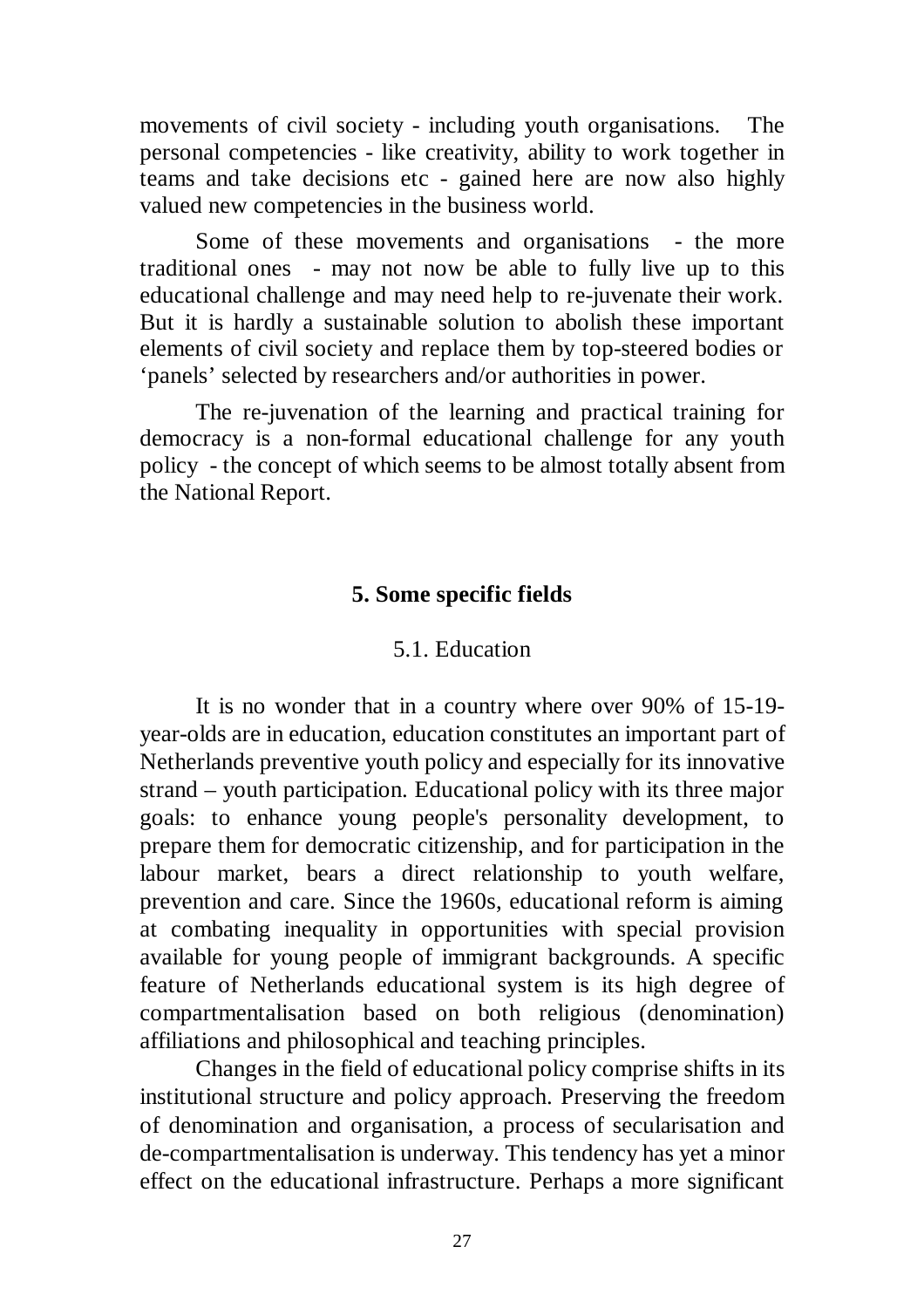movements of civil society - including youth organisations. The personal competencies - like creativity, ability to work together in teams and take decisions etc - gained here are now also highly valued new competencies in the business world.

Some of these movements and organisations - the more traditional ones - may not now be able to fully live up to this educational challenge and may need help to re-juvenate their work. But it is hardly a sustainable solution to abolish these important elements of civil society and replace them by top-steered bodies or 'panels' selected by researchers and/or authorities in power.

The re-juvenation of the learning and practical training for democracy is a non-formal educational challenge for any youth policy - the concept of which seems to be almost totally absent from the National Report.

## 5. Some specific fields

### 5.1. Education

It is no wonder that in a country where over 90% of 15-19-year-olds are in education, education constitutes an important part of Netherlands preventive youth policy and especially for its innovative strand – youth participation. Educational policy with its three major goals: to enhance young people's personality development, to prepare them for democratic citizenship, and for participation in the labour market, bears a direct relationship to youth welfare, prevention and care. Since the 1960s, educational reform is aiming at combating inequality in opportunities with special provision available for young people of immigrant backgrounds. A specific feature of Netherlands educational system is its high degree of compartmentalisation based on both religious (denomination) affiliations and philosophical and teaching principles.

Changes in the field of educational policy comprise shifts in its institutional structure and policy approach. Preserving the freedom of denomination and organisation, a process of secularisation and de-compartmentalisation is underway. This tendency has yet a minor effect on the educational infrastructure. Perhaps a more significant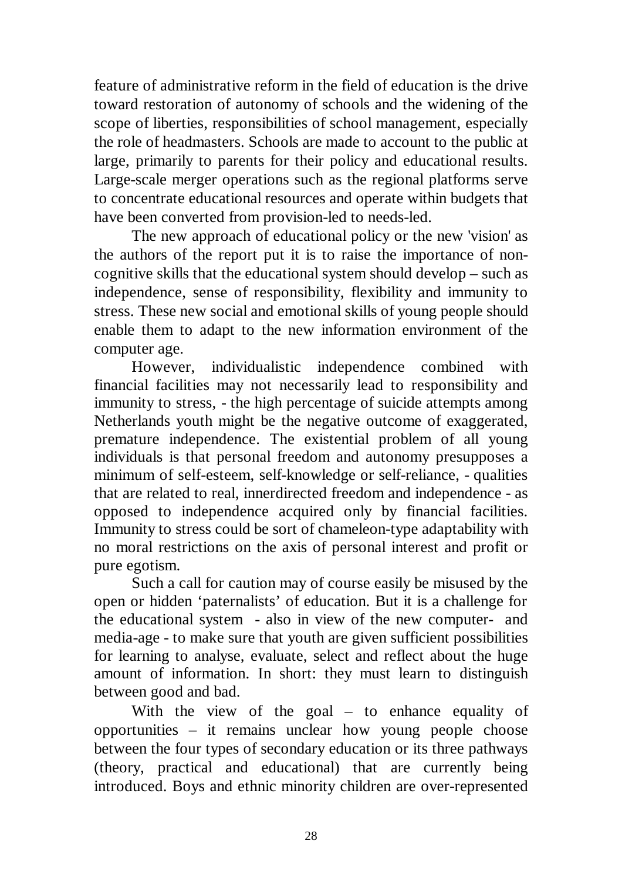feature of administrative reform in the field of education is the drive toward restoration of autonomy of schools and the widening of the scope of liberties, responsibilities of school management, especially the role of headmasters. Schools are made to account to the public at large, primarily to parents for their policy and educational results. Large-scale merger operations such as the regional platforms serve to concentrate educational resources and operate within budgets that have been converted from provision-led to needs-led.

The new approach of educational policy or the new 'vision' as the authors of the report put it is to raise the importance of non-cognitive skills that the educational system should develop – such as independence, sense of responsibility, flexibility and immunity to stress. These new social and emotional skills of young people should enable them to adapt to the new information environment of the computer age.

However, individualistic independence combined with financial facilities may not necessarily lead to responsibility and immunity to stress, - the high percentage of suicide attempts among Netherlands youth might be the negative outcome of exaggerated, premature independence. The existential problem of all young individuals is that personal freedom and autonomy presupposes a minimum of self-esteem, self-knowledge or self-reliance, - qualities that are related to real, innerdirected freedom and independence - as opposed to independence acquired only by financial facilities. Immunity to stress could be sort of chameleon-type adaptability with no moral restrictions on the axis of personal interest and profit or pure egotism.

Such a call for caution may of course easily be misused by the open or hidden 'paternalists' of education. But it is a challenge for the educational system - also in view of the new computer- and media-age - to make sure that youth are given sufficient possibilities for learning to analyse, evaluate, select and reflect about the huge amount of information. In short: they must learn to distinguish between good and bad.

With the view of the goal – to enhance equality of opportunities – it remains unclear how young people choose between the four types of secondary education or its three pathways (theory, practical and educational) that are currently being introduced. Boys and ethnic minority children are over-represented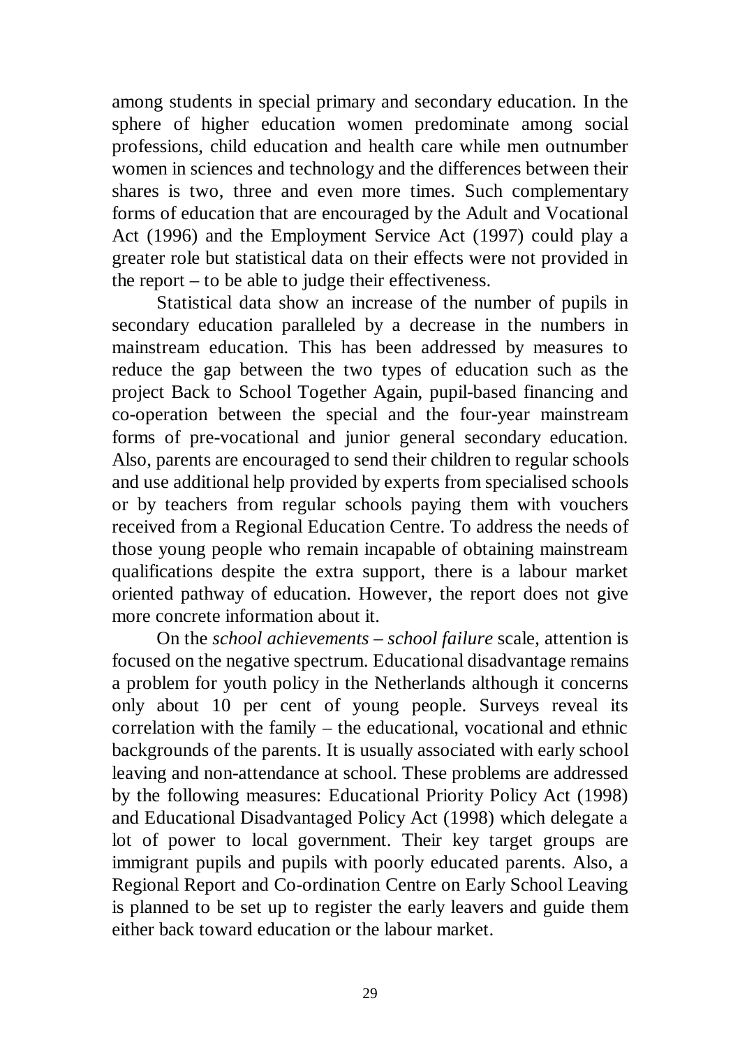among students in special primary and secondary education. In the sphere of higher education women predominate among social professions, child education and health care while men outnumber women in sciences and technology and the differences between their shares is two, three and even more times. Such complementary forms of education that are encouraged by the Adult and Vocational Act (1996) and the Employment Service Act (1997) could play a greater role but statistical data on their effects were not provided in the report – to be able to judge their effectiveness.

Statistical data show an increase of the number of pupils in secondary education paralleled by a decrease in the numbers in mainstream education. This has been addressed by measures to reduce the gap between the two types of education such as the project Back to School Together Again, pupil-based financing and co-operation between the special and the four-year mainstream forms of pre-vocational and junior general secondary education. Also, parents are encouraged to send their children to regular schools and use additional help provided by experts from specialised schools or by teachers from regular schools paying them with vouchers received from a Regional Education Centre. To address the needs of those young people who remain incapable of obtaining mainstream qualifications despite the extra support, there is a labour market oriented pathway of education. However, the report does not give more concrete information about it.

On the *school achievements – school failure* scale, attention is focused on the negative spectrum. Educational disadvantage remains a problem for youth policy in the Netherlands although it concerns only about 10 per cent of young people. Surveys reveal its correlation with the family – the educational, vocational and ethnic backgrounds of the parents. It is usually associated with early school leaving and non-attendance at school. These problems are addressed by the following measures: Educational Priority Policy Act (1998) and Educational Disadvantaged Policy Act (1998) which delegate a lot of power to local government. Their key target groups are immigrant pupils and pupils with poorly educated parents. Also, a Regional Report and Co-ordination Centre on Early School Leaving is planned to be set up to register the early leavers and guide them either back toward education or the labour market.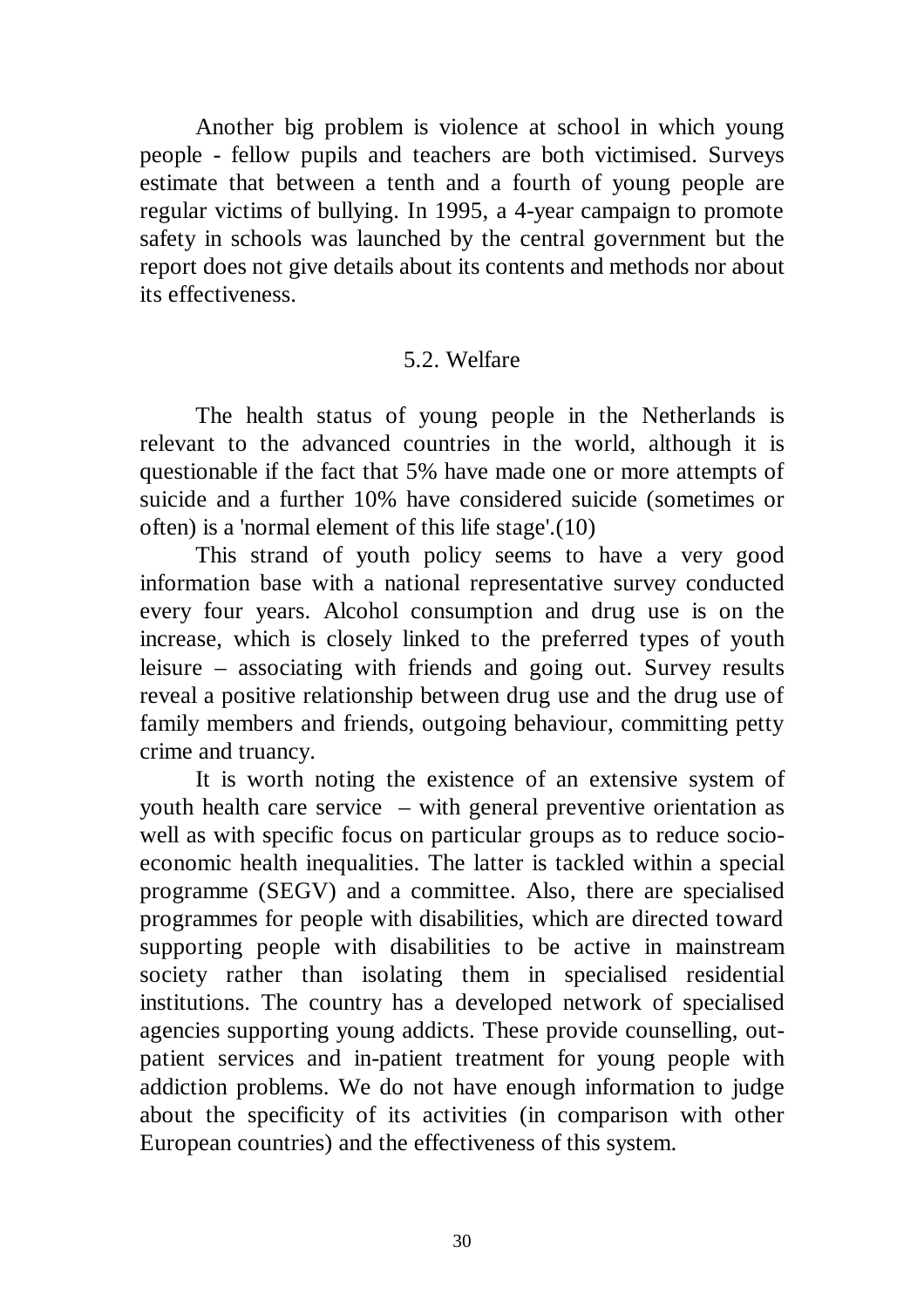Another big problem is violence at school in which young people - fellow pupils and teachers are both victimised. Surveys estimate that between a tenth and a fourth of young people are regular victims of bullying. In 1995, a 4-year campaign to promote safety in schools was launched by the central government but the report does not give details about its contents and methods nor about its effectiveness.

## 5.2. Welfare

The health status of young people in the Netherlands is relevant to the advanced countries in the world, although it is questionable if the fact that 5% have made one or more attempts of suicide and a further 10% have considered suicide (sometimes or often) is a 'normal element of this life stage'.(10)

This strand of youth policy seems to have a very good information base with a national representative survey conducted every four years. Alcohol consumption and drug use is on the increase, which is closely linked to the preferred types of youth leisure – associating with friends and going out. Survey results reveal a positive relationship between drug use and the drug use of family members and friends, outgoing behaviour, committing petty crime and truancy.

It is worth noting the existence of an extensive system of youth health care service – with general preventive orientation as well as with specific focus on particular groups as to reduce socio-economic health inequalities. The latter is tackled within a special programme (SEGV) and a committee. Also, there are specialised programmes for people with disabilities, which are directed toward supporting people with disabilities to be active in mainstream society rather than isolating them in specialised residential institutions. The country has a developed network of specialised agencies supporting young addicts. These provide counselling, out-patient services and in-patient treatment for young people with addiction problems. We do not have enough information to judge about the specificity of its activities (in comparison with other European countries) and the effectiveness of this system.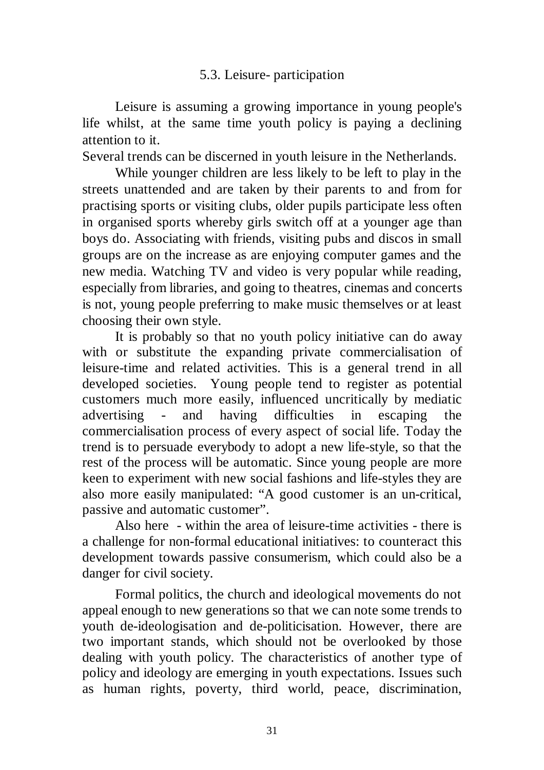## 5.3. Leisure- participation

Leisure is assuming a growing importance in young people's life whilst, at the same time youth policy is paying a declining attention to it.

Several trends can be discerned in youth leisure in the Netherlands.

While younger children are less likely to be left to play in the streets unattended and are taken by their parents to and from for practising sports or visiting clubs, older pupils participate less often in organised sports whereby girls switch off at a younger age than boys do. Associating with friends, visiting pubs and discos in small groups are on the increase as are enjoying computer games and the new media. Watching TV and video is very popular while reading, especially from libraries, and going to theatres, cinemas and concerts is not, young people preferring to make music themselves or at least choosing their own style.

It is probably so that no youth policy initiative can do away with or substitute the expanding private commercialisation of leisure-time and related activities. This is a general trend in all developed societies. Young people tend to register as potential customers much more easily, influenced uncritically by mediatic advertising - and having difficulties in escaping the commercialisation process of every aspect of social life. Today the trend is to persuade everybody to adopt a new life-style, so that the rest of the process will be automatic. Since young people are more keen to experiment with new social fashions and life-styles they are also more easily manipulated: "A good customer is an un-critical, passive and automatic customer".

Also here - within the area of leisure-time activities - there is a challenge for non-formal educational initiatives: to counteract this development towards passive consumerism, which could also be a danger for civil society.

Formal politics, the church and ideological movements do not appeal enough to new generations so that we can note some trends to youth de-ideologisation and de-politicisation. However, there are two important stands, which should not be overlooked by those dealing with youth policy. The characteristics of another type of policy and ideology are emerging in youth expectations. Issues such as human rights, poverty, third world, peace, discrimination,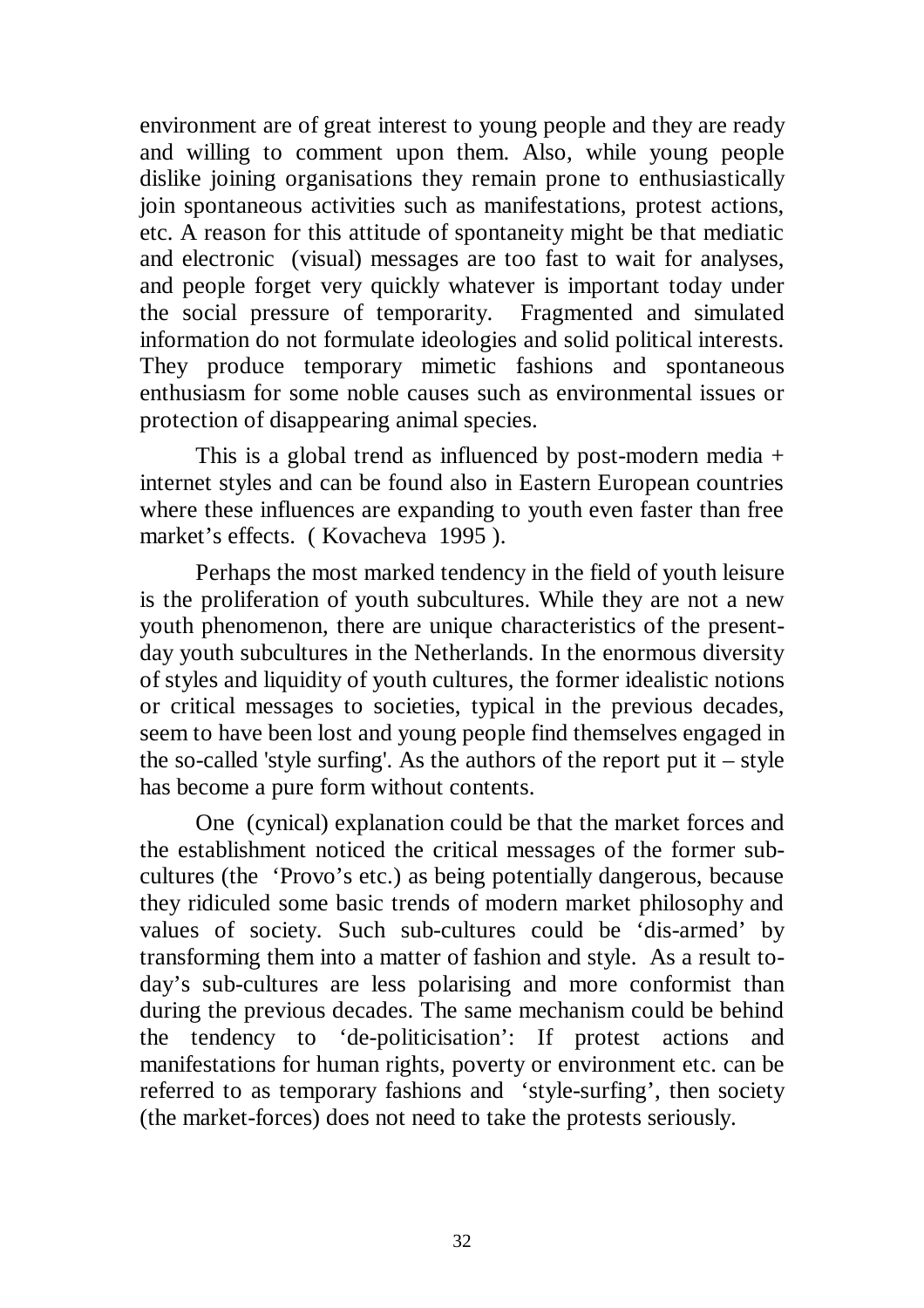environment are of great interest to young people and they are ready and willing to comment upon them. Also, while young people dislike joining organisations they remain prone to enthusiastically join spontaneous activities such as manifestations, protest actions, etc. A reason for this attitude of spontaneity might be that mediatic and electronic (visual) messages are too fast to wait for analyses, and people forget very quickly whatever is important today under the social pressure of temporarity. Fragmented and simulated information do not formulate ideologies and solid political interests. They produce temporary mimetic fashions and spontaneous enthusiasm for some noble causes such as environmental issues or protection of disappearing animal species.

This is a global trend as influenced by post-modern media + internet styles and can be found also in Eastern European countries where these influences are expanding to youth even faster than free market's effects. ( Kovacheva 1995 ).

Perhaps the most marked tendency in the field of youth leisure is the proliferation of youth subcultures. While they are not a new youth phenomenon, there are unique characteristics of the present-day youth subcultures in the Netherlands. In the enormous diversity of styles and liquidity of youth cultures, the former idealistic notions or critical messages to societies, typical in the previous decades, seem to have been lost and young people find themselves engaged in the so-called 'style surfing'. As the authors of the report put it – style has become a pure form without contents.

One (cynical) explanation could be that the market forces and the establishment noticed the critical messages of the former sub-cultures (the 'Provo's etc.) as being potentially dangerous, because they ridiculed some basic trends of modern market philosophy and values of society. Such sub-cultures could be 'dis-armed' by transforming them into a matter of fashion and style. As a result to-day's sub-cultures are less polarising and more conformist than during the previous decades. The same mechanism could be behind the tendency to 'de-politicisation': If protest actions and manifestations for human rights, poverty or environment etc. can be referred to as temporary fashions and 'style-surfing', then society (the market-forces) does not need to take the protests seriously.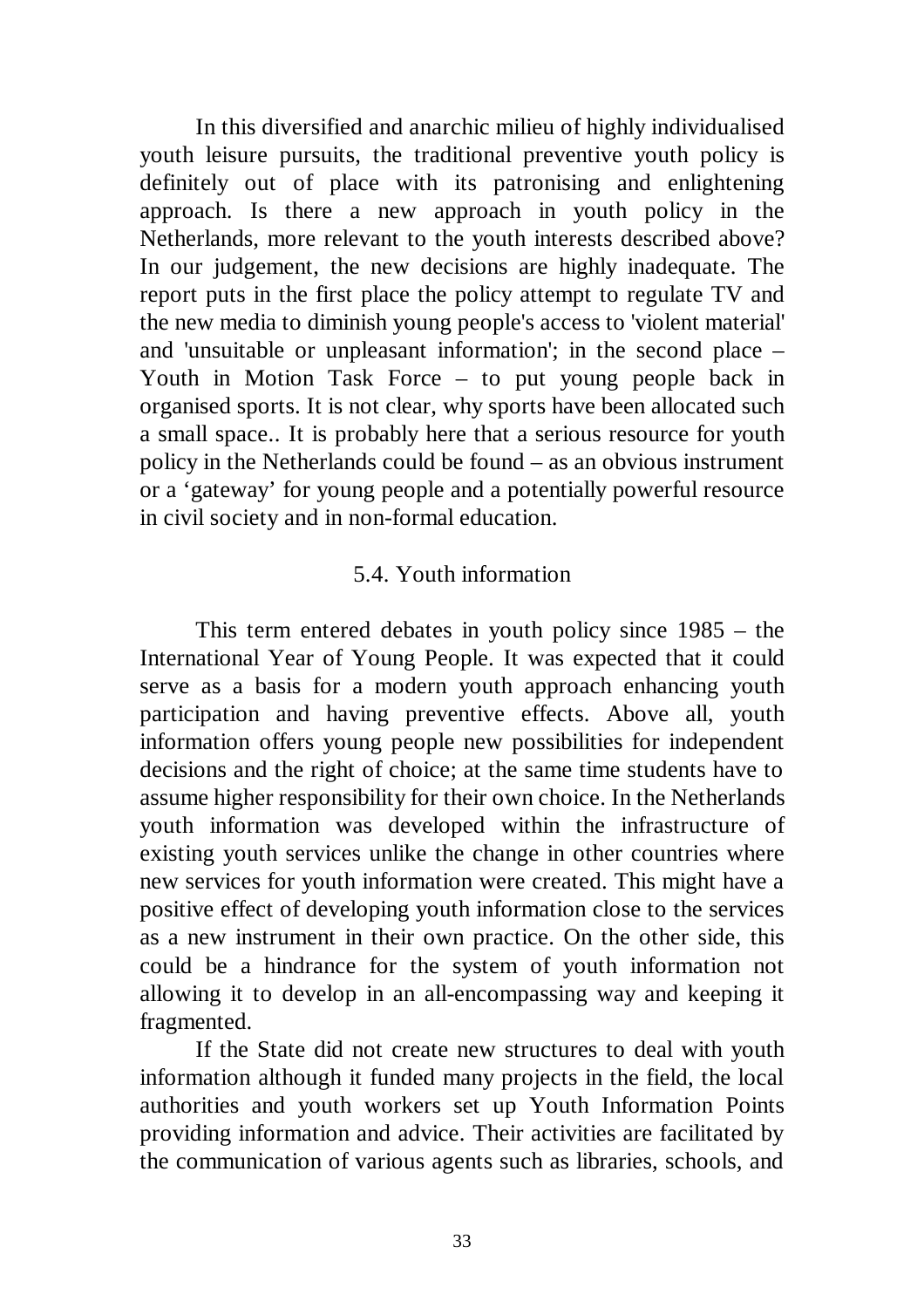In this diversified and anarchic milieu of highly individualised youth leisure pursuits, the traditional preventive youth policy is definitely out of place with its patronising and enlightening approach. Is there a new approach in youth policy in the Netherlands, more relevant to the youth interests described above? In our judgement, the new decisions are highly inadequate. The report puts in the first place the policy attempt to regulate TV and the new media to diminish young people's access to 'violent material' and 'unsuitable or unpleasant information'; in the second place – Youth in Motion Task Force – to put young people back in organised sports. It is not clear, why sports have been allocated such a small space.. It is probably here that a serious resource for youth policy in the Netherlands could be found – as an obvious instrument or a 'gateway' for young people and a potentially powerful resource in civil society and in non-formal education.

### 5.4. Youth information

This term entered debates in youth policy since 1985 – the International Year of Young People. It was expected that it could serve as a basis for a modern youth approach enhancing youth participation and having preventive effects. Above all, youth information offers young people new possibilities for independent decisions and the right of choice; at the same time students have to assume higher responsibility for their own choice. In the Netherlands youth information was developed within the infrastructure of existing youth services unlike the change in other countries where new services for youth information were created. This might have a positive effect of developing youth information close to the services as a new instrument in their own practice. On the other side, this could be a hindrance for the system of youth information not allowing it to develop in an all-encompassing way and keeping it fragmented.

If the State did not create new structures to deal with youth information although it funded many projects in the field, the local authorities and youth workers set up Youth Information Points providing information and advice. Their activities are facilitated by the communication of various agents such as libraries, schools, and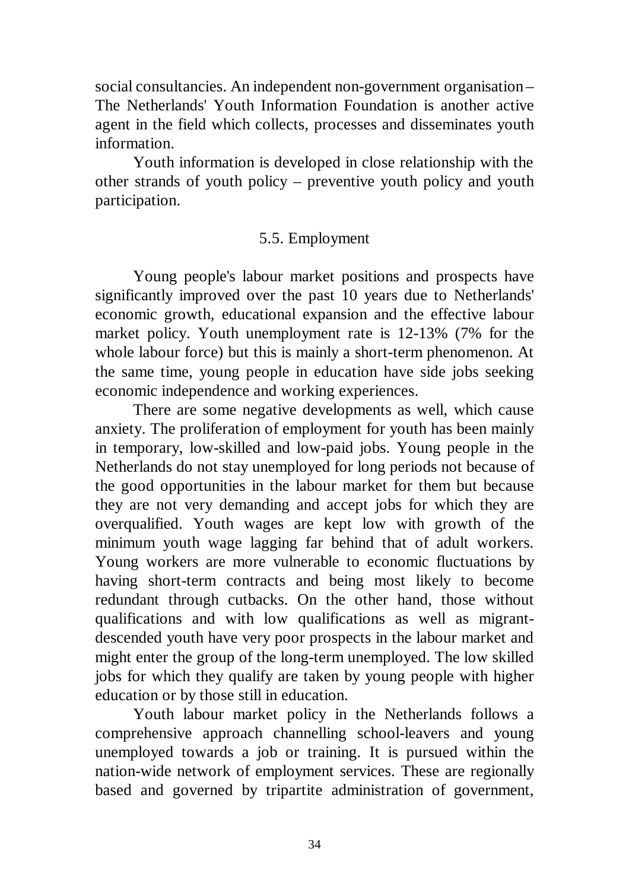social consultancies. An independent non-government organisation – The Netherlands' Youth Information Foundation is another active agent in the field which collects, processes and disseminates youth information.

Youth information is developed in close relationship with the other strands of youth policy – preventive youth policy and youth participation.

## 5.5. Employment

Young people's labour market positions and prospects have significantly improved over the past 10 years due to Netherlands' economic growth, educational expansion and the effective labour market policy. Youth unemployment rate is 12-13% (7% for the whole labour force) but this is mainly a short-term phenomenon. At the same time, young people in education have side jobs seeking economic independence and working experiences.

There are some negative developments as well, which cause anxiety. The proliferation of employment for youth has been mainly in temporary, low-skilled and low-paid jobs. Young people in the Netherlands do not stay unemployed for long periods not because of the good opportunities in the labour market for them but because they are not very demanding and accept jobs for which they are overqualified. Youth wages are kept low with growth of the minimum youth wage lagging far behind that of adult workers. Young workers are more vulnerable to economic fluctuations by having short-term contracts and being most likely to become redundant through cutbacks. On the other hand, those without qualifications and with low qualifications as well as migrant-descended youth have very poor prospects in the labour market and might enter the group of the long-term unemployed. The low skilled jobs for which they qualify are taken by young people with higher education or by those still in education.

Youth labour market policy in the Netherlands follows a comprehensive approach channelling school-leavers and young unemployed towards a job or training. It is pursued within the nation-wide network of employment services. These are regionally based and governed by tripartite administration of government,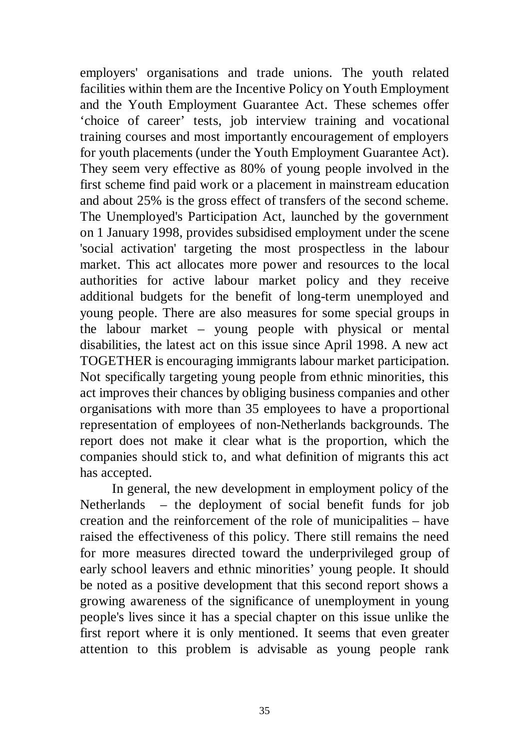employers' organisations and trade unions. The youth related facilities within them are the Incentive Policy on Youth Employment and the Youth Employment Guarantee Act. These schemes offer 'choice of career' tests, job interview training and vocational training courses and most importantly encouragement of employers for youth placements (under the Youth Employment Guarantee Act). They seem very effective as 80% of young people involved in the first scheme find paid work or a placement in mainstream education and about 25% is the gross effect of transfers of the second scheme. The Unemployed's Participation Act, launched by the government on 1 January 1998, provides subsidised employment under the scene 'social activation' targeting the most prospectless in the labour market. This act allocates more power and resources to the local authorities for active labour market policy and they receive additional budgets for the benefit of long-term unemployed and young people. There are also measures for some special groups in the labour market – young people with physical or mental disabilities, the latest act on this issue since April 1998. A new act TOGETHER is encouraging immigrants labour market participation. Not specifically targeting young people from ethnic minorities, this act improves their chances by obliging business companies and other organisations with more than 35 employees to have a proportional representation of employees of non-Netherlands backgrounds. The report does not make it clear what is the proportion, which the companies should stick to, and what definition of migrants this act has accepted.

In general, the new development in employment policy of the Netherlands – the deployment of social benefit funds for job creation and the reinforcement of the role of municipalities – have raised the effectiveness of this policy. There still remains the need for more measures directed toward the underprivileged group of early school leavers and ethnic minorities' young people. It should be noted as a positive development that this second report shows a growing awareness of the significance of unemployment in young people's lives since it has a special chapter on this issue unlike the first report where it is only mentioned. It seems that even greater attention to this problem is advisable as young people rank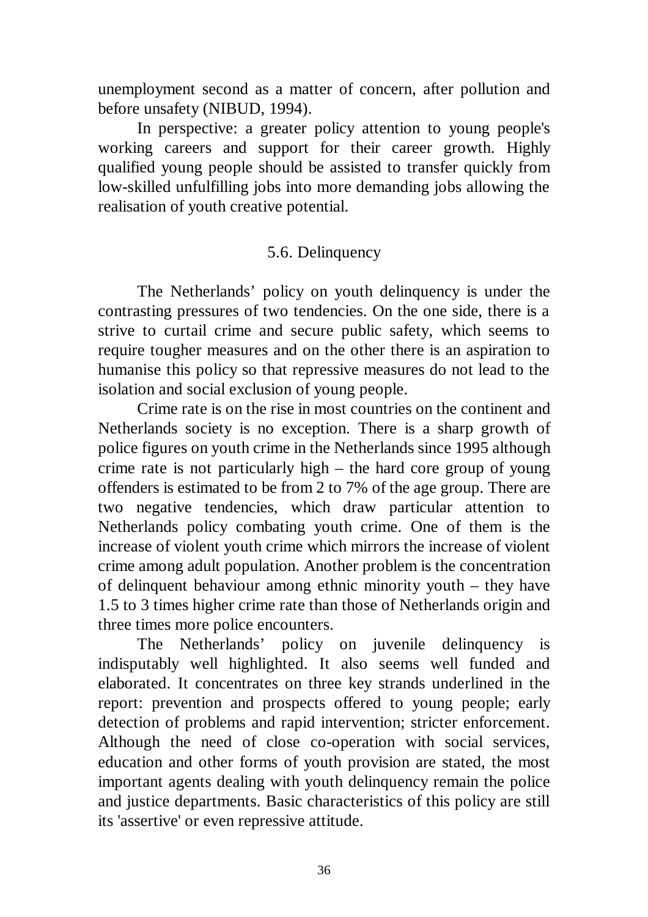unemployment second as a matter of concern, after pollution and before unsafety (NIBUD, 1994).

In perspective: a greater policy attention to young people's working careers and support for their career growth. Highly qualified young people should be assisted to transfer quickly from low-skilled unfulfilling jobs into more demanding jobs allowing the realisation of youth creative potential.

### 5.6. Delinquency

The Netherlands' policy on youth delinquency is under the contrasting pressures of two tendencies. On the one side, there is a strive to curtail crime and secure public safety, which seems to require tougher measures and on the other there is an aspiration to humanise this policy so that repressive measures do not lead to the isolation and social exclusion of young people.

Crime rate is on the rise in most countries on the continent and Netherlands society is no exception. There is a sharp growth of police figures on youth crime in the Netherlands since 1995 although crime rate is not particularly high – the hard core group of young offenders is estimated to be from 2 to 7% of the age group. There are two negative tendencies, which draw particular attention to Netherlands policy combating youth crime. One of them is the increase of violent youth crime which mirrors the increase of violent crime among adult population. Another problem is the concentration of delinquent behaviour among ethnic minority youth – they have 1.5 to 3 times higher crime rate than those of Netherlands origin and three times more police encounters.

The Netherlands' policy on juvenile delinquency is indisputably well highlighted. It also seems well funded and elaborated. It concentrates on three key strands underlined in the report: prevention and prospects offered to young people; early detection of problems and rapid intervention; stricter enforcement. Although the need of close co-operation with social services, education and other forms of youth provision are stated, the most important agents dealing with youth delinquency remain the police and justice departments. Basic characteristics of this policy are still its 'assertive' or even repressive attitude.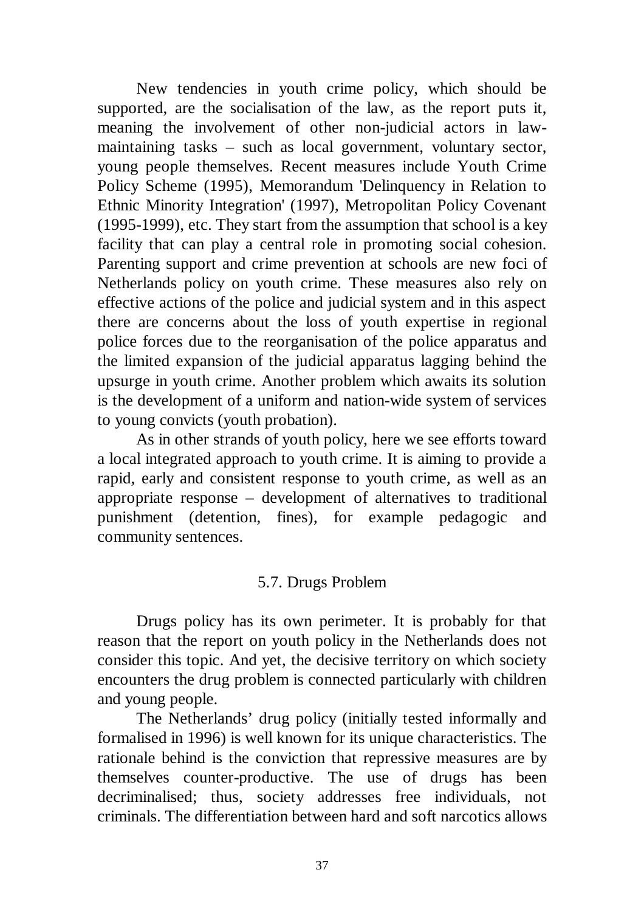New tendencies in youth crime policy, which should be supported, are the socialisation of the law, as the report puts it, meaning the involvement of other non-judicial actors in law-maintaining tasks – such as local government, voluntary sector, young people themselves. Recent measures include Youth Crime Policy Scheme (1995), Memorandum 'Delinquency in Relation to Ethnic Minority Integration' (1997), Metropolitan Policy Covenant (1995-1999), etc. They start from the assumption that school is a key facility that can play a central role in promoting social cohesion. Parenting support and crime prevention at schools are new foci of Netherlands policy on youth crime. These measures also rely on effective actions of the police and judicial system and in this aspect there are concerns about the loss of youth expertise in regional police forces due to the reorganisation of the police apparatus and the limited expansion of the judicial apparatus lagging behind the upsurge in youth crime. Another problem which awaits its solution is the development of a uniform and nation-wide system of services to young convicts (youth probation).

As in other strands of youth policy, here we see efforts toward a local integrated approach to youth crime. It is aiming to provide a rapid, early and consistent response to youth crime, as well as an appropriate response – development of alternatives to traditional punishment (detention, fines), for example pedagogic and community sentences.

## 5.7. Drugs Problem

Drugs policy has its own perimeter. It is probably for that reason that the report on youth policy in the Netherlands does not consider this topic. And yet, the decisive territory on which society encounters the drug problem is connected particularly with children and young people.

The Netherlands' drug policy (initially tested informally and formalised in 1996) is well known for its unique characteristics. The rationale behind is the conviction that repressive measures are by themselves counter-productive. The use of drugs has been decriminalised; thus, society addresses free individuals, not criminals. The differentiation between hard and soft narcotics allows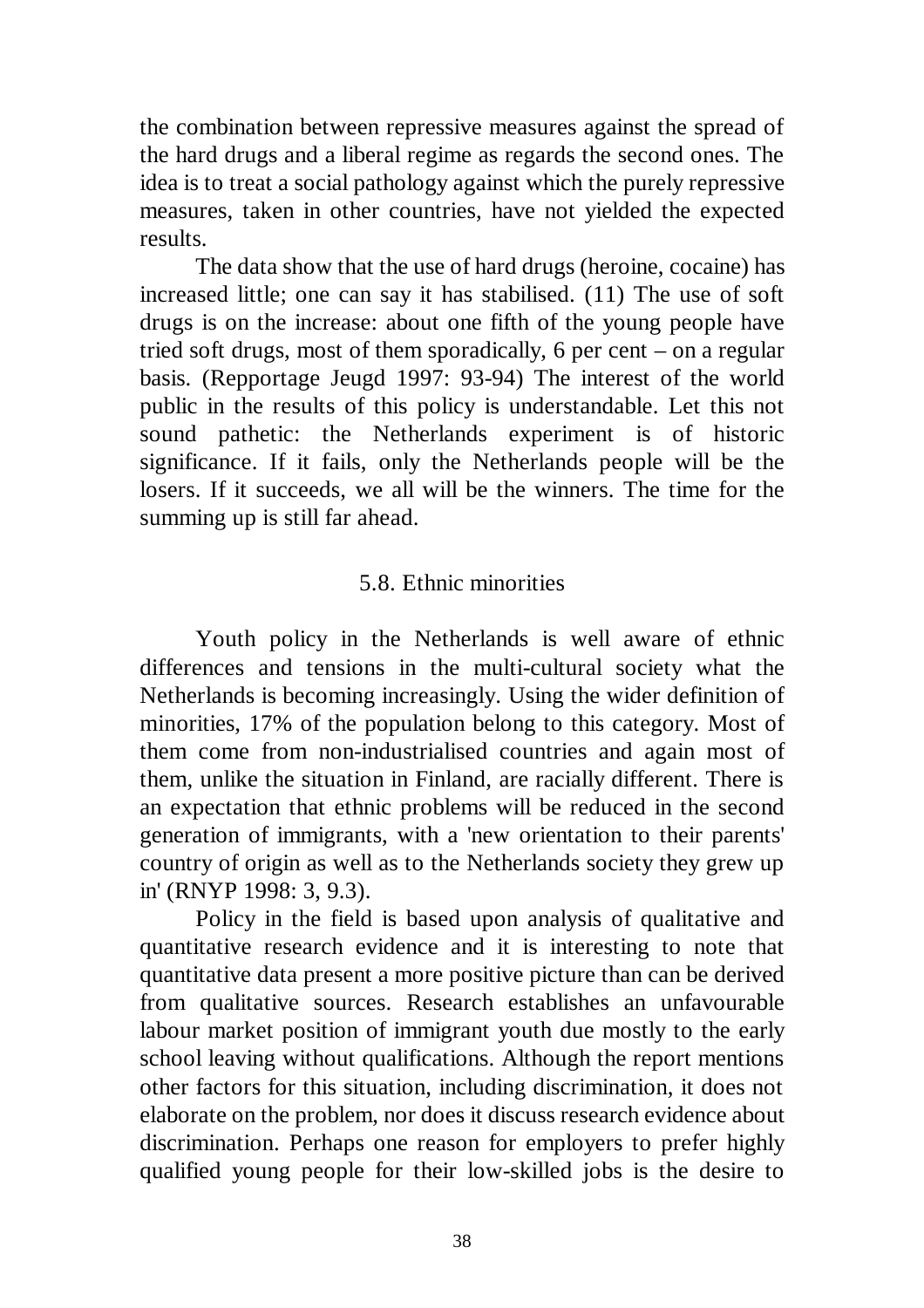the combination between repressive measures against the spread of the hard drugs and a liberal regime as regards the second ones. The idea is to treat a social pathology against which the purely repressive measures, taken in other countries, have not yielded the expected results.

The data show that the use of hard drugs (heroine, cocaine) has increased little; one can say it has stabilised. (11) The use of soft drugs is on the increase: about one fifth of the young people have tried soft drugs, most of them sporadically, 6 per cent – on a regular basis. (Repportage Jeugd 1997: 93-94) The interest of the world public in the results of this policy is understandable. Let this not sound pathetic: the Netherlands experiment is of historic significance. If it fails, only the Netherlands people will be the losers. If it succeeds, we all will be the winners. The time for the summing up is still far ahead.

## 5.8. Ethnic minorities

Youth policy in the Netherlands is well aware of ethnic differences and tensions in the multi-cultural society what the Netherlands is becoming increasingly. Using the wider definition of minorities, 17% of the population belong to this category. Most of them come from non-industrialised countries and again most of them, unlike the situation in Finland, are racially different. There is an expectation that ethnic problems will be reduced in the second generation of immigrants, with a 'new orientation to their parents' country of origin as well as to the Netherlands society they grew up in' (RNYP 1998: 3, 9.3).

Policy in the field is based upon analysis of qualitative and quantitative research evidence and it is interesting to note that quantitative data present a more positive picture than can be derived from qualitative sources. Research establishes an unfavourable labour market position of immigrant youth due mostly to the early school leaving without qualifications. Although the report mentions other factors for this situation, including discrimination, it does not elaborate on the problem, nor does it discuss research evidence about discrimination. Perhaps one reason for employers to prefer highly qualified young people for their low-skilled jobs is the desire to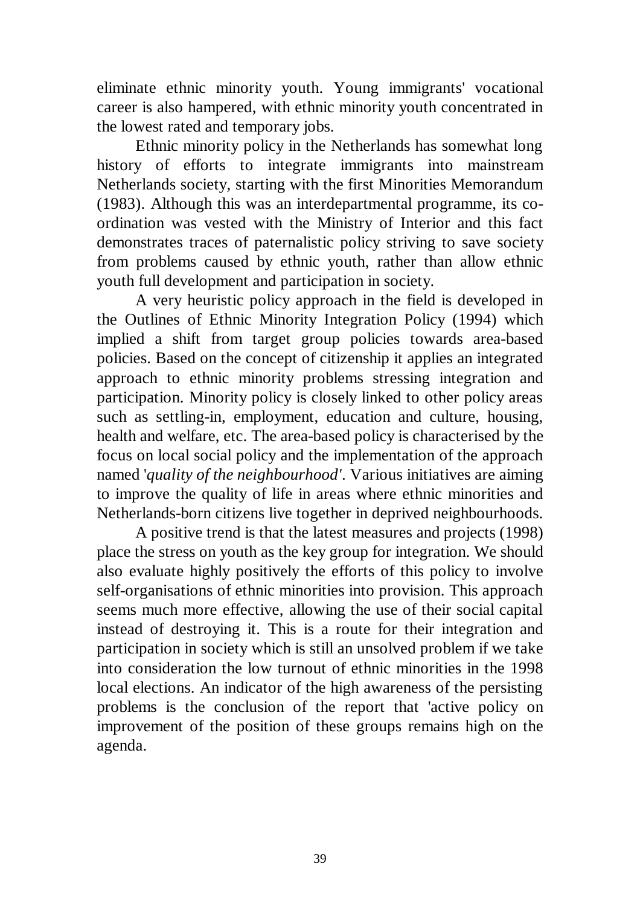eliminate ethnic minority youth. Young immigrants' vocational career is also hampered, with ethnic minority youth concentrated in the lowest rated and temporary jobs.

Ethnic minority policy in the Netherlands has somewhat long history of efforts to integrate immigrants into mainstream Netherlands society, starting with the first Minorities Memorandum (1983). Although this was an interdepartmental programme, its co-ordination was vested with the Ministry of Interior and this fact demonstrates traces of paternalistic policy striving to save society from problems caused by ethnic youth, rather than allow ethnic youth full development and participation in society.

A very heuristic policy approach in the field is developed in the Outlines of Ethnic Minority Integration Policy (1994) which implied a shift from target group policies towards area-based policies. Based on the concept of citizenship it applies an integrated approach to ethnic minority problems stressing integration and participation. Minority policy is closely linked to other policy areas such as settling-in, employment, education and culture, housing, health and welfare, etc. The area-based policy is characterised by the focus on local social policy and the implementation of the approach named '*quality of the neighbourhood'*. Various initiatives are aiming to improve the quality of life in areas where ethnic minorities and Netherlands-born citizens live together in deprived neighbourhoods.

A positive trend is that the latest measures and projects (1998) place the stress on youth as the key group for integration. We should also evaluate highly positively the efforts of this policy to involve self-organisations of ethnic minorities into provision. This approach seems much more effective, allowing the use of their social capital instead of destroying it. This is a route for their integration and participation in society which is still an unsolved problem if we take into consideration the low turnout of ethnic minorities in the 1998 local elections. An indicator of the high awareness of the persisting problems is the conclusion of the report that 'active policy on improvement of the position of these groups remains high on the agenda.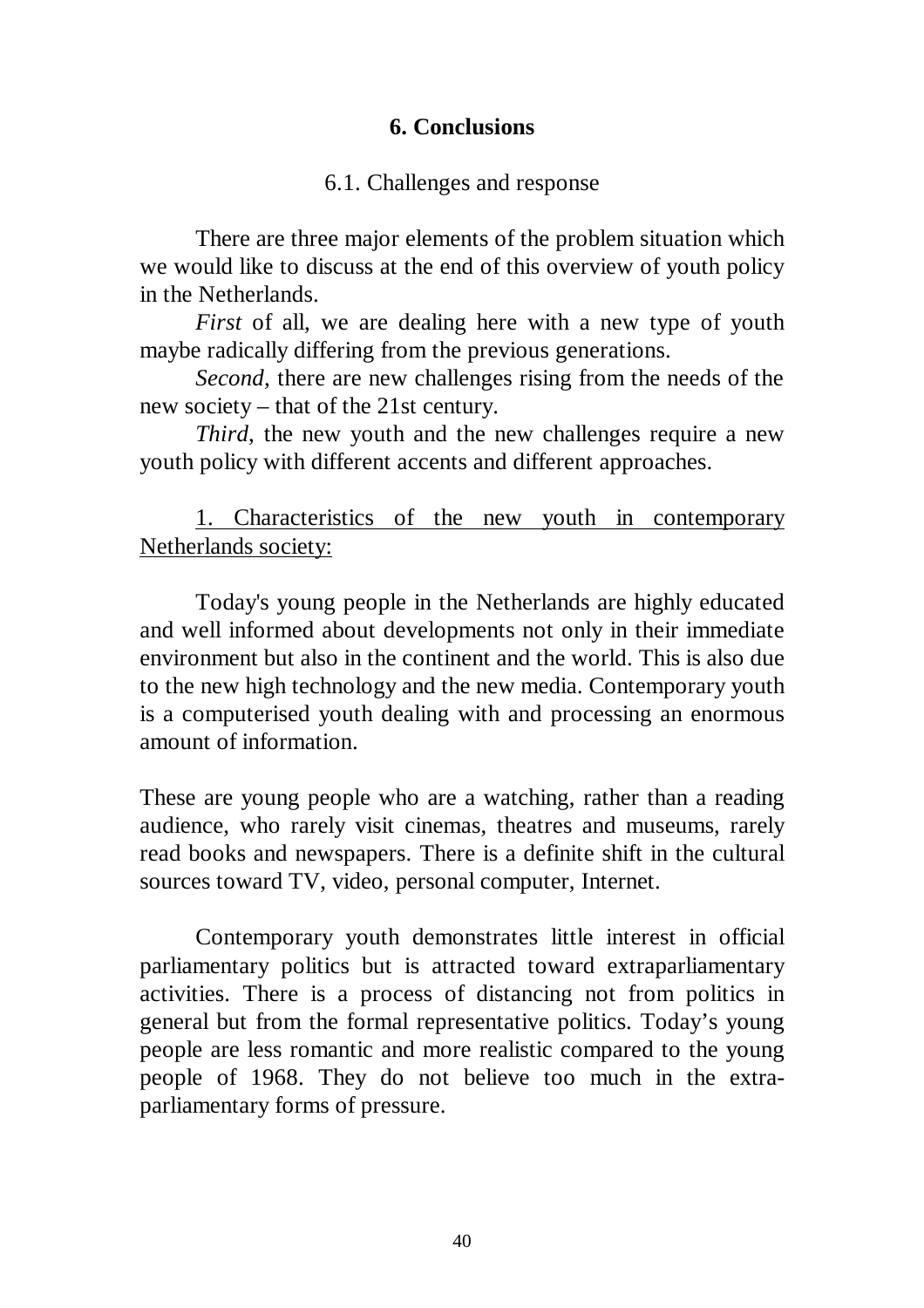## 6. Conclusions

### 6.1. Challenges and response

There are three major elements of the problem situation which we would like to discuss at the end of this overview of youth policy in the Netherlands.

*First* of all, we are dealing here with a new type of youth maybe radically differing from the previous generations.

*Second*, there are new challenges rising from the needs of the new society – that of the 21st century.

*Third*, the new youth and the new challenges require a new youth policy with different accents and different approaches.

<u>1. Characteristics of the new youth in contemporary Netherlands society:</u>

Today's young people in the Netherlands are highly educated and well informed about developments not only in their immediate environment but also in the continent and the world. This is also due to the new high technology and the new media. Contemporary youth is a computerised youth dealing with and processing an enormous amount of information.

These are young people who are a watching, rather than a reading audience, who rarely visit cinemas, theatres and museums, rarely read books and newspapers. There is a definite shift in the cultural sources toward TV, video, personal computer, Internet.

Contemporary youth demonstrates little interest in official parliamentary politics but is attracted toward extraparliamentary activities. There is a process of distancing not from politics in general but from the formal representative politics. Today's young people are less romantic and more realistic compared to the young people of 1968. They do not believe too much in the extra-parliamentary forms of pressure.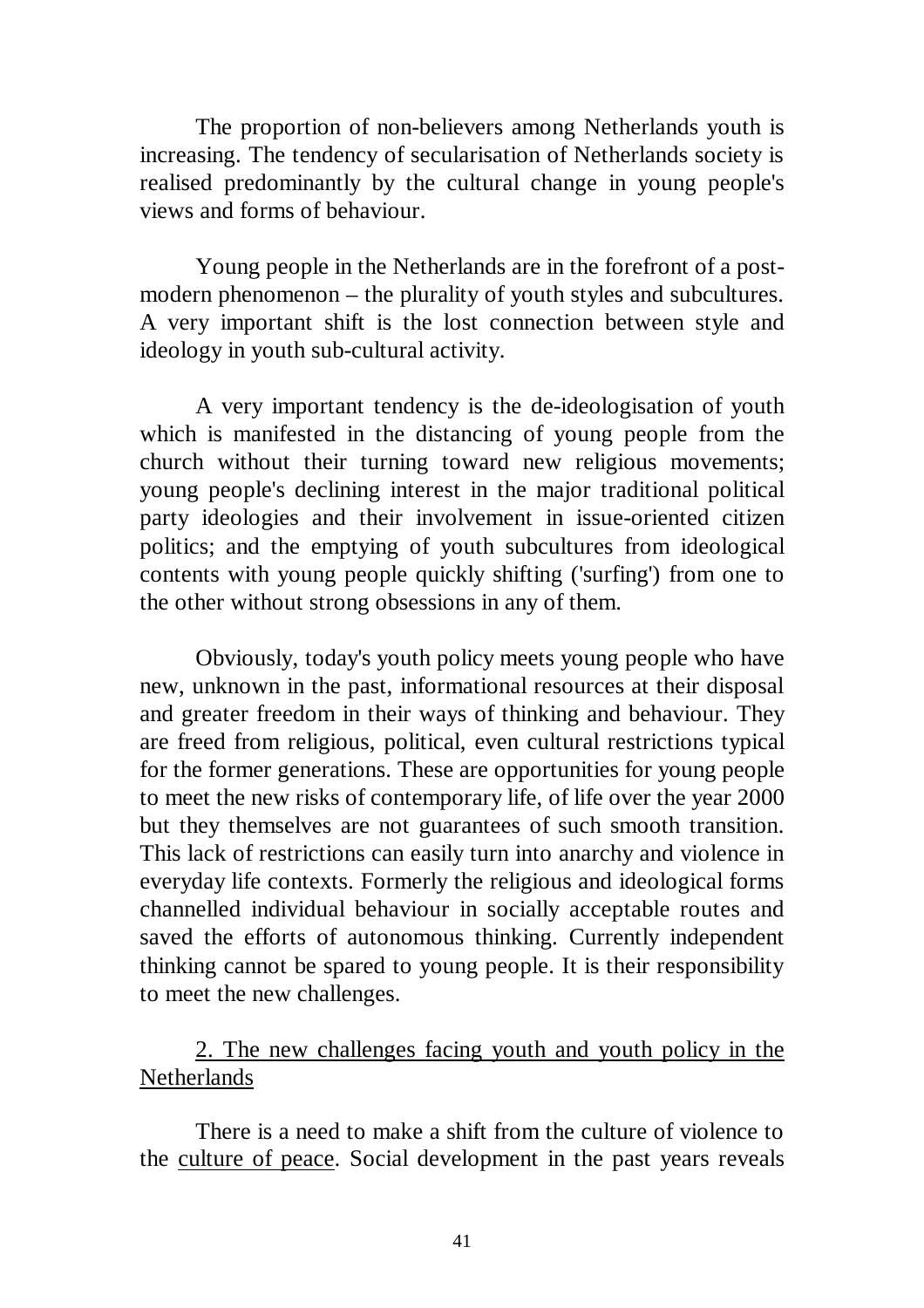The proportion of non-believers among Netherlands youth is increasing. The tendency of secularisation of Netherlands society is realised predominantly by the cultural change in young people's views and forms of behaviour.

Young people in the Netherlands are in the forefront of a post-modern phenomenon – the plurality of youth styles and subcultures. A very important shift is the lost connection between style and ideology in youth sub-cultural activity.

A very important tendency is the de-ideologisation of youth which is manifested in the distancing of young people from the church without their turning toward new religious movements; young people's declining interest in the major traditional political party ideologies and their involvement in issue-oriented citizen politics; and the emptying of youth subcultures from ideological contents with young people quickly shifting ('surfing') from one to the other without strong obsessions in any of them.

Obviously, today's youth policy meets young people who have new, unknown in the past, informational resources at their disposal and greater freedom in their ways of thinking and behaviour. They are freed from religious, political, even cultural restrictions typical for the former generations. These are opportunities for young people to meet the new risks of contemporary life, of life over the year 2000 but they themselves are not guarantees of such smooth transition. This lack of restrictions can easily turn into anarchy and violence in everyday life contexts. Formerly the religious and ideological forms channelled individual behaviour in socially acceptable routes and saved the efforts of autonomous thinking. Currently independent thinking cannot be spared to young people. It is their responsibility to meet the new challenges.

## 2. The new challenges facing youth and youth policy in the Netherlands

There is a need to make a shift from the culture of violence to the culture of peace. Social development in the past years reveals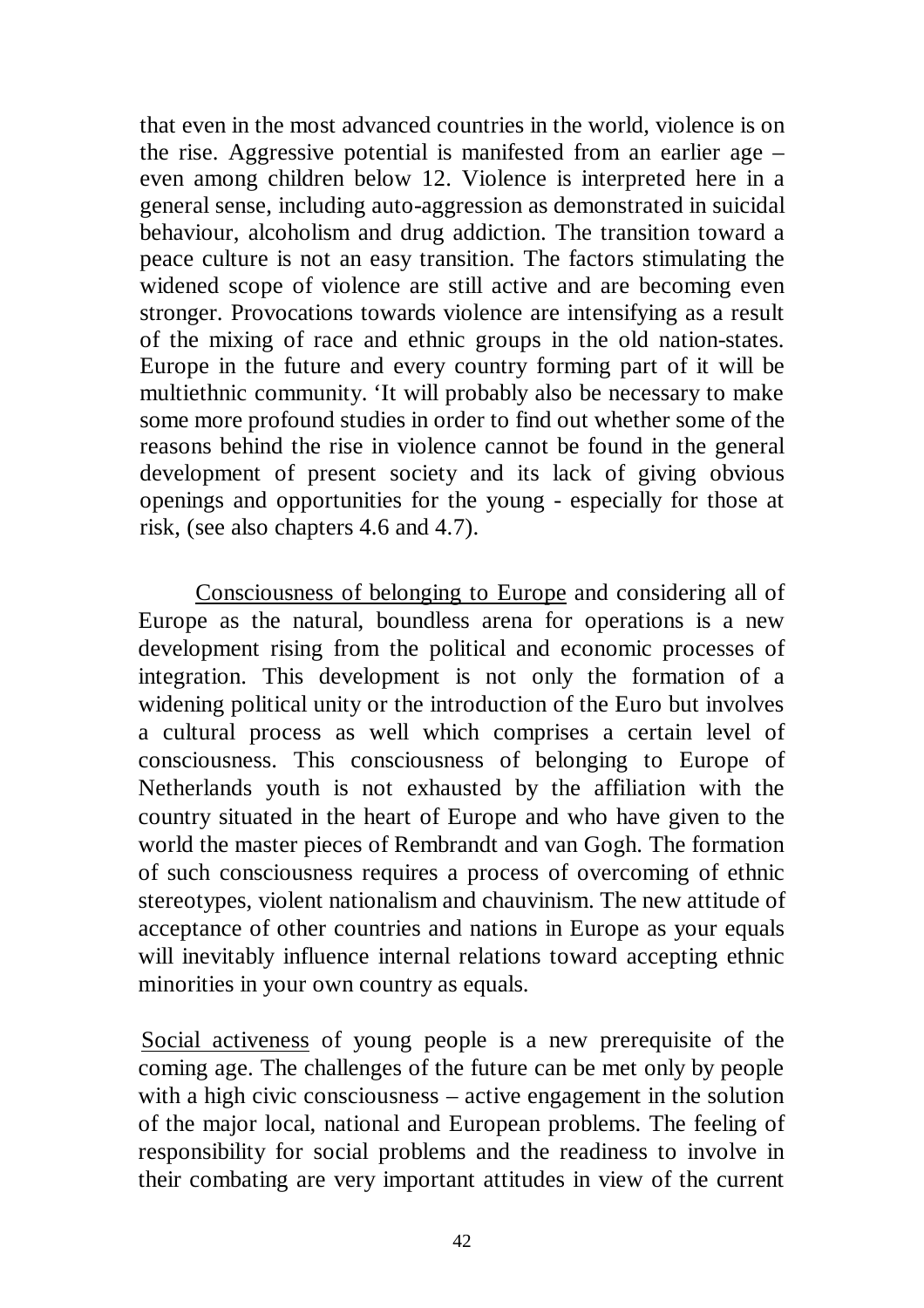that even in the most advanced countries in the world, violence is on the rise. Aggressive potential is manifested from an earlier age – even among children below 12. Violence is interpreted here in a general sense, including auto-aggression as demonstrated in suicidal behaviour, alcoholism and drug addiction. The transition toward a peace culture is not an easy transition. The factors stimulating the widened scope of violence are still active and are becoming even stronger. Provocations towards violence are intensifying as a result of the mixing of race and ethnic groups in the old nation-states. Europe in the future and every country forming part of it will be multiethnic community. 'It will probably also be necessary to make some more profound studies in order to find out whether some of the reasons behind the rise in violence cannot be found in the general development of present society and its lack of giving obvious openings and opportunities for the young - especially for those at risk, (see also chapters 4.6 and 4.7).

Consciousness of belonging to Europe and considering all of Europe as the natural, boundless arena for operations is a new development rising from the political and economic processes of integration. This development is not only the formation of a widening political unity or the introduction of the Euro but involves a cultural process as well which comprises a certain level of consciousness. This consciousness of belonging to Europe of Netherlands youth is not exhausted by the affiliation with the country situated in the heart of Europe and who have given to the world the master pieces of Rembrandt and van Gogh. The formation of such consciousness requires a process of overcoming of ethnic stereotypes, violent nationalism and chauvinism. The new attitude of acceptance of other countries and nations in Europe as your equals will inevitably influence internal relations toward accepting ethnic minorities in your own country as equals.

Social activeness of young people is a new prerequisite of the coming age. The challenges of the future can be met only by people with a high civic consciousness – active engagement in the solution of the major local, national and European problems. The feeling of responsibility for social problems and the readiness to involve in their combating are very important attitudes in view of the current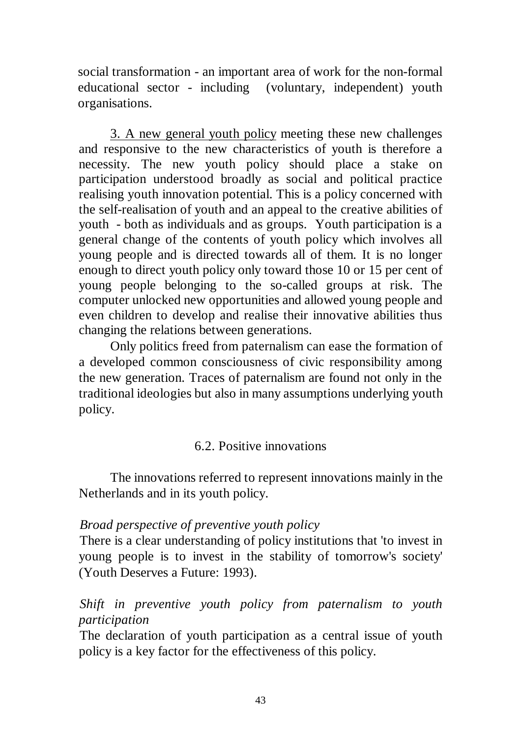social transformation - an important area of work for the non-formal educational sector - including (voluntary, independent) youth organisations.

3. A new general youth policy meeting these new challenges and responsive to the new characteristics of youth is therefore a necessity. The new youth policy should place a stake on participation understood broadly as social and political practice realising youth innovation potential. This is a policy concerned with the self-realisation of youth and an appeal to the creative abilities of youth - both as individuals and as groups. Youth participation is a general change of the contents of youth policy which involves all young people and is directed towards all of them. It is no longer enough to direct youth policy only toward those 10 or 15 per cent of young people belonging to the so-called groups at risk. The computer unlocked new opportunities and allowed young people and even children to develop and realise their innovative abilities thus changing the relations between generations.

Only politics freed from paternalism can ease the formation of a developed common consciousness of civic responsibility among the new generation. Traces of paternalism are found not only in the traditional ideologies but also in many assumptions underlying youth policy.

### 6.2. Positive innovations

The innovations referred to represent innovations mainly in the Netherlands and in its youth policy.

*Broad perspective of preventive youth policy*
There is a clear understanding of policy institutions that 'to invest in young people is to invest in the stability of tomorrow's society' (Youth Deserves a Future: 1993).

*Shift in preventive youth policy from paternalism to youth participation*
The declaration of youth participation as a central issue of youth policy is a key factor for the effectiveness of this policy.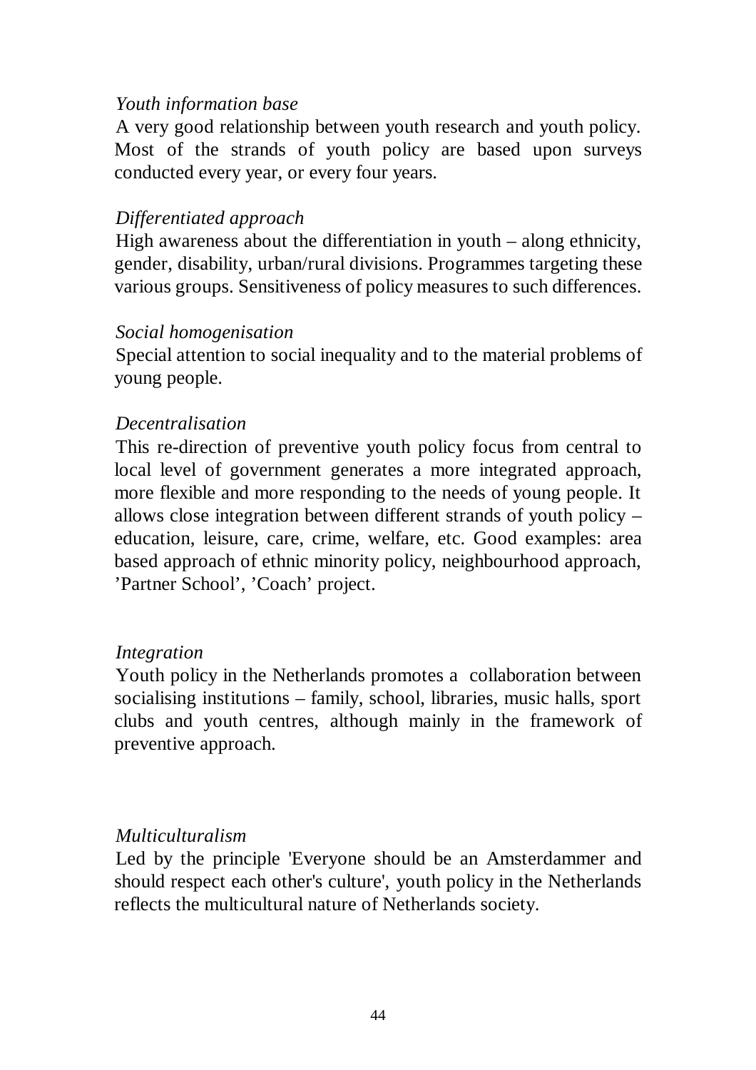*Youth information base*

A very good relationship between youth research and youth policy. Most of the strands of youth policy are based upon surveys conducted every year, or every four years.

*Differentiated approach*

High awareness about the differentiation in youth – along ethnicity, gender, disability, urban/rural divisions. Programmes targeting these various groups. Sensitiveness of policy measures to such differences.

*Social homogenisation*

Special attention to social inequality and to the material problems of young people.

*Decentralisation*

This re-direction of preventive youth policy focus from central to local level of government generates a more integrated approach, more flexible and more responding to the needs of young people. It allows close integration between different strands of youth policy – education, leisure, care, crime, welfare, etc. Good examples: area based approach of ethnic minority policy, neighbourhood approach, 'Partner School', 'Coach' project.

*Integration*

Youth policy in the Netherlands promotes a collaboration between socialising institutions – family, school, libraries, music halls, sport clubs and youth centres, although mainly in the framework of preventive approach.

*Multiculturalism*

Led by the principle 'Everyone should be an Amsterdammer and should respect each other's culture', youth policy in the Netherlands reflects the multicultural nature of Netherlands society.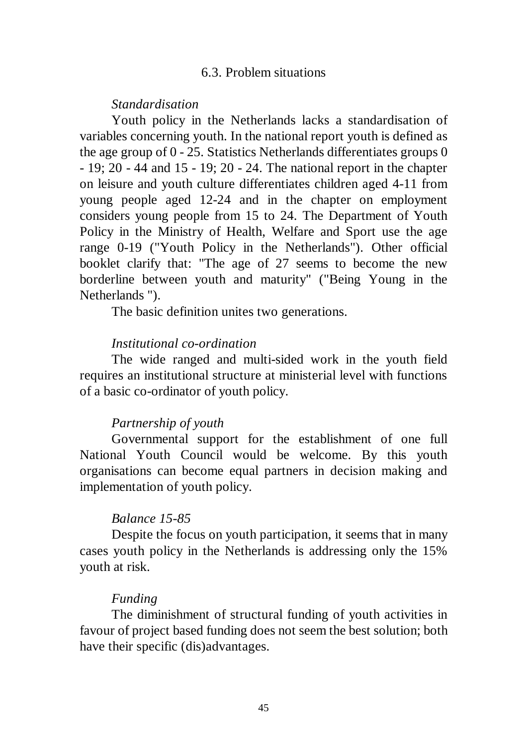## 6.3. Problem situations

*Standardisation*

Youth policy in the Netherlands lacks a standardisation of variables concerning youth. In the national report youth is defined as the age group of 0 - 25. Statistics Netherlands differentiates groups 0 - 19; 20 - 44 and 15 - 19; 20 - 24. The national report in the chapter on leisure and youth culture differentiates children aged 4-11 from young people aged 12-24 and in the chapter on employment considers young people from 15 to 24. The Department of Youth Policy in the Ministry of Health, Welfare and Sport use the age range 0-19 ("Youth Policy in the Netherlands"). Other official booklet clarify that: "The age of 27 seems to become the new borderline between youth and maturity" ("Being Young in the Netherlands ").

The basic definition unites two generations.

*Institutional co-ordination*

The wide ranged and multi-sided work in the youth field requires an institutional structure at ministerial level with functions of a basic co-ordinator of youth policy.

*Partnership of youth*

Governmental support for the establishment of one full National Youth Council would be welcome. By this youth organisations can become equal partners in decision making and implementation of youth policy.

*Balance 15-85*

Despite the focus on youth participation, it seems that in many cases youth policy in the Netherlands is addressing only the 15% youth at risk.

*Funding*

The diminishment of structural funding of youth activities in favour of project based funding does not seem the best solution; both have their specific (dis)advantages.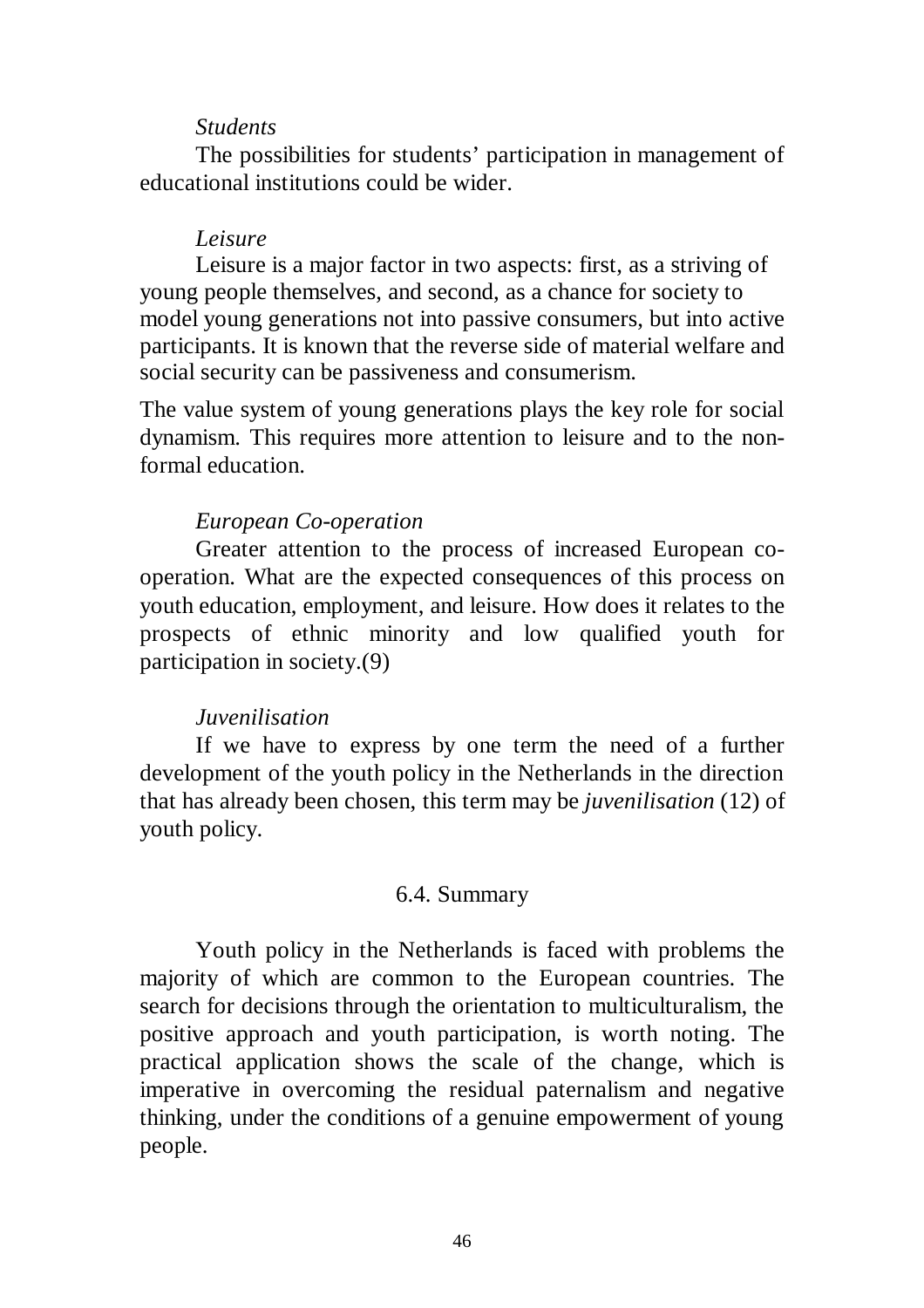*Students*

The possibilities for students' participation in management of educational institutions could be wider.

*Leisure*

Leisure is a major factor in two aspects: first, as a striving of young people themselves, and second, as a chance for society to model young generations not into passive consumers, but into active participants. It is known that the reverse side of material welfare and social security can be passiveness and consumerism.

The value system of young generations plays the key role for social dynamism. This requires more attention to leisure and to the non-formal education.

*European Co-operation*

Greater attention to the process of increased European co-operation. What are the expected consequences of this process on youth education, employment, and leisure. How does it relates to the prospects of ethnic minority and low qualified youth for participation in society.(9)

*Juvenilisation*

If we have to express by one term the need of a further development of the youth policy in the Netherlands in the direction that has already been chosen, this term may be *juvenilisation* (12) of youth policy.

## 6.4. Summary

Youth policy in the Netherlands is faced with problems the majority of which are common to the European countries. The search for decisions through the orientation to multiculturalism, the positive approach and youth participation, is worth noting. The practical application shows the scale of the change, which is imperative in overcoming the residual paternalism and negative thinking, under the conditions of a genuine empowerment of young people.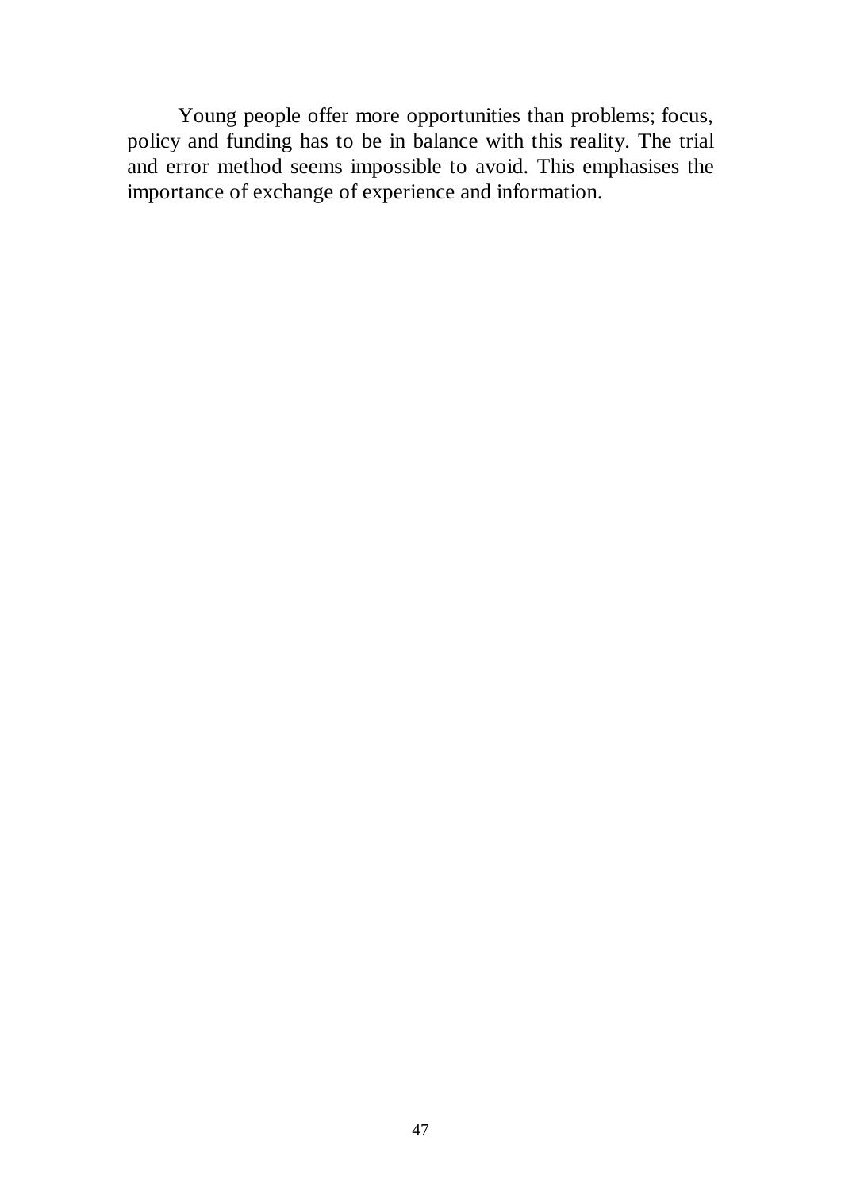Young people offer more opportunities than problems; focus, policy and funding has to be in balance with this reality. The trial and error method seems impossible to avoid. This emphasises the importance of exchange of experience and information.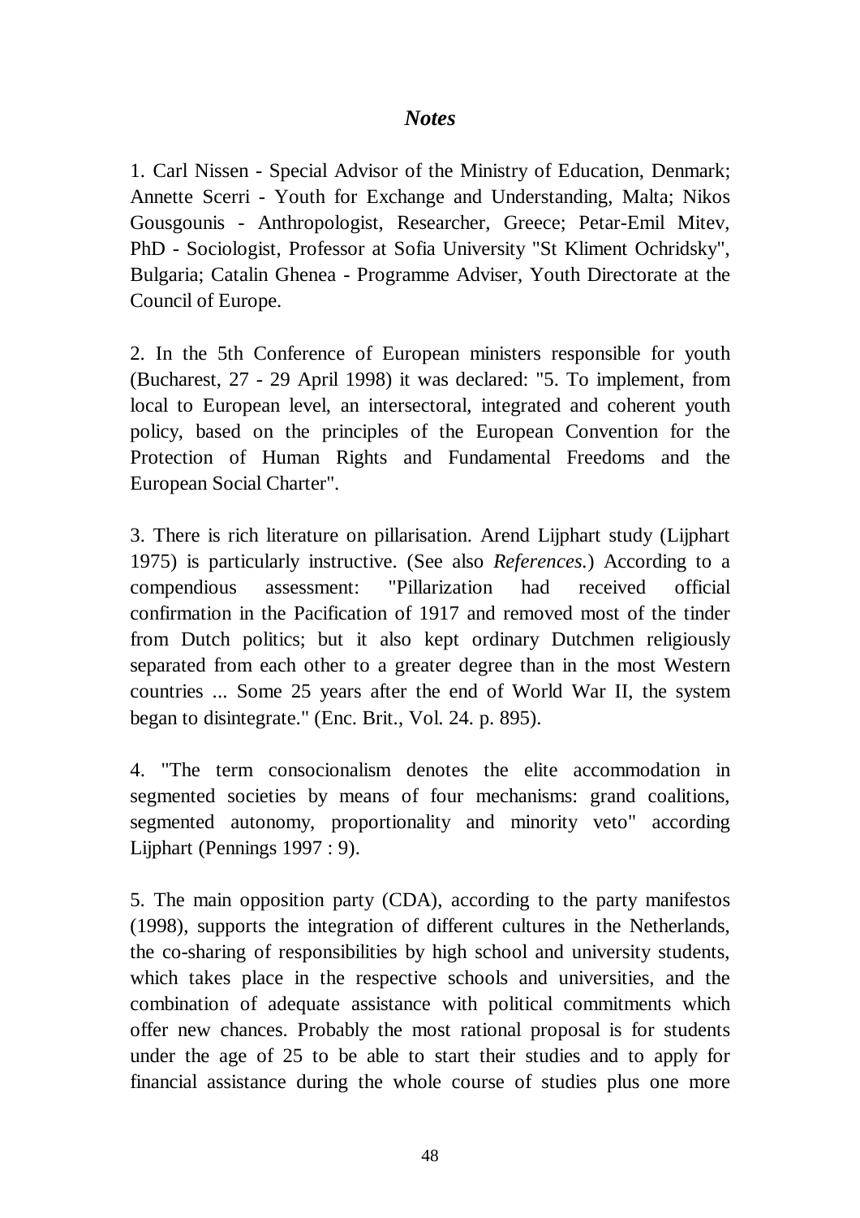## *Notes*

1. Carl Nissen - Special Advisor of the Ministry of Education, Denmark; Annette Scerri - Youth for Exchange and Understanding, Malta; Nikos Gousgounis - Anthropologist, Researcher, Greece; Petar-Emil Mitev, PhD - Sociologist, Professor at Sofia University "St Kliment Ochridsky", Bulgaria; Catalin Ghenea - Programme Adviser, Youth Directorate at the Council of Europe.

2. In the 5th Conference of European ministers responsible for youth (Bucharest, 27 - 29 April 1998) it was declared: "5. To implement, from local to European level, an intersectoral, integrated and coherent youth policy, based on the principles of the European Convention for the Protection of Human Rights and Fundamental Freedoms and the European Social Charter".

3. There is rich literature on pillarisation. Arend Lijphart study (Lijphart 1975) is particularly instructive. (See also *References.*) According to a compendious assessment: "Pillarization had received official confirmation in the Pacification of 1917 and removed most of the tinder from Dutch politics; but it also kept ordinary Dutchmen religiously separated from each other to a greater degree than in the most Western countries ... Some 25 years after the end of World War II, the system began to disintegrate." (Enc. Brit., Vol. 24. p. 895).

4. "The term consocionalism denotes the elite accommodation in segmented societies by means of four mechanisms: grand coalitions, segmented autonomy, proportionality and minority veto" according Lijphart (Pennings 1997 : 9).

5. The main opposition party (CDA), according to the party manifestos (1998), supports the integration of different cultures in the Netherlands, the co-sharing of responsibilities by high school and university students, which takes place in the respective schools and universities, and the combination of adequate assistance with political commitments which offer new chances. Probably the most rational proposal is for students under the age of 25 to be able to start their studies and to apply for financial assistance during the whole course of studies plus one more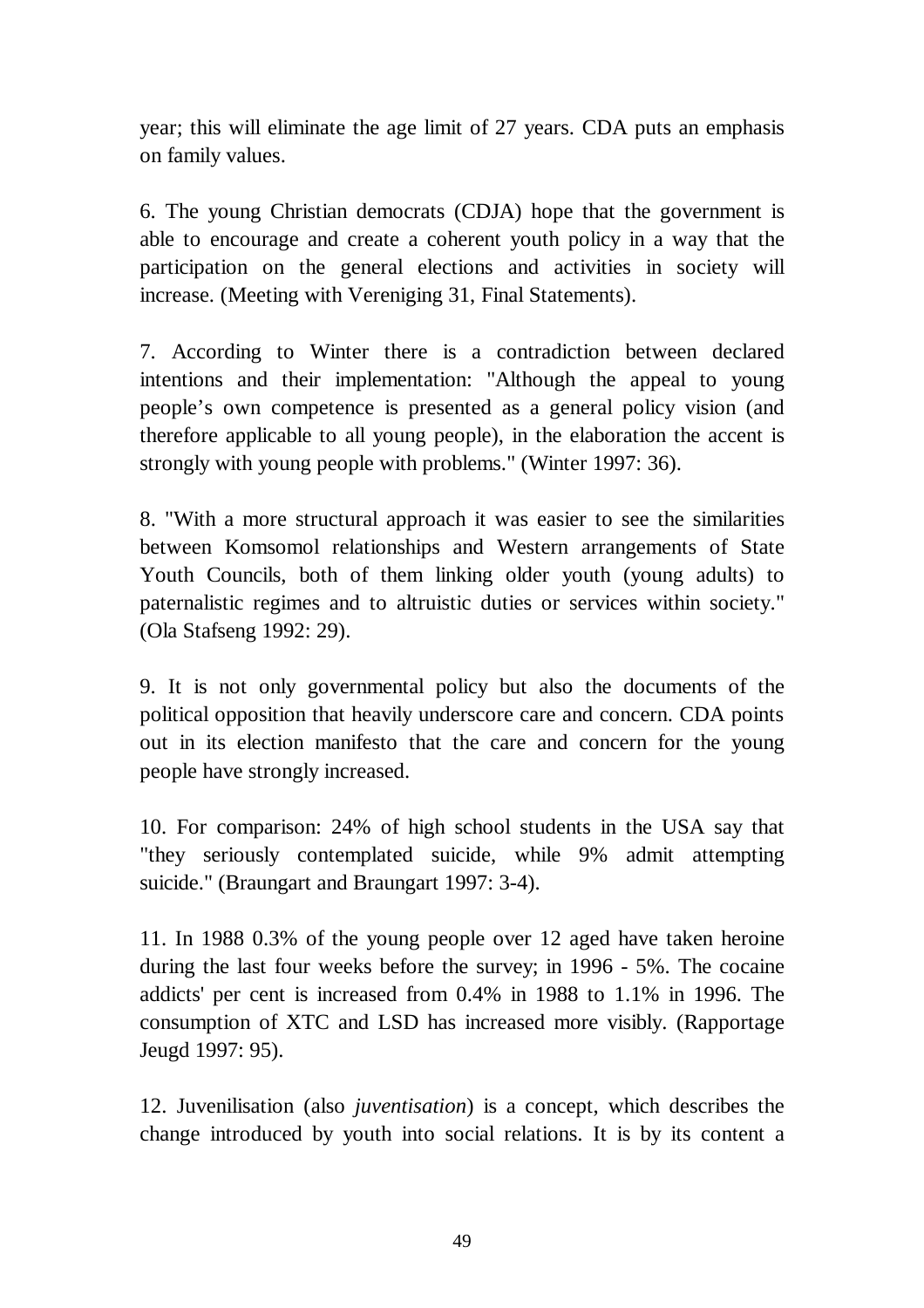year; this will eliminate the age limit of 27 years. CDA puts an emphasis on family values.

6. The young Christian democrats (CDJA) hope that the government is able to encourage and create a coherent youth policy in a way that the participation on the general elections and activities in society will increase. (Meeting with Vereniging 31, Final Statements).

7. According to Winter there is a contradiction between declared intentions and their implementation: "Although the appeal to young people's own competence is presented as a general policy vision (and therefore applicable to all young people), in the elaboration the accent is strongly with young people with problems." (Winter 1997: 36).

8. "With a more structural approach it was easier to see the similarities between Komsomol relationships and Western arrangements of State Youth Councils, both of them linking older youth (young adults) to paternalistic regimes and to altruistic duties or services within society." (Ola Stafseng 1992: 29).

9. It is not only governmental policy but also the documents of the political opposition that heavily underscore care and concern. CDA points out in its election manifesto that the care and concern for the young people have strongly increased.

10. For comparison: 24% of high school students in the USA say that "they seriously contemplated suicide, while 9% admit attempting suicide." (Braungart and Braungart 1997: 3-4).

11. In 1988 0.3% of the young people over 12 aged have taken heroine during the last four weeks before the survey; in 1996 - 5%. The cocaine addicts' per cent is increased from 0.4% in 1988 to 1.1% in 1996. The consumption of XTC and LSD has increased more visibly. (Rapportage Jeugd 1997: 95).

12. Juvenilisation (also *juventisation*) is a concept, which describes the change introduced by youth into social relations. It is by its content a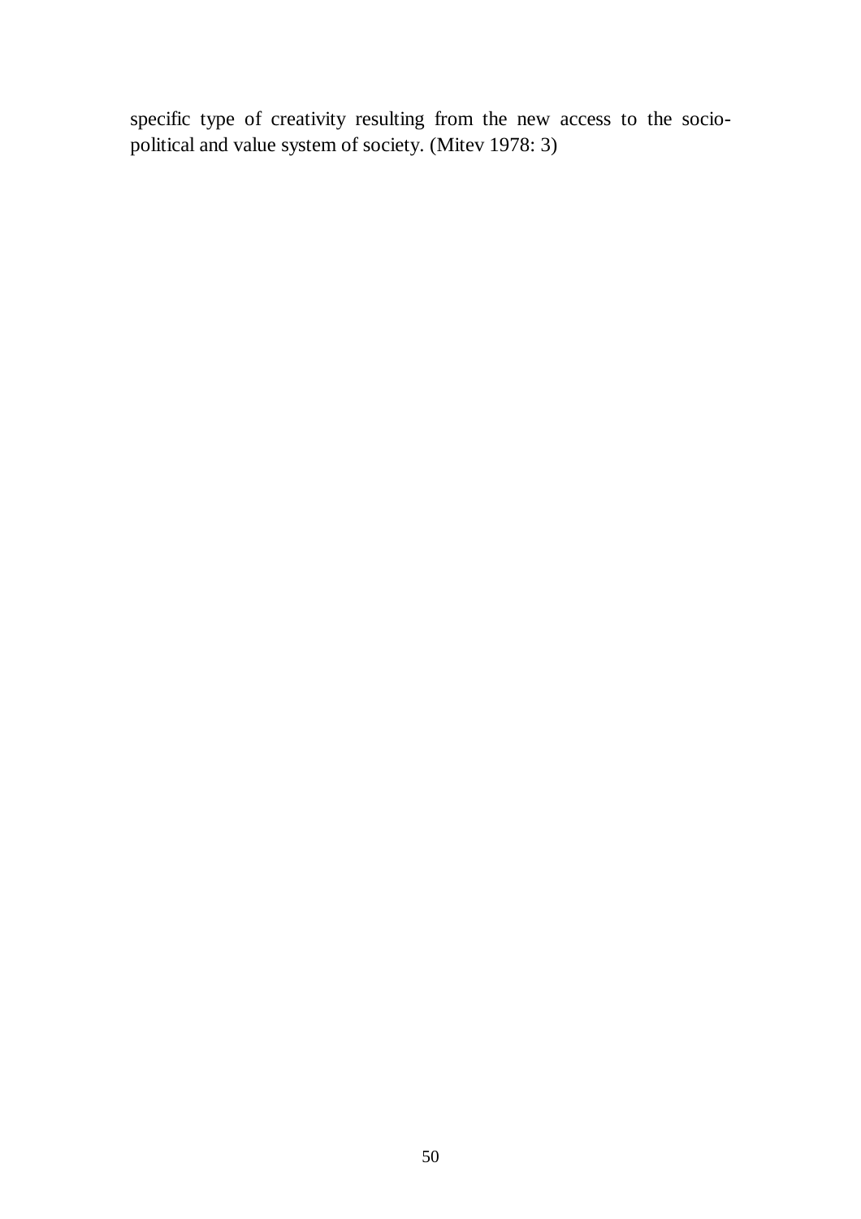specific type of creativity resulting from the new access to the socio-political and value system of society. (Mitev 1978: 3)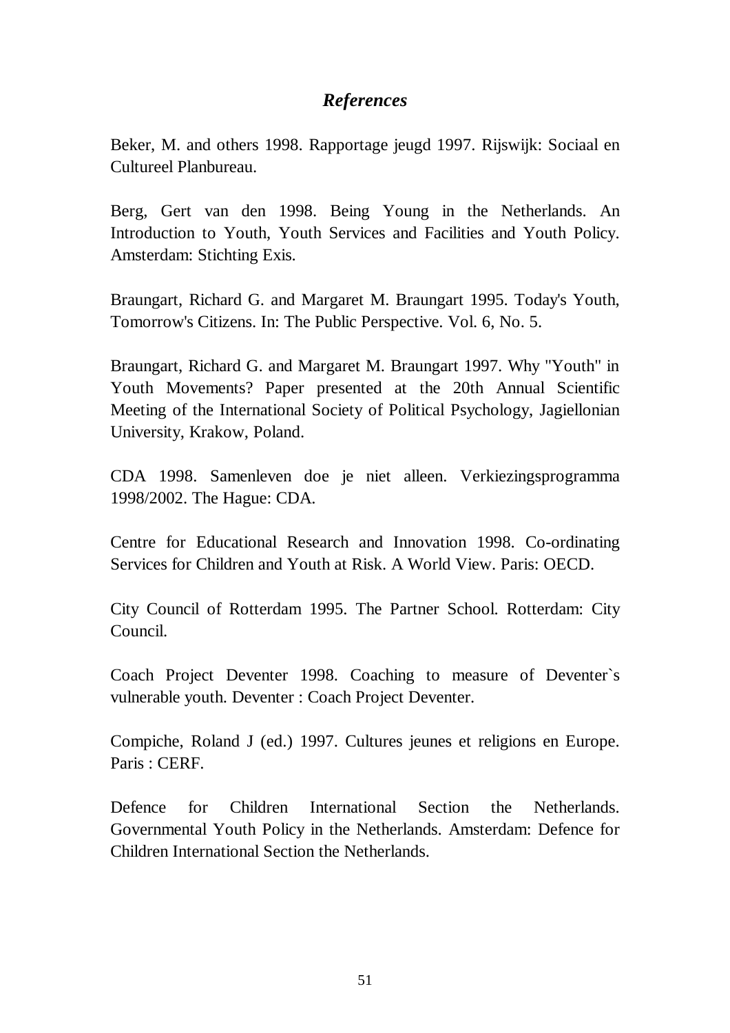## *References*

Beker, M. and others 1998. Rapportage jeugd 1997. Rijswijk: Sociaal en Cultureel Planbureau.

Berg, Gert van den 1998. Being Young in the Netherlands. An Introduction to Youth, Youth Services and Facilities and Youth Policy. Amsterdam: Stichting Exis.

Braungart, Richard G. and Margaret M. Braungart 1995. Today's Youth, Tomorrow's Citizens. In: The Public Perspective. Vol. 6, No. 5.

Braungart, Richard G. and Margaret M. Braungart 1997. Why "Youth" in Youth Movements? Paper presented at the 20th Annual Scientific Meeting of the International Society of Political Psychology, Jagiellonian University, Krakow, Poland.

CDA 1998. Samenleven doe je niet alleen. Verkiezingsprogramma 1998/2002. The Hague: CDA.

Centre for Educational Research and Innovation 1998. Co-ordinating Services for Children and Youth at Risk. A World View. Paris: OECD.

City Council of Rotterdam 1995. The Partner School. Rotterdam: City Council.

Coach Project Deventer 1998. Coaching to measure of Deventer`s vulnerable youth. Deventer : Coach Project Deventer.

Compiche, Roland J (ed.) 1997. Cultures jeunes et religions en Europe. Paris : CERF.

Defence for Children International Section the Netherlands. Governmental Youth Policy in the Netherlands. Amsterdam: Defence for Children International Section the Netherlands.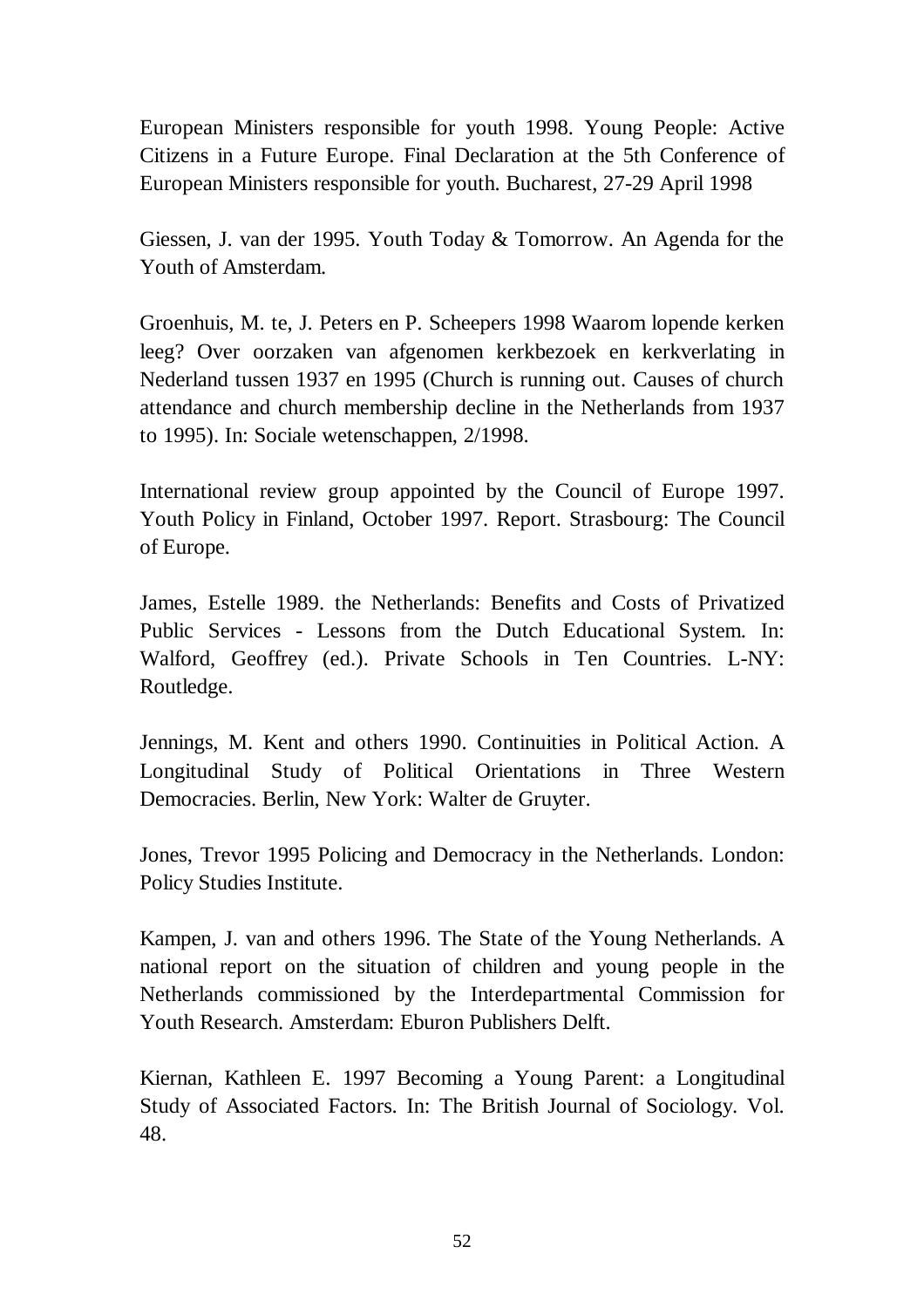European Ministers responsible for youth 1998. Young People: Active Citizens in a Future Europe. Final Declaration at the 5th Conference of European Ministers responsible for youth. Bucharest, 27-29 April 1998

Giessen, J. van der 1995. Youth Today & Tomorrow. An Agenda for the Youth of Amsterdam.

Groenhuis, M. te, J. Peters en P. Scheepers 1998 Waarom lopende kerken leeg? Over oorzaken van afgenomen kerkbezoek en kerkverlating in Nederland tussen 1937 en 1995 (Church is running out. Causes of church attendance and church membership decline in the Netherlands from 1937 to 1995). In: Sociale wetenschappen, 2/1998.

International review group appointed by the Council of Europe 1997. Youth Policy in Finland, October 1997. Report. Strasbourg: The Council of Europe.

James, Estelle 1989. the Netherlands: Benefits and Costs of Privatized Public Services - Lessons from the Dutch Educational System. In: Walford, Geoffrey (ed.). Private Schools in Ten Countries. L-NY: Routledge.

Jennings, M. Kent and others 1990. Continuities in Political Action. A Longitudinal Study of Political Orientations in Three Western Democracies. Berlin, New York: Walter de Gruyter.

Jones, Trevor 1995 Policing and Democracy in the Netherlands. London: Policy Studies Institute.

Kampen, J. van and others 1996. The State of the Young Netherlands. A national report on the situation of children and young people in the Netherlands commissioned by the Interdepartmental Commission for Youth Research. Amsterdam: Eburon Publishers Delft.

Kiernan, Kathleen E. 1997 Becoming a Young Parent: a Longitudinal Study of Associated Factors. In: The British Journal of Sociology. Vol. 48.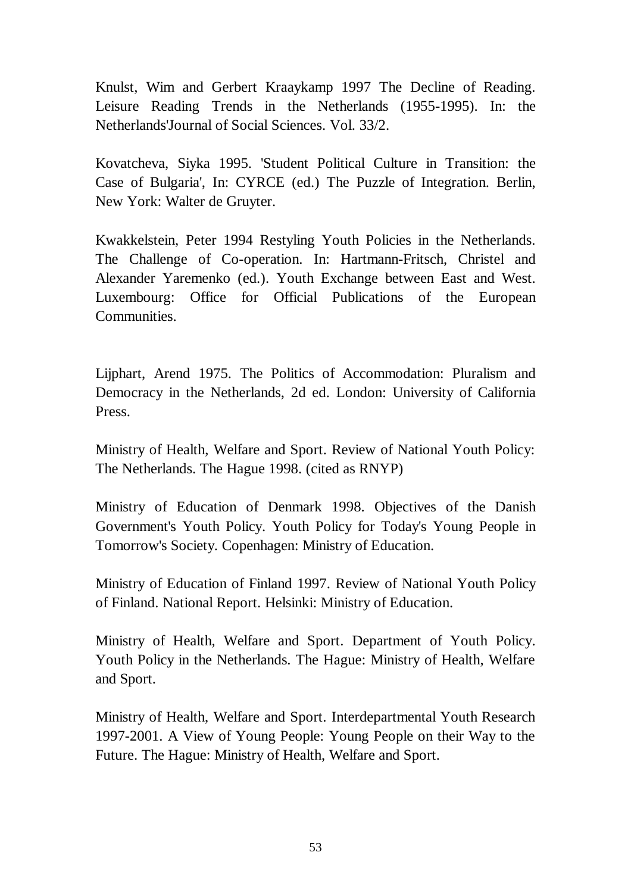Knulst, Wim and Gerbert Kraaykamp 1997 The Decline of Reading. Leisure Reading Trends in the Netherlands (1955-1995). In: the Netherlands'Journal of Social Sciences. Vol. 33/2.

Kovatcheva, Siyka 1995. 'Student Political Culture in Transition: the Case of Bulgaria', In: CYRCE (ed.) The Puzzle of Integration. Berlin, New York: Walter de Gruyter.

Kwakkelstein, Peter 1994 Restyling Youth Policies in the Netherlands. The Challenge of Co-operation. In: Hartmann-Fritsch, Christel and Alexander Yaremenko (ed.). Youth Exchange between East and West. Luxembourg: Office for Official Publications of the European Communities.

Lijphart, Arend 1975. The Politics of Accommodation: Pluralism and Democracy in the Netherlands, 2d ed. London: University of California Press.

Ministry of Health, Welfare and Sport. Review of National Youth Policy: The Netherlands. The Hague 1998. (cited as RNYP)

Ministry of Education of Denmark 1998. Objectives of the Danish Government's Youth Policy. Youth Policy for Today's Young People in Tomorrow's Society. Copenhagen: Ministry of Education.

Ministry of Education of Finland 1997. Review of National Youth Policy of Finland. National Report. Helsinki: Ministry of Education.

Ministry of Health, Welfare and Sport. Department of Youth Policy. Youth Policy in the Netherlands. The Hague: Ministry of Health, Welfare and Sport.

Ministry of Health, Welfare and Sport. Interdepartmental Youth Research 1997-2001. A View of Young People: Young People on their Way to the Future. The Hague: Ministry of Health, Welfare and Sport.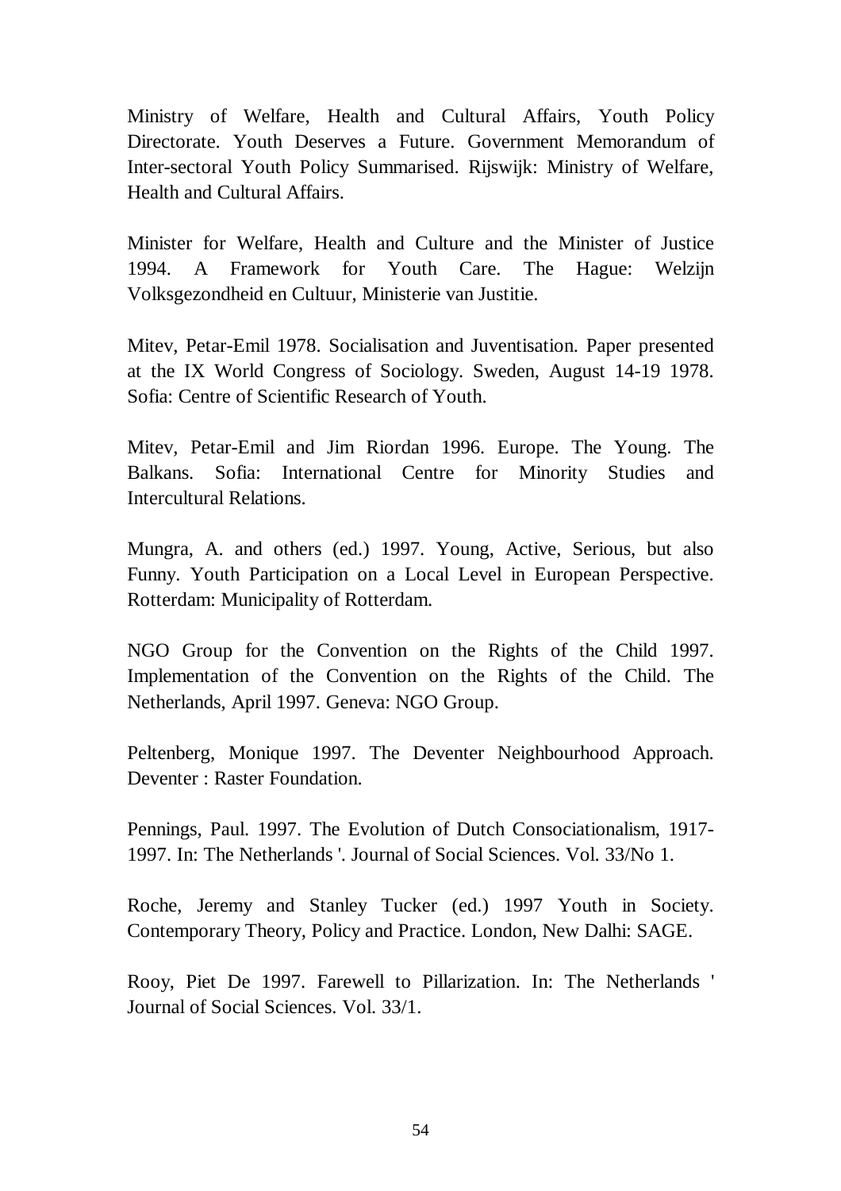Ministry of Welfare, Health and Cultural Affairs, Youth Policy Directorate. Youth Deserves a Future. Government Memorandum of Inter-sectoral Youth Policy Summarised. Rijswijk: Ministry of Welfare, Health and Cultural Affairs.

Minister for Welfare, Health and Culture and the Minister of Justice 1994. A Framework for Youth Care. The Hague: Welzijn Volksgezondheid en Cultuur, Ministerie van Justitie.

Mitev, Petar-Emil 1978. Socialisation and Juventisation. Paper presented at the IX World Congress of Sociology. Sweden, August 14-19 1978. Sofia: Centre of Scientific Research of Youth.

Mitev, Petar-Emil and Jim Riordan 1996. Europe. The Young. The Balkans. Sofia: International Centre for Minority Studies and Intercultural Relations.

Mungra, A. and others (ed.) 1997. Young, Active, Serious, but also Funny. Youth Participation on a Local Level in European Perspective. Rotterdam: Municipality of Rotterdam.

NGO Group for the Convention on the Rights of the Child 1997. Implementation of the Convention on the Rights of the Child. The Netherlands, April 1997. Geneva: NGO Group.

Peltenberg, Monique 1997. The Deventer Neighbourhood Approach. Deventer : Raster Foundation.

Pennings, Paul. 1997. The Evolution of Dutch Consociationalism, 1917-1997. In: The Netherlands '. Journal of Social Sciences. Vol. 33/No 1.

Roche, Jeremy and Stanley Tucker (ed.) 1997 Youth in Society. Contemporary Theory, Policy and Practice. London, New Dalhi: SAGE.

Rooy, Piet De 1997. Farewell to Pillarization. In: The Netherlands ' Journal of Social Sciences. Vol. 33/1.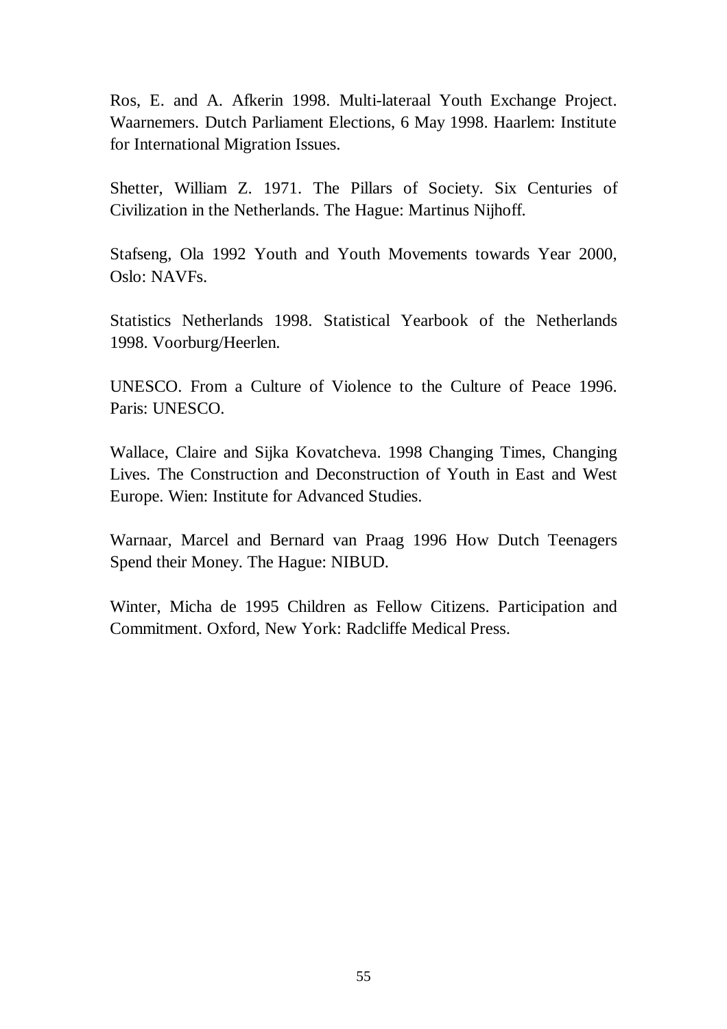Ros, E. and A. Afkerin 1998. Multi-lateraal Youth Exchange Project. Waarnemers. Dutch Parliament Elections, 6 May 1998. Haarlem: Institute for International Migration Issues.

Shetter, William Z. 1971. The Pillars of Society. Six Centuries of Civilization in the Netherlands. The Hague: Martinus Nijhoff.

Stafseng, Ola 1992 Youth and Youth Movements towards Year 2000, Oslo: NAVFs.

Statistics Netherlands 1998. Statistical Yearbook of the Netherlands 1998. Voorburg/Heerlen.

UNESCO. From a Culture of Violence to the Culture of Peace 1996. Paris: UNESCO.

Wallace, Claire and Sijka Kovatcheva. 1998 Changing Times, Changing Lives. The Construction and Deconstruction of Youth in East and West Europe. Wien: Institute for Advanced Studies.

Warnaar, Marcel and Bernard van Praag 1996 How Dutch Teenagers Spend their Money. The Hague: NIBUD.

Winter, Micha de 1995 Children as Fellow Citizens. Participation and Commitment. Oxford, New York: Radcliffe Medical Press.